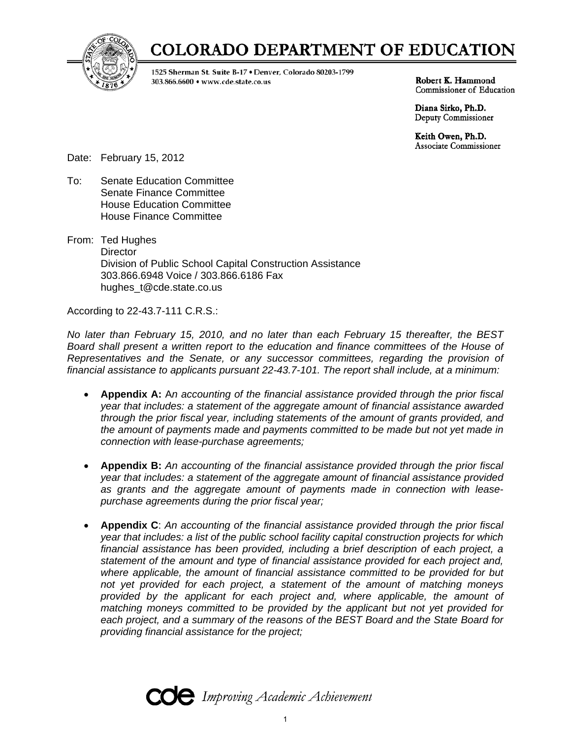# COLORADO DEPARTMENT OF EDUCATION

1525 Sherman St. Suite B-17 • Denver, Colorado 80203-1799
303.866.6600 • www.cde.state.co.us

**Robert K. Hammond**
Commissioner of Education

**Diana Sirko, Ph.D.**
Deputy Commissioner

**Keith Owen, Ph.D.**
Associate Commissioner

Date: February 15, 2012

To: Senate Education Committee
Senate Finance Committee
House Education Committee
House Finance Committee

From: Ted Hughes
Director
Division of Public School Capital Construction Assistance
303.866.6948 Voice / 303.866.6186 Fax
hughes_t@cde.state.co.us

According to 22-43.7-111 C.R.S.:

*No later than February 15, 2010, and no later than each February 15 thereafter, the BEST Board shall present a written report to the education and finance committees of the House of Representatives and the Senate, or any successor committees, regarding the provision of financial assistance to applicants pursuant 22-43.7-101. The report shall include, at a minimum:*

- **Appendix A:** A*n accounting of the financial assistance provided through the prior fiscal year that includes: a statement of the aggregate amount of financial assistance awarded through the prior fiscal year, including statements of the amount of grants provided, and the amount of payments made and payments committed to be made but not yet made in connection with lease-purchase agreements;*

- **Appendix B:** *An accounting of the financial assistance provided through the prior fiscal year that includes: a statement of the aggregate amount of financial assistance provided as grants and the aggregate amount of payments made in connection with lease-purchase agreements during the prior fiscal year;*

- **Appendix C**: *An accounting of the financial assistance provided through the prior fiscal year that includes: a list of the public school facility capital construction projects for which financial assistance has been provided, including a brief description of each project, a statement of the amount and type of financial assistance provided for each project and, where applicable, the amount of financial assistance committed to be provided for but not yet provided for each project, a statement of the amount of matching moneys provided by the applicant for each project and, where applicable, the amount of matching moneys committed to be provided by the applicant but not yet provided for each project, and a summary of the reasons of the BEST Board and the State Board for providing financial assistance for the project;*

cde *Improving Academic Achievement*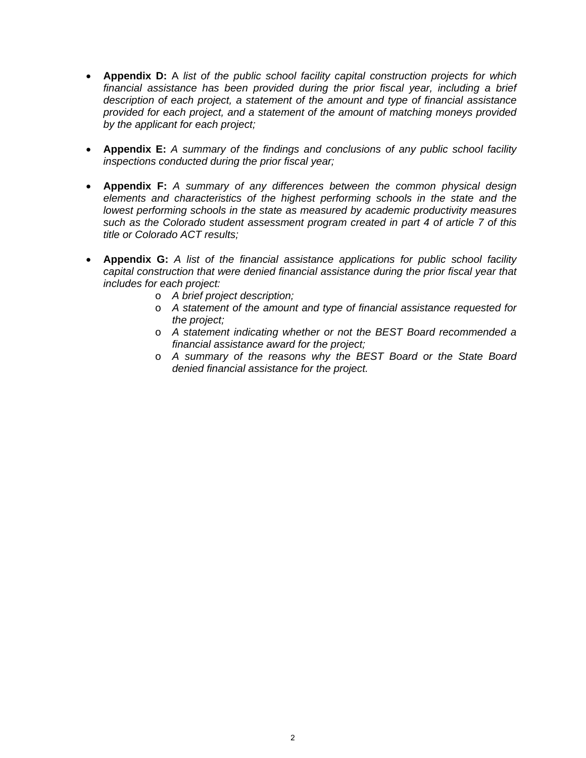- **Appendix D:** A *list of the public school facility capital construction projects for which financial assistance has been provided during the prior fiscal year, including a brief description of each project, a statement of the amount and type of financial assistance provided for each project, and a statement of the amount of matching moneys provided by the applicant for each project;*

- **Appendix E:** *A summary of the findings and conclusions of any public school facility inspections conducted during the prior fiscal year;*

- **Appendix F:** *A summary of any differences between the common physical design elements and characteristics of the highest performing schools in the state and the lowest performing schools in the state as measured by academic productivity measures such as the Colorado student assessment program created in part 4 of article 7 of this title or Colorado ACT results;*

- **Appendix G:** *A list of the financial assistance applications for public school facility capital construction that were denied financial assistance during the prior fiscal year that includes for each project:*
  - *A brief project description;*
  - *A statement of the amount and type of financial assistance requested for the project;*
  - *A statement indicating whether or not the BEST Board recommended a financial assistance award for the project;*
  - *A summary of the reasons why the BEST Board or the State Board denied financial assistance for the project.*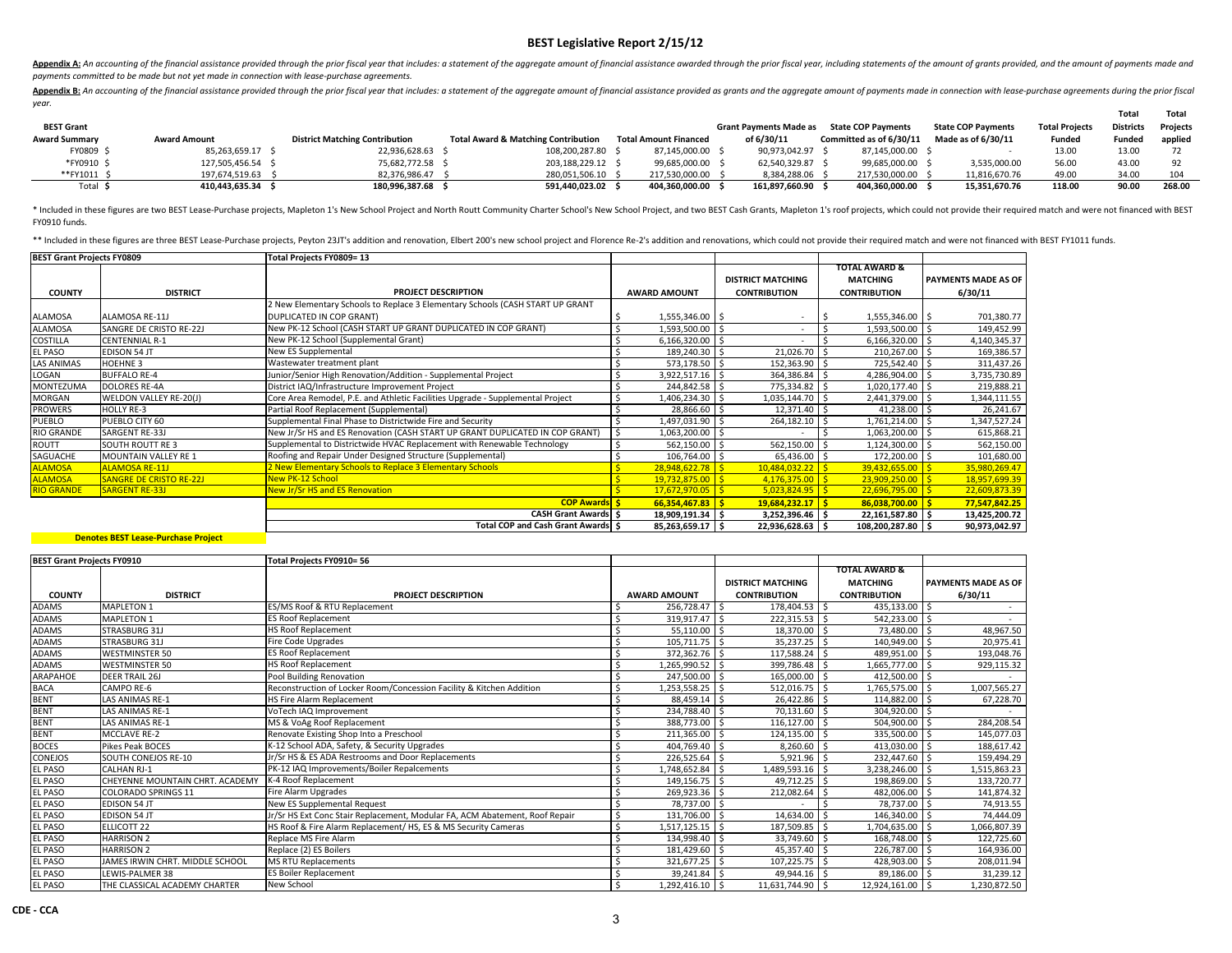# BEST Legislative Report 2/15/12

**Appendix A:** *An accounting of the financial assistance provided through the prior fiscal year that includes: a statement of the aggregate amount of financial assistance awarded through the prior fiscal year, including statements of the amount of grants provided, and the amount of payments made and payments committed to be made but not yet made in connection with lease-purchase agreements.*

**Appendix B:** *An accounting of the financial assistance provided through the prior fiscal year that includes: a statement of the aggregate amount of financial assistance provided as grants and the aggregate amount of payments made in connection with lease-purchase agreements during the prior fiscal year.*

| BEST Grant Award Summary | Award Amount | District Matching Contribution | Total Award & Matching Contribution | Total Amount Financed | Grant Payments Made as of 6/30/11 | State COP Payments Committed as of 6/30/11 | State COP Payments Made as of 6/30/11 | Total Projects Funded | Total Districts Funded | Total Projects applied |
|---|---|---|---|---|---|---|---|---|---|---|
| FY0809 | $ 85,263,659.17 | $ 22,936,628.63 | $ 108,200,287.80 | $ 87,145,000.00 | $ 90,973,042.97 | $ 87,145,000.00 | $ - | 13.00 | 13.00 | 72 |
| *FY0910 | $ 127,505,456.54 | $ 75,682,772.58 | $ 203,188,229.12 | $ 99,685,000.00 | $ 62,540,329.87 | $ 99,685,000.00 | $ 3,535,000.00 | 56.00 | 43.00 | 92 |
| **FY1011 | $ 197,674,519.63 | $ 82,376,986.47 | $ 280,051,506.10 | $ 217,530,000.00 | $ 8,384,288.06 | $ 217,530,000.00 | $ 11,816,670.76 | 49.00 | 34.00 | 104 |
| Total | $ 410,443,635.34 | $ 180,996,387.68 | $ 591,440,023.02 | $ 404,360,000.00 | $ 161,897,660.90 | $ 404,360,000.00 | $ 15,351,670.76 | 118.00 | 90.00 | 268.00 |

\* Included in these figures are two BEST Lease-Purchase projects, Mapleton 1's New School Project and North Routt Community Charter School's New School Project, and two BEST Cash Grants, Mapleton 1's roof projects, which could not provide their required match and were not financed with BEST FY0910 funds.

\*\* Included in these figures are three BEST Lease-Purchase projects, Peyton 23JT's addition and renovation, Elbert 200's new school project and Florence Re-2's addition and renovations, which could not provide their required match and were not financed with BEST FY1011 funds.

| BEST Grant Projects FY0809 | | Total Projects FY0809= 13 | | | | |
|---|---|---|---|---|---|---|
| **COUNTY** | **DISTRICT** | **PROJECT DESCRIPTION** | **AWARD AMOUNT** | **DISTRICT MATCHING CONTRIBUTION** | **TOTAL AWARD & MATCHING CONTRIBUTION** | **PAYMENTS MADE AS OF 6/30/11** |
| ALAMOSA | ALAMOSA RE-11J | 2 New Elementary Schools to Replace 3 Elementary Schools (CASH START UP GRANT DUPLICATED IN COP GRANT) | $ 1,555,346.00 | $ - | $ 1,555,346.00 | $ 701,380.77 |
| ALAMOSA | SANGRE DE CRISTO RE-22J | New PK-12 School (CASH START UP GRANT DUPLICATED IN COP GRANT) | $ 1,593,500.00 | $ - | $ 1,593,500.00 | $ 149,452.99 |
| COSTILLA | CENTENNIAL R-1 | New PK-12 School (Supplemental Grant) | $ 6,166,320.00 | $ - | $ 6,166,320.00 | $ 4,140,345.37 |
| EL PASO | EDISON 54 JT | New ES Supplemental | $ 189,240.30 | $ 21,026.70 | $ 210,267.00 | $ 169,386.57 |
| LAS ANIMAS | HOEHNE 3 | Wastewater treatment plant | $ 573,178.50 | $ 152,363.90 | $ 725,542.40 | $ 311,437.26 |
| LOGAN | BUFFALO RE-4 | Junior/Senior High Renovation/Addition - Supplemental Project | $ 3,922,517.16 | $ 364,386.84 | $ 4,286,904.00 | $ 3,735,730.89 |
| MONTEZUMA | DOLORES RE-4A | District IAQ/Infrastructure Improvement Project | $ 244,842.58 | $ 775,334.82 | $ 1,020,177.40 | $ 219,888.21 |
| MORGAN | WELDON VALLEY RE-20(J) | Core Area Remodel, P.E. and Athletic Facilities Upgrade - Supplemental Project | $ 1,406,234.30 | $ 1,035,144.70 | $ 2,441,379.00 | $ 1,344,111.55 |
| PROWERS | HOLLY RE-3 | Partial Roof Replacement (Supplemental) | $ 28,866.60 | $ 12,371.40 | $ 41,238.00 | $ 26,241.67 |
| PUEBLO | PUEBLO CITY 60 | Supplemental Final Phase to Districtwide Fire and Security | $ 1,497,031.90 | $ 264,182.10 | $ 1,761,214.00 | $ 1,347,527.24 |
| RIO GRANDE | SARGENT RE-33J | New Jr/Sr HS and ES Renovation (CASH START UP GRANT DUPLICATED IN COP GRANT) | $ 1,063,200.00 | $ - | $ 1,063,200.00 | $ 615,868.21 |
| ROUTT | SOUTH ROUTT RE 3 | Supplemental to Districtwide HVAC Replacement with Renewable Technology | $ 562,150.00 | $ 562,150.00 | $ 1,124,300.00 | $ 562,150.00 |
| SAGUACHE | MOUNTAIN VALLEY RE 1 | Roofing and Repair Under Designed Structure (Supplemental) | $ 106,764.00 | $ 65,436.00 | $ 172,200.00 | $ 101,680.00 |
| ALAMOSA | ALAMOSA RE-11J | 2 New Elementary Schools to Replace 3 Elementary Schools | $ 28,948,622.78 | $ 10,484,032.22 | $ 39,432,655.00 | $ 35,980,269.47 |
| ALAMOSA | SANGRE DE CRISTO RE-22J | New PK-12 School | $ 19,732,875.00 | $ 4,176,375.00 | $ 23,909,250.00 | $ 18,957,699.39 |
| RIO GRANDE | SARGENT RE-33J | New Jr/Sr HS and ES Renovation | $ 17,672,970.05 | $ 5,023,824.95 | $ 22,696,795.00 | $ 22,609,873.39 |
| | | **COP Awards** | **$ 66,354,467.83** | **$ 19,684,232.17** | **$ 86,038,700.00** | **$ 77,547,842.25** |
| | | **CASH Grant Awards** | **$ 18,909,191.34** | **$ 3,252,396.46** | **$ 22,161,587.80** | **$ 13,425,200.72** |
| | | **Total COP and Cash Grant Awards** | **$ 85,263,659.17** | **$ 22,936,628.63** | **$ 108,200,287.80** | **$ 90,973,042.97** |

**Denotes BEST Lease-Purchase Project**

| BEST Grant Projects FY0910 | | Total Projects FY0910= 56 | | | | |
|---|---|---|---|---|---|---|
| **COUNTY** | **DISTRICT** | **PROJECT DESCRIPTION** | **AWARD AMOUNT** | **DISTRICT MATCHING CONTRIBUTION** | **TOTAL AWARD & MATCHING CONTRIBUTION** | **PAYMENTS MADE AS OF 6/30/11** |
| ADAMS | MAPLETON 1 | ES/MS Roof & RTU Replacement | $ 256,728.47 | $ 178,404.53 | $ 435,133.00 | $ - |
| ADAMS | MAPLETON 1 | ES Roof Replacement | $ 319,917.47 | $ 222,315.53 | $ 542,233.00 | $ - |
| ADAMS | STRASBURG 31J | HS Roof Replacement | $ 55,110.00 | $ 18,370.00 | $ 73,480.00 | $ 48,967.50 |
| ADAMS | STRASBURG 31J | Fire Code Upgrades | $ 105,711.75 | $ 35,237.25 | $ 140,949.00 | $ 20,975.41 |
| ADAMS | WESTMINSTER 50 | ES Roof Replacement | $ 372,362.76 | $ 117,588.24 | $ 489,951.00 | $ 193,048.76 |
| ADAMS | WESTMINSTER 50 | HS Roof Replacement | $ 1,265,990.52 | $ 399,786.48 | $ 1,665,777.00 | $ 929,115.32 |
| ARAPAHOE | DEER TRAIL 26J | Pool Building Renovation | $ 247,500.00 | $ 165,000.00 | $ 412,500.00 | $ - |
| BACA | CAMPO RE-6 | Reconstruction of Locker Room/Concession Facility & Kitchen Addition | $ 1,253,558.25 | $ 512,016.75 | $ 1,765,575.00 | $ 1,007,565.27 |
| BENT | LAS ANIMAS RE-1 | HS Fire Alarm Replacement | $ 88,459.14 | $ 26,422.86 | $ 114,882.00 | $ 67,228.70 |
| BENT | LAS ANIMAS RE-1 | VoTech IAQ Improvement | $ 234,788.40 | $ 70,131.60 | $ 304,920.00 | $ - |
| BENT | LAS ANIMAS RE-1 | MS & VoAg Roof Replacement | $ 388,773.00 | $ 116,127.00 | $ 504,900.00 | $ 284,208.54 |
| BENT | MCCLAVE RE-2 | Renovate Existing Shop Into a Preschool | $ 211,365.00 | $ 124,135.00 | $ 335,500.00 | $ 145,077.03 |
| BOCES | Pikes Peak BOCES | K-12 School ADA, Safety, & Security Upgrades | $ 404,769.40 | $ 8,260.60 | $ 413,030.00 | $ 188,617.42 |
| CONEJOS | SOUTH CONEJOS RE-10 | Jr/Sr HS & ES ADA Restrooms and Door Replacements | $ 226,525.64 | $ 5,921.96 | $ 232,447.60 | $ 159,494.29 |
| EL PASO | CALHAN RJ-1 | PK-12 IAQ Improvements/Boiler Repalcements | $ 1,748,652.84 | $ 1,489,593.16 | $ 3,238,246.00 | $ 1,515,863.23 |
| EL PASO | CHEYENNE MOUNTAIN CHRT. ACADEMY | K-4 Roof Replacement | $ 149,156.75 | $ 49,712.25 | $ 198,869.00 | $ 133,720.77 |
| EL PASO | COLORADO SPRINGS 11 | Fire Alarm Upgrades | $ 269,923.36 | $ 212,082.64 | $ 482,006.00 | $ 141,874.32 |
| EL PASO | EDISON 54 JT | New ES Supplemental Request | $ 78,737.00 | $ - | $ 78,737.00 | $ 74,913.55 |
| EL PASO | EDISON 54 JT | Jr/Sr HS Ext Conc Stair Replacement, Modular FA, ACM Abatement, Roof Repair | $ 131,706.00 | $ 14,634.00 | $ 146,340.00 | $ 74,444.09 |
| EL PASO | ELLICOTT 22 | HS Roof & Fire Alarm Replacement/ HS, ES & MS Security Cameras | $ 1,517,125.15 | $ 187,509.85 | $ 1,704,635.00 | $ 1,066,807.39 |
| EL PASO | HARRISON 2 | Replace MS Fire Alarm | $ 134,998.40 | $ 33,749.60 | $ 168,748.00 | $ 122,725.60 |
| EL PASO | HARRISON 2 | Replace (2) ES Boilers | $ 181,429.60 | $ 45,357.40 | $ 226,787.00 | $ 164,936.00 |
| EL PASO | JAMES IRWIN CHRT. MIDDLE SCHOOL | MS RTU Replacements | $ 321,677.25 | $ 107,225.75 | $ 428,903.00 | $ 208,011.94 |
| EL PASO | LEWIS-PALMER 38 | ES Boiler Replacement | $ 39,241.84 | $ 49,944.16 | $ 89,186.00 | $ 31,239.12 |
| EL PASO | THE CLASSICAL ACADEMY CHARTER | New School | $ 1,292,416.10 | $ 11,631,744.90 | $ 12,924,161.00 | $ 1,230,872.50 |

CDE - CCA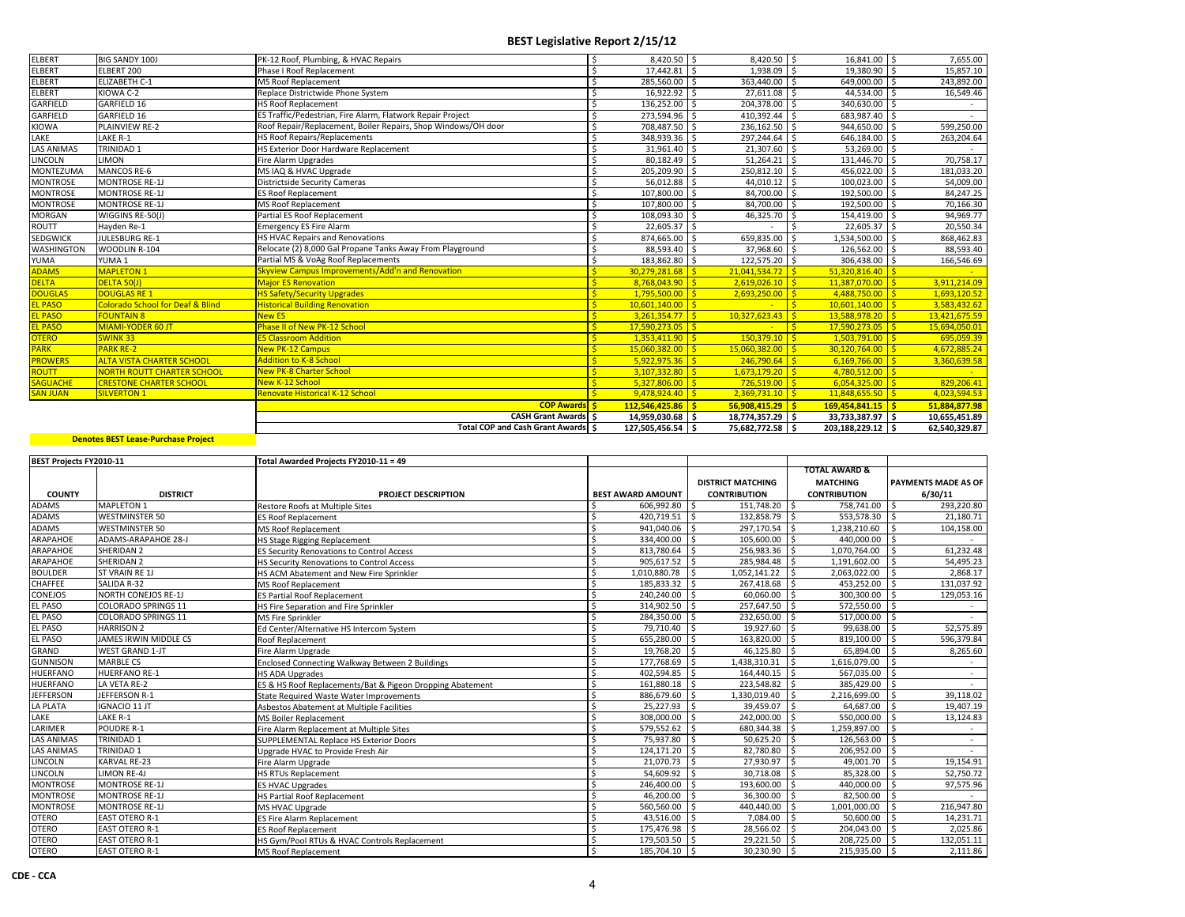# BEST Legislative Report 2/15/12

| | | | | | | |
|---|---|---|---|---|---|---|
| ELBERT | BIG SANDY 100J | PK-12 Roof, Plumbing, & HVAC Repairs | $ 8,420.50 | $ 8,420.50 | $ 16,841.00 | $ 7,655.00 |
| ELBERT | ELBERT 200 | Phase I Roof Replacement | $ 17,442.81 | $ 1,938.09 | $ 19,380.90 | $ 15,857.10 |
| ELBERT | ELIZABETH C-1 | MS Roof Replacement | $ 285,560.00 | $ 363,440.00 | $ 649,000.00 | $ 243,892.00 |
| ELBERT | KIOWA C-2 | Replace Districtwide Phone System | $ 16,922.92 | $ 27,611.08 | $ 44,534.00 | $ 16,549.46 |
| GARFIELD | GARFIELD 16 | HS Roof Replacement | $ 136,252.00 | $ 204,378.00 | $ 340,630.00 | $ - |
| GARFIELD | GARFIELD 16 | ES Traffic/Pedestrian, Fire Alarm, Flatwork Repair Project | $ 273,594.96 | $ 410,392.44 | $ 683,987.40 | $ - |
| KIOWA | PLAINVIEW RE-2 | Roof Repair/Replacement, Boiler Repairs, Shop Windows/OH door | $ 708,487.50 | $ 236,162.50 | $ 944,650.00 | $ 599,250.00 |
| LAKE | LAKE R-1 | HS Roof Repairs/Replacements | $ 348,939.36 | $ 297,244.64 | $ 646,184.00 | $ 263,204.64 |
| LAS ANIMAS | TRINIDAD 1 | HS Exterior Door Hardware Replacement | $ 31,961.40 | $ 21,307.60 | $ 53,269.00 | $ - |
| LINCOLN | LIMON | Fire Alarm Upgrades | $ 80,182.49 | $ 51,264.21 | $ 131,446.70 | $ 70,758.17 |
| MONTEZUMA | MANCOS RE-6 | MS IAQ & HVAC Upgrade | $ 205,209.90 | $ 250,812.10 | $ 456,022.00 | $ 181,033.20 |
| MONTROSE | MONTROSE RE-1J | Districtside Security Cameras | $ 56,012.88 | $ 44,010.12 | $ 100,023.00 | $ 54,009.00 |
| MONTROSE | MONTROSE RE-1J | ES Roof Replacement | $ 107,800.00 | $ 84,700.00 | $ 192,500.00 | $ 84,247.25 |
| MONTROSE | MONTROSE RE-1J | MS Roof Replacement | $ 107,800.00 | $ 84,700.00 | $ 192,500.00 | $ 70,166.30 |
| MORGAN | WIGGINS RE-50(J) | Partial ES Roof Replacement | $ 108,093.30 | $ 46,325.70 | $ 154,419.00 | $ 94,969.77 |
| ROUTT | Hayden Re-1 | Emergency ES Fire Alarm | $ 22,605.37 | $ - | $ 22,605.37 | $ 20,550.34 |
| SEDGWICK | JULESBURG RE-1 | HS HVAC Repairs and Renovations | $ 874,665.00 | $ 659,835.00 | $ 1,534,500.00 | $ 868,462.83 |
| WASHINGTON | WOODLIN R-104 | Relocate (2) 8,000 Gal Propane Tanks Away From Playground | $ 88,593.40 | $ 37,968.60 | $ 126,562.00 | $ 88,593.40 |
| YUMA | YUMA 1 | Partial MS & VoAg Roof Replacements | $ 183,862.80 | $ 122,575.20 | $ 306,438.00 | $ 166,546.69 |
| ADAMS | MAPLETON 1 | Skyview Campus Improvements/Add'n and Renovation | $ 30,279,281.68 | $ 21,041,534.72 | $ 51,320,816.40 | $ - |
| DELTA | DELTA 50(J) | Major ES Renovation | $ 8,768,043.90 | $ 2,619,026.10 | $ 11,387,070.00 | $ 3,911,214.09 |
| DOUGLAS | DOUGLAS RE 1 | HS Safety/Security Upgrades | $ 1,795,500.00 | $ 2,693,250.00 | $ 4,488,750.00 | $ 1,693,120.52 |
| EL PASO | Colorado School for Deaf & Blind | Historical Building Renovation | $ 10,601,140.00 | $ - | $ 10,601,140.00 | $ 3,583,432.62 |
| EL PASO | FOUNTAIN 8 | New ES | $ 3,261,354.77 | $ 10,327,623.43 | $ 13,588,978.20 | $ 13,421,675.59 |
| EL PASO | MIAMI-YODER 60 JT | Phase II of New PK-12 School | $ 17,590,273.05 | $ - | $ 17,590,273.05 | $ 15,694,050.01 |
| OTERO | SWINK 33 | ES Classroom Addition | $ 1,353,411.90 | $ 150,379.10 | $ 1,503,791.00 | $ 695,059.39 |
| PARK | PARK RE-2 | New PK-12 Campus | $ 15,060,382.00 | $ 15,060,382.00 | $ 30,120,764.00 | $ 4,672,885.24 |
| PROWERS | ALTA VISTA CHARTER SCHOOL | Addition to K-8 School | $ 5,922,975.36 | $ 246,790.64 | $ 6,169,766.00 | $ 3,360,639.58 |
| ROUTT | NORTH ROUTT CHARTER SCHOOL | New PK-8 Charter School | $ 3,107,332.80 | $ 1,673,179.20 | $ 4,780,512.00 | $ - |
| SAGUACHE | CRESTONE CHARTER SCHOOL | New K-12 School | $ 5,327,806.00 | $ 726,519.00 | $ 6,054,325.00 | $ 829,206.41 |
| SAN JUAN | SILVERTON 1 | Renovate Historical K-12 School | $ 9,478,924.40 | $ 2,369,731.10 | $ 11,848,655.50 | $ 4,023,594.53 |
| | | **COP Awards** | **$ 112,546,425.86** | **$ 56,908,415.29** | **$ 169,454,841.15** | **$ 51,884,877.98** |
| | | **CASH Grant Awards** | **$ 14,959,030.68** | **$ 18,774,357.29** | **$ 33,733,387.97** | **$ 10,655,451.89** |
| | | **Total COP and Cash Grant Awards** | **$ 127,505,456.54** | **$ 75,682,772.58** | **$ 203,188,229.12** | **$ 62,540,329.87** |

**Denotes BEST Lease-Purchase Project**

| BEST Projects FY2010-11 | | Total Awarded Projects FY2010-11 = 49 | | | | |
|---|---|---|---|---|---|---|
| **COUNTY** | **DISTRICT** | **PROJECT DESCRIPTION** | **BEST AWARD AMOUNT** | **DISTRICT MATCHING CONTRIBUTION** | **TOTAL AWARD & MATCHING CONTRIBUTION** | **PAYMENTS MADE AS OF 6/30/11** |
| ADAMS | MAPLETON 1 | Restore Roofs at Multiple Sites | $ 606,992.80 | $ 151,748.20 | $ 758,741.00 | $ 293,220.80 |
| ADAMS | WESTMINSTER 50 | ES Roof Replacement | $ 420,719.51 | $ 132,858.79 | $ 553,578.30 | $ 21,180.71 |
| ADAMS | WESTMINSTER 50 | MS Roof Replacement | $ 941,040.06 | $ 297,170.54 | $ 1,238,210.60 | $ 104,158.00 |
| ARAPAHOE | ADAMS-ARAPAHOE 28-J | HS Stage Rigging Replacement | $ 334,400.00 | $ 105,600.00 | $ 440,000.00 | $ - |
| ARAPAHOE | SHERIDAN 2 | ES Security Renovations to Control Access | $ 813,780.64 | $ 256,983.36 | $ 1,070,764.00 | $ 61,232.48 |
| ARAPAHOE | SHERIDAN 2 | HS Security Renovations to Control Access | $ 905,617.52 | $ 285,984.48 | $ 1,191,602.00 | $ 54,495.23 |
| BOULDER | ST VRAIN RE 1J | HS ACM Abatement and New Fire Sprinkler | $ 1,010,880.78 | $ 1,052,141.22 | $ 2,063,022.00 | $ 2,868.17 |
| CHAFFEE | SALIDA R-32 | MS Roof Replacement | $ 185,833.32 | $ 267,418.68 | $ 453,252.00 | $ 131,037.92 |
| CONEJOS | NORTH CONEJOS RE-1J | ES Partial Roof Replacement | $ 240,240.00 | $ 60,060.00 | $ 300,300.00 | $ 129,053.16 |
| EL PASO | COLORADO SPRINGS 11 | HS Fire Separation and Fire Sprinkler | $ 314,902.50 | $ 257,647.50 | $ 572,550.00 | $ - |
| EL PASO | COLORADO SPRINGS 11 | MS Fire Sprinkler | $ 284,350.00 | $ 232,650.00 | $ 517,000.00 | $ - |
| EL PASO | HARRISON 2 | Ed Center/Alternative HS Intercom System | $ 79,710.40 | $ 19,927.60 | $ 99,638.00 | $ 52,575.89 |
| EL PASO | JAMES IRWIN MIDDLE CS | Roof Replacement | $ 655,280.00 | $ 163,820.00 | $ 819,100.00 | $ 596,379.84 |
| GRAND | WEST GRAND 1-JT | Fire Alarm Upgrade | $ 19,768.20 | $ 46,125.80 | $ 65,894.00 | $ 8,265.60 |
| GUNNISON | MARBLE CS | Enclosed Connecting Walkway Between 2 Buildings | $ 177,768.69 | $ 1,438,310.31 | $ 1,616,079.00 | $ - |
| HUERFANO | HUERFANO RE-1 | HS ADA Upgrades | $ 402,594.85 | $ 164,440.15 | $ 567,035.00 | $ - |
| HUERFANO | LA VETA RE-2 | ES & HS Roof Replacements/Bat & Pigeon Dropping Abatement | $ 161,880.18 | $ 223,548.82 | $ 385,429.00 | $ - |
| JEFFERSON | JEFFERSON R-1 | State Required Waste Water Improvements | $ 886,679.60 | $ 1,330,019.40 | $ 2,216,699.00 | $ 39,118.02 |
| LA PLATA | IGNACIO 11 JT | Asbestos Abatement at Multiple Facilities | $ 25,227.93 | $ 39,459.07 | $ 64,687.00 | $ 19,407.19 |
| LAKE | LAKE R-1 | MS Boiler Replacement | $ 308,000.00 | $ 242,000.00 | $ 550,000.00 | $ 13,124.83 |
| LARIMER | POUDRE R-1 | Fire Alarm Replacement at Multiple Sites | $ 579,552.62 | $ 680,344.38 | $ 1,259,897.00 | $ - |
| LAS ANIMAS | TRINIDAD 1 | SUPPLEMENTAL Replace HS Exterior Doors | $ 75,937.80 | $ 50,625.20 | $ 126,563.00 | $ - |
| LAS ANIMAS | TRINIDAD 1 | Upgrade HVAC to Provide Fresh Air | $ 124,171.20 | $ 82,780.80 | $ 206,952.00 | $ - |
| LINCOLN | KARVAL RE-23 | Fire Alarm Upgrade | $ 21,070.73 | $ 27,930.97 | $ 49,001.70 | $ 19,154.91 |
| LINCOLN | LIMON RE-4J | HS RTUs Replacement | $ 54,609.92 | $ 30,718.08 | $ 85,328.00 | $ 52,750.72 |
| MONTROSE | MONTROSE RE-1J | ES HVAC Upgrades | $ 246,400.00 | $ 193,600.00 | $ 440,000.00 | $ 97,575.96 |
| MONTROSE | MONTROSE RE-1J | HS Partial Roof Replacement | $ 46,200.00 | $ 36,300.00 | $ 82,500.00 | $ - |
| MONTROSE | MONTROSE RE-1J | MS HVAC Upgrade | $ 560,560.00 | $ 440,440.00 | $ 1,001,000.00 | $ 216,947.80 |
| OTERO | EAST OTERO R-1 | ES Fire Alarm Replacement | $ 43,516.00 | $ 7,084.00 | $ 50,600.00 | $ 14,231.71 |
| OTERO | EAST OTERO R-1 | ES Roof Replacement | $ 175,476.98 | $ 28,566.02 | $ 204,043.00 | $ 2,025.86 |
| OTERO | EAST OTERO R-1 | HS Gym/Pool RTUs & HVAC Controls Replacement | $ 179,503.50 | $ 29,221.50 | $ 208,725.00 | $ 132,051.11 |
| OTERO | EAST OTERO R-1 | MS Roof Replacement | $ 185,704.10 | $ 30,230.90 | $ 215,935.00 | $ 2,111.86 |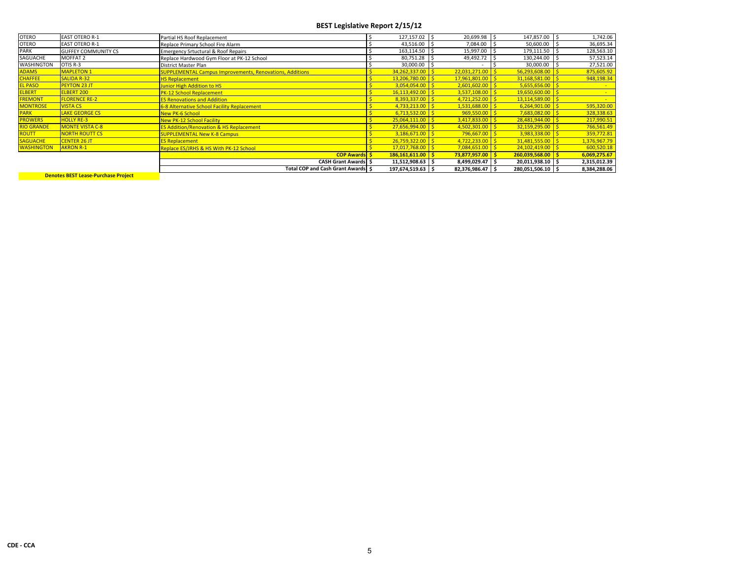## BEST Legislative Report 2/15/12

| | | | | | | |
|---|---|---|---|---|---|---|
| OTERO | EAST OTERO R-1 | Partial HS Roof Replacement | $ 127,157.02 | $ 20,699.98 | $ 147,857.00 | $ 1,742.06 |
| OTERO | EAST OTERO R-1 | Replace Primary School Fire Alarm | $ 43,516.00 | $ 7,084.00 | $ 50,600.00 | $ 36,695.34 |
| PARK | GUFFEY COMMUNITY CS | Emergency Srtuctural & Roof Repairs | $ 163,114.50 | $ 15,997.00 | $ 179,111.50 | $ 128,563.10 |
| SAGUACHE | MOFFAT 2 | Replace Hardwood Gym Floor at PK-12 School | $ 80,751.28 | $ 49,492.72 | $ 130,244.00 | $ 57,523.14 |
| WASHINGTON | OTIS R-3 | District Master Plan | $ 30,000.00 | $ - | $ 30,000.00 | $ 27,521.00 |
| ADAMS | MAPLETON 1 | SUPPLEMENTAL Campus Improvements, Renovations, Additions | $ 34,262,337.00 | $ 22,031,271.00 | $ 56,293,608.00 | $ 875,605.92 |
| CHAFFEE | SALIDA R-32 | HS Replacement | $ 13,206,780.00 | $ 17,961,801.00 | $ 31,168,581.00 | $ 948,198.34 |
| EL PASO | PEYTON 23 JT | Junior High Addition to HS | $ 3,054,054.00 | $ 2,601,602.00 | $ 5,655,656.00 | $ - |
| ELBERT | ELBERT 200 | PK-12 School Replacement | $ 16,113,492.00 | $ 3,537,108.00 | $ 19,650,600.00 | $ - |
| FREMONT | FLORENCE RE-2 | ES Renovations and Addition | $ 8,393,337.00 | $ 4,721,252.00 | $ 13,114,589.00 | $ - |
| MONTROSE | VISTA CS | 6-8 Alternative School Facility Replacement | $ 4,733,213.00 | $ 1,531,688.00 | $ 6,264,901.00 | $ 595,320.00 |
| PARK | LAKE GEORGE CS | New PK-6 School | $ 6,713,532.00 | $ 969,550.00 | $ 7,683,082.00 | $ 328,338.63 |
| PROWERS | HOLLY RE-3 | New PK-12 School Facility | $ 25,064,111.00 | $ 3,417,833.00 | $ 28,481,944.00 | $ 217,990.51 |
| RIO GRANDE | MONTE VISTA C-8 | ES Addition/Renovation & HS Replacement | $ 27,656,994.00 | $ 4,502,301.00 | $ 32,159,295.00 | $ 766,561.49 |
| ROUTT | NORTH ROUTT CS | SUPPLEMENTAL New K-8 Campus | $ 3,186,671.00 | $ 796,667.00 | $ 3,983,338.00 | $ 359,772.81 |
| SAGUACHE | CENTER 26 JT | ES Replacement | $ 26,759,322.00 | $ 4,722,233.00 | $ 31,481,555.00 | $ 1,376,967.79 |
| WASHINGTON | AKRON R-1 | Replace ES/JRHS & HS With PK-12 School | $ 17,017,768.00 | $ 7,084,651.00 | $ 24,102,419.00 | $ 600,520.18 |
| | | **COP Awards** | **$ 186,161,611.00** | **$ 73,877,957.00** | **$ 260,039,568.00** | **$ 6,069,275.67** |
| | | **CASH Grant Awards** | **$ 11,512,908.63** | **$ 8,499,029.47** | **$ 20,011,938.10** | **$ 2,315,012.39** |
| | | **Total COP and Cash Grant Awards** | **$ 197,674,519.63** | **$ 82,376,986.47** | **$ 280,051,506.10** | **$ 8,384,288.06** |

**Denotes BEST Lease-Purchase Project** (highlighted rows: ADAMS through WASHINGTON/AKRON R-1 and COP Awards)

CDE - CCA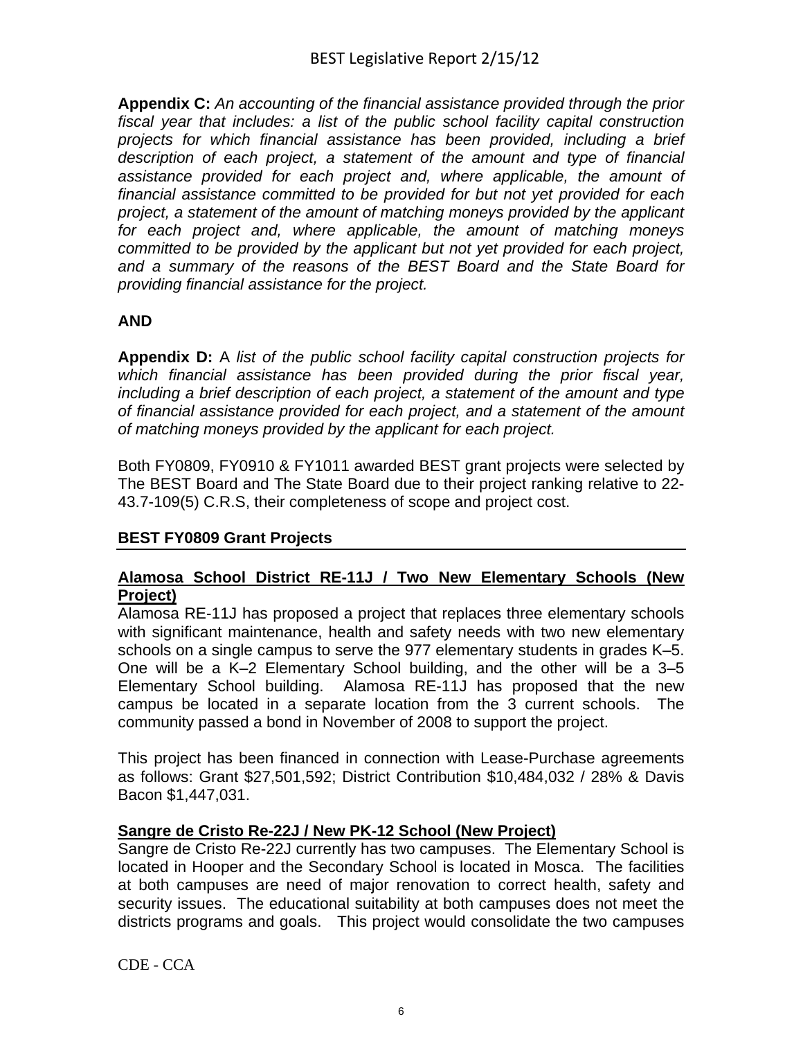**Appendix C:** *An accounting of the financial assistance provided through the prior fiscal year that includes: a list of the public school facility capital construction projects for which financial assistance has been provided, including a brief description of each project, a statement of the amount and type of financial assistance provided for each project and, where applicable, the amount of financial assistance committed to be provided for but not yet provided for each project, a statement of the amount of matching moneys provided by the applicant for each project and, where applicable, the amount of matching moneys committed to be provided by the applicant but not yet provided for each project, and a summary of the reasons of the BEST Board and the State Board for providing financial assistance for the project.*

**AND**

**Appendix D:** A *list of the public school facility capital construction projects for which financial assistance has been provided during the prior fiscal year, including a brief description of each project, a statement of the amount and type of financial assistance provided for each project, and a statement of the amount of matching moneys provided by the applicant for each project.*

Both FY0809, FY0910 & FY1011 awarded BEST grant projects were selected by The BEST Board and The State Board due to their project ranking relative to 22-43.7-109(5) C.R.S, their completeness of scope and project cost.

## BEST FY0809 Grant Projects

### Alamosa School District RE-11J / Two New Elementary Schools (New Project)

Alamosa RE-11J has proposed a project that replaces three elementary schools with significant maintenance, health and safety needs with two new elementary schools on a single campus to serve the 977 elementary students in grades K–5. One will be a K–2 Elementary School building, and the other will be a 3–5 Elementary School building. Alamosa RE-11J has proposed that the new campus be located in a separate location from the 3 current schools. The community passed a bond in November of 2008 to support the project.

This project has been financed in connection with Lease-Purchase agreements as follows: Grant $27,501,592; District Contribution $10,484,032 / 28% & Davis Bacon $1,447,031.

### Sangre de Cristo Re-22J / New PK-12 School (New Project)

Sangre de Cristo Re-22J currently has two campuses. The Elementary School is located in Hooper and the Secondary School is located in Mosca. The facilities at both campuses are need of major renovation to correct health, safety and security issues. The educational suitability at both campuses does not meet the districts programs and goals. This project would consolidate the two campuses

CDE - CCA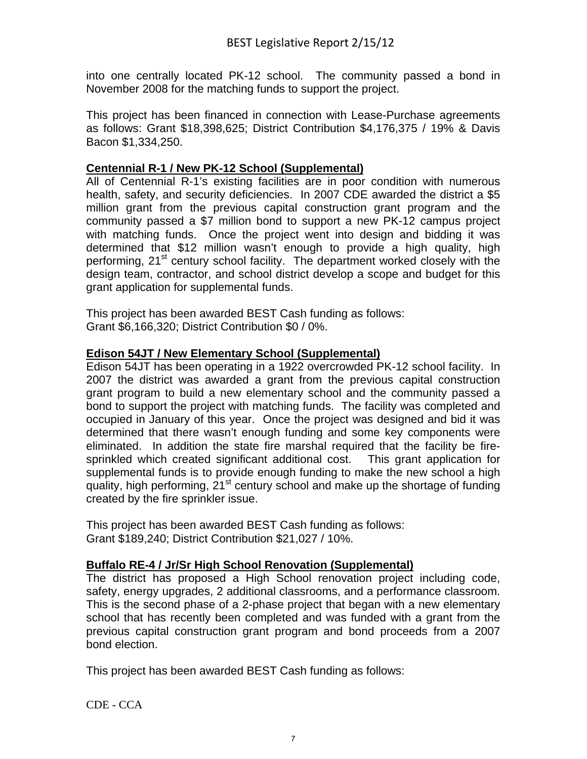into one centrally located PK-12 school. The community passed a bond in November 2008 for the matching funds to support the project.

This project has been financed in connection with Lease-Purchase agreements as follows: Grant $18,398,625; District Contribution $4,176,375 / 19% & Davis Bacon $1,334,250.

**Centennial R-1 / New PK-12 School (Supplemental)**

All of Centennial R-1's existing facilities are in poor condition with numerous health, safety, and security deficiencies. In 2007 CDE awarded the district a $5 million grant from the previous capital construction grant program and the community passed a $7 million bond to support a new PK-12 campus project with matching funds. Once the project went into design and bidding it was determined that $12 million wasn't enough to provide a high quality, high performing, 21st century school facility. The department worked closely with the design team, contractor, and school district develop a scope and budget for this grant application for supplemental funds.

This project has been awarded BEST Cash funding as follows:
Grant $6,166,320; District Contribution $0 / 0%.

**Edison 54JT / New Elementary School (Supplemental)**

Edison 54JT has been operating in a 1922 overcrowded PK-12 school facility. In 2007 the district was awarded a grant from the previous capital construction grant program to build a new elementary school and the community passed a bond to support the project with matching funds. The facility was completed and occupied in January of this year. Once the project was designed and bid it was determined that there wasn't enough funding and some key components were eliminated. In addition the state fire marshal required that the facility be fire-sprinkled which created significant additional cost. This grant application for supplemental funds is to provide enough funding to make the new school a high quality, high performing, 21st century school and make up the shortage of funding created by the fire sprinkler issue.

This project has been awarded BEST Cash funding as follows:
Grant $189,240; District Contribution $21,027 / 10%.

**Buffalo RE-4 / Jr/Sr High School Renovation (Supplemental)**

The district has proposed a High School renovation project including code, safety, energy upgrades, 2 additional classrooms, and a performance classroom. This is the second phase of a 2-phase project that began with a new elementary school that has recently been completed and was funded with a grant from the previous capital construction grant program and bond proceeds from a 2007 bond election.

This project has been awarded BEST Cash funding as follows: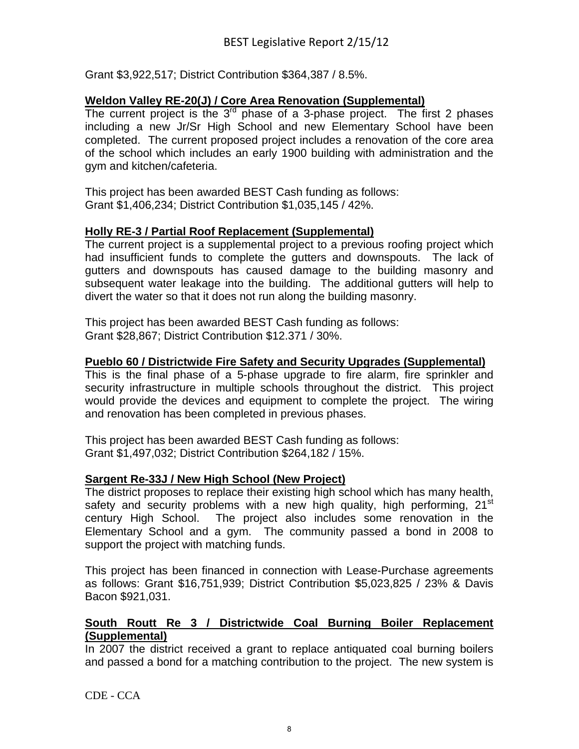Grant $3,922,517; District Contribution $364,387 / 8.5%.

**Weldon Valley RE-20(J) / Core Area Renovation (Supplemental)**

The current project is the 3rd phase of a 3-phase project. The first 2 phases including a new Jr/Sr High School and new Elementary School have been completed. The current proposed project includes a renovation of the core area of the school which includes an early 1900 building with administration and the gym and kitchen/cafeteria.

This project has been awarded BEST Cash funding as follows:
Grant $1,406,234; District Contribution $1,035,145 / 42%.

**Holly RE-3 / Partial Roof Replacement (Supplemental)**

The current project is a supplemental project to a previous roofing project which had insufficient funds to complete the gutters and downspouts. The lack of gutters and downspouts has caused damage to the building masonry and subsequent water leakage into the building. The additional gutters will help to divert the water so that it does not run along the building masonry.

This project has been awarded BEST Cash funding as follows:
Grant $28,867; District Contribution $12.371 / 30%.

**Pueblo 60 / Districtwide Fire Safety and Security Upgrades (Supplemental)**

This is the final phase of a 5-phase upgrade to fire alarm, fire sprinkler and security infrastructure in multiple schools throughout the district. This project would provide the devices and equipment to complete the project. The wiring and renovation has been completed in previous phases.

This project has been awarded BEST Cash funding as follows:
Grant $1,497,032; District Contribution $264,182 / 15%.

**Sargent Re-33J / New High School (New Project)**

The district proposes to replace their existing high school which has many health, safety and security problems with a new high quality, high performing, 21st century High School. The project also includes some renovation in the Elementary School and a gym. The community passed a bond in 2008 to support the project with matching funds.

This project has been financed in connection with Lease-Purchase agreements as follows: Grant $16,751,939; District Contribution $5,023,825 / 23% & Davis Bacon $921,031.

**South Routt Re 3 / Districtwide Coal Burning Boiler Replacement (Supplemental)**

In 2007 the district received a grant to replace antiquated coal burning boilers and passed a bond for a matching contribution to the project. The new system is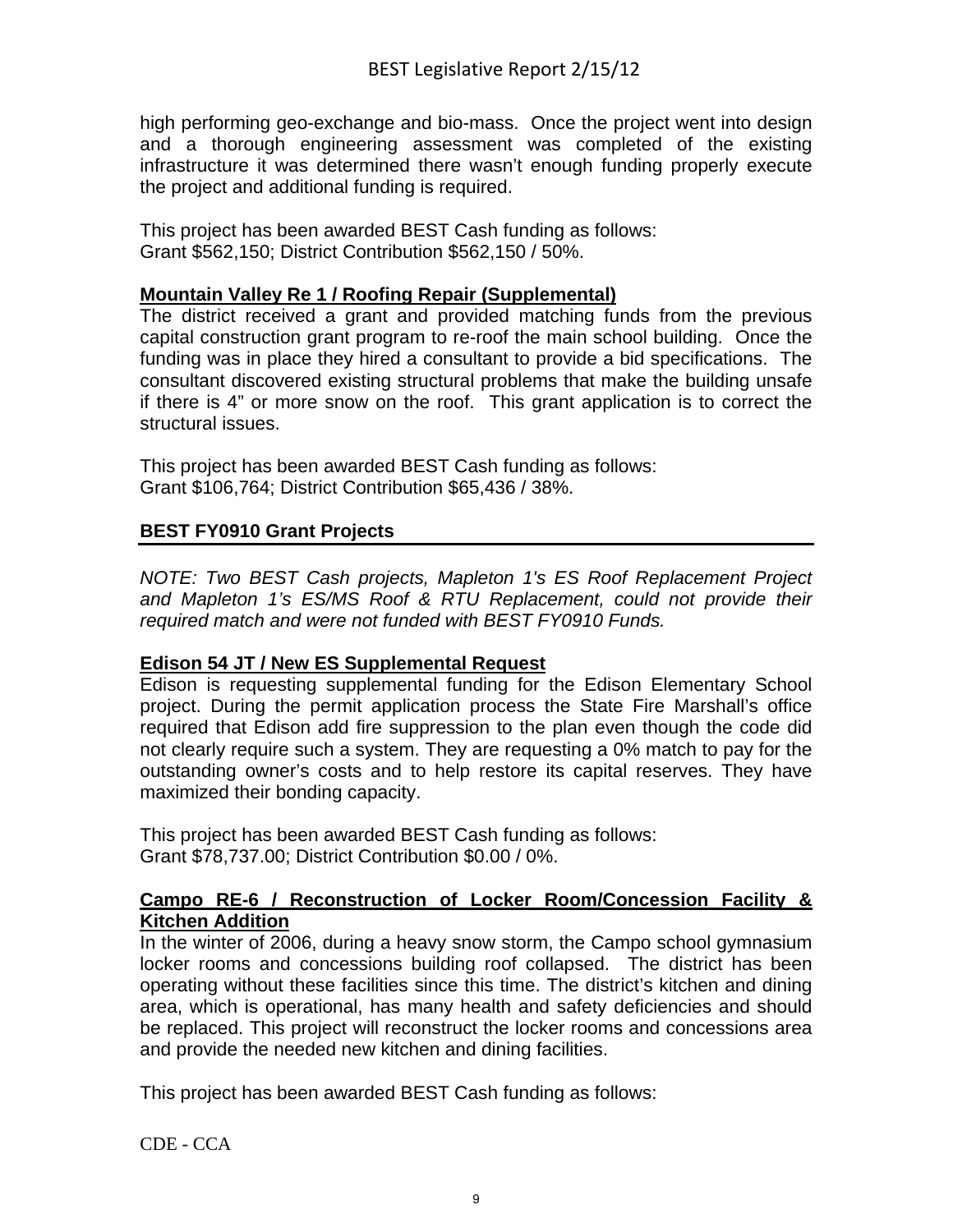high performing geo-exchange and bio-mass. Once the project went into design and a thorough engineering assessment was completed of the existing infrastructure it was determined there wasn't enough funding properly execute the project and additional funding is required.

This project has been awarded BEST Cash funding as follows:
Grant $562,150; District Contribution $562,150 / 50%.

**Mountain Valley Re 1 / Roofing Repair (Supplemental)**

The district received a grant and provided matching funds from the previous capital construction grant program to re-roof the main school building. Once the funding was in place they hired a consultant to provide a bid specifications. The consultant discovered existing structural problems that make the building unsafe if there is 4" or more snow on the roof. This grant application is to correct the structural issues.

This project has been awarded BEST Cash funding as follows:
Grant $106,764; District Contribution $65,436 / 38%.

## BEST FY0910 Grant Projects

*NOTE: Two BEST Cash projects, Mapleton 1's ES Roof Replacement Project and Mapleton 1's ES/MS Roof & RTU Replacement, could not provide their required match and were not funded with BEST FY0910 Funds.*

**Edison 54 JT / New ES Supplemental Request**

Edison is requesting supplemental funding for the Edison Elementary School project. During the permit application process the State Fire Marshall's office required that Edison add fire suppression to the plan even though the code did not clearly require such a system. They are requesting a 0% match to pay for the outstanding owner's costs and to help restore its capital reserves. They have maximized their bonding capacity.

This project has been awarded BEST Cash funding as follows:
Grant $78,737.00; District Contribution $0.00 / 0%.

**Campo RE-6 / Reconstruction of Locker Room/Concession Facility & Kitchen Addition**

In the winter of 2006, during a heavy snow storm, the Campo school gymnasium locker rooms and concessions building roof collapsed. The district has been operating without these facilities since this time. The district's kitchen and dining area, which is operational, has many health and safety deficiencies and should be replaced. This project will reconstruct the locker rooms and concessions area and provide the needed new kitchen and dining facilities.

This project has been awarded BEST Cash funding as follows: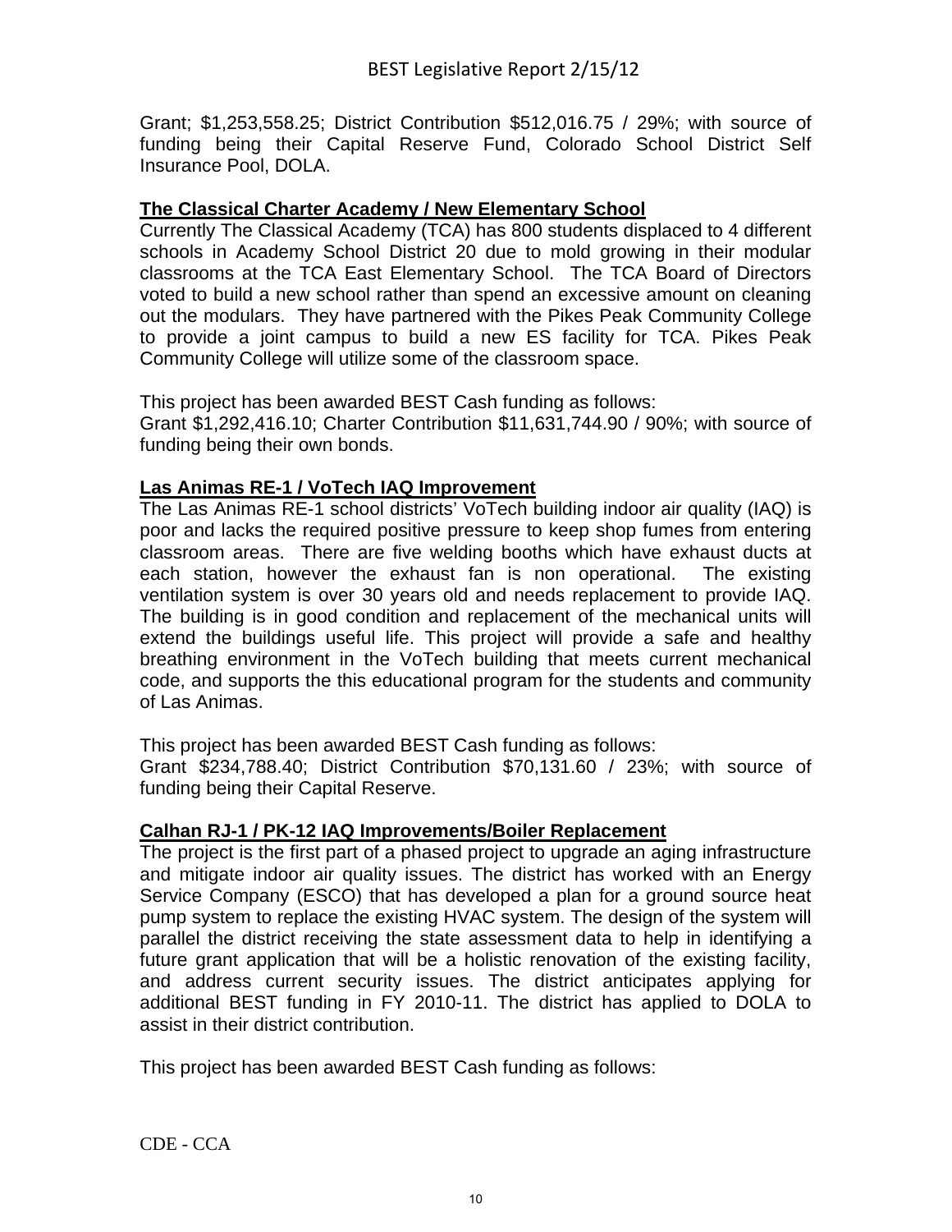Grant; $1,253,558.25; District Contribution $512,016.75 / 29%; with source of funding being their Capital Reserve Fund, Colorado School District Self Insurance Pool, DOLA.

**The Classical Charter Academy / New Elementary School**

Currently The Classical Academy (TCA) has 800 students displaced to 4 different schools in Academy School District 20 due to mold growing in their modular classrooms at the TCA East Elementary School. The TCA Board of Directors voted to build a new school rather than spend an excessive amount on cleaning out the modulars. They have partnered with the Pikes Peak Community College to provide a joint campus to build a new ES facility for TCA. Pikes Peak Community College will utilize some of the classroom space.

This project has been awarded BEST Cash funding as follows:
Grant $1,292,416.10; Charter Contribution $11,631,744.90 / 90%; with source of funding being their own bonds.

**Las Animas RE-1 / VoTech IAQ Improvement**

The Las Animas RE-1 school districts' VoTech building indoor air quality (IAQ) is poor and lacks the required positive pressure to keep shop fumes from entering classroom areas. There are five welding booths which have exhaust ducts at each station, however the exhaust fan is non operational. The existing ventilation system is over 30 years old and needs replacement to provide IAQ. The building is in good condition and replacement of the mechanical units will extend the buildings useful life. This project will provide a safe and healthy breathing environment in the VoTech building that meets current mechanical code, and supports the this educational program for the students and community of Las Animas.

This project has been awarded BEST Cash funding as follows:
Grant $234,788.40; District Contribution $70,131.60 / 23%; with source of funding being their Capital Reserve.

**Calhan RJ-1 / PK-12 IAQ Improvements/Boiler Replacement**

The project is the first part of a phased project to upgrade an aging infrastructure and mitigate indoor air quality issues. The district has worked with an Energy Service Company (ESCO) that has developed a plan for a ground source heat pump system to replace the existing HVAC system. The design of the system will parallel the district receiving the state assessment data to help in identifying a future grant application that will be a holistic renovation of the existing facility, and address current security issues. The district anticipates applying for additional BEST funding in FY 2010-11. The district has applied to DOLA to assist in their district contribution.

This project has been awarded BEST Cash funding as follows: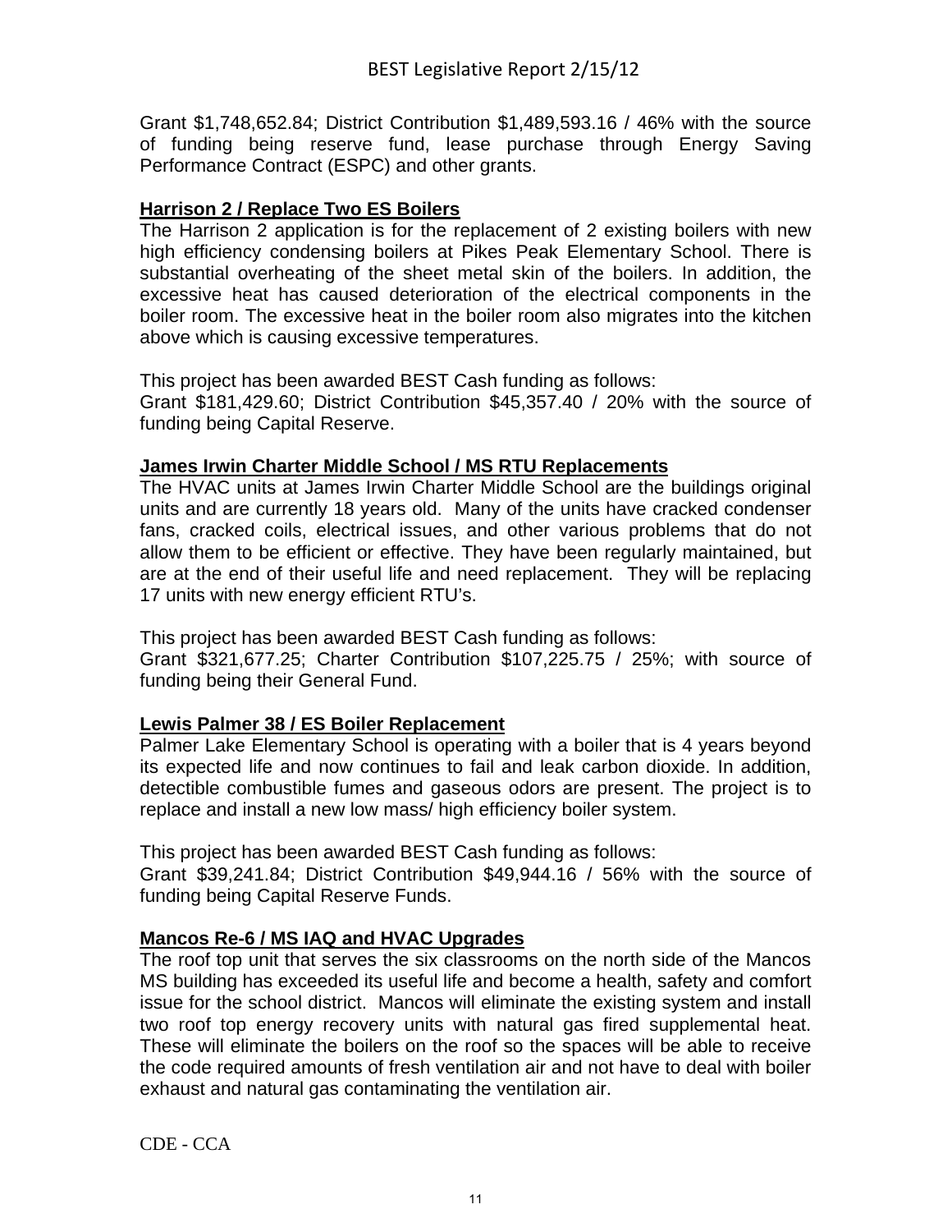Grant $1,748,652.84; District Contribution $1,489,593.16 / 46% with the source of funding being reserve fund, lease purchase through Energy Saving Performance Contract (ESPC) and other grants.

**Harrison 2 / Replace Two ES Boilers**

The Harrison 2 application is for the replacement of 2 existing boilers with new high efficiency condensing boilers at Pikes Peak Elementary School. There is substantial overheating of the sheet metal skin of the boilers. In addition, the excessive heat has caused deterioration of the electrical components in the boiler room. The excessive heat in the boiler room also migrates into the kitchen above which is causing excessive temperatures.

This project has been awarded BEST Cash funding as follows:
Grant $181,429.60; District Contribution $45,357.40 / 20% with the source of funding being Capital Reserve.

**James Irwin Charter Middle School / MS RTU Replacements**

The HVAC units at James Irwin Charter Middle School are the buildings original units and are currently 18 years old. Many of the units have cracked condenser fans, cracked coils, electrical issues, and other various problems that do not allow them to be efficient or effective. They have been regularly maintained, but are at the end of their useful life and need replacement. They will be replacing 17 units with new energy efficient RTU's.

This project has been awarded BEST Cash funding as follows:
Grant $321,677.25; Charter Contribution $107,225.75 / 25%; with source of funding being their General Fund.

**Lewis Palmer 38 / ES Boiler Replacement**

Palmer Lake Elementary School is operating with a boiler that is 4 years beyond its expected life and now continues to fail and leak carbon dioxide. In addition, detectible combustible fumes and gaseous odors are present. The project is to replace and install a new low mass/ high efficiency boiler system.

This project has been awarded BEST Cash funding as follows:
Grant $39,241.84; District Contribution $49,944.16 / 56% with the source of funding being Capital Reserve Funds.

**Mancos Re-6 / MS IAQ and HVAC Upgrades**

The roof top unit that serves the six classrooms on the north side of the Mancos MS building has exceeded its useful life and become a health, safety and comfort issue for the school district. Mancos will eliminate the existing system and install two roof top energy recovery units with natural gas fired supplemental heat. These will eliminate the boilers on the roof so the spaces will be able to receive the code required amounts of fresh ventilation air and not have to deal with boiler exhaust and natural gas contaminating the ventilation air.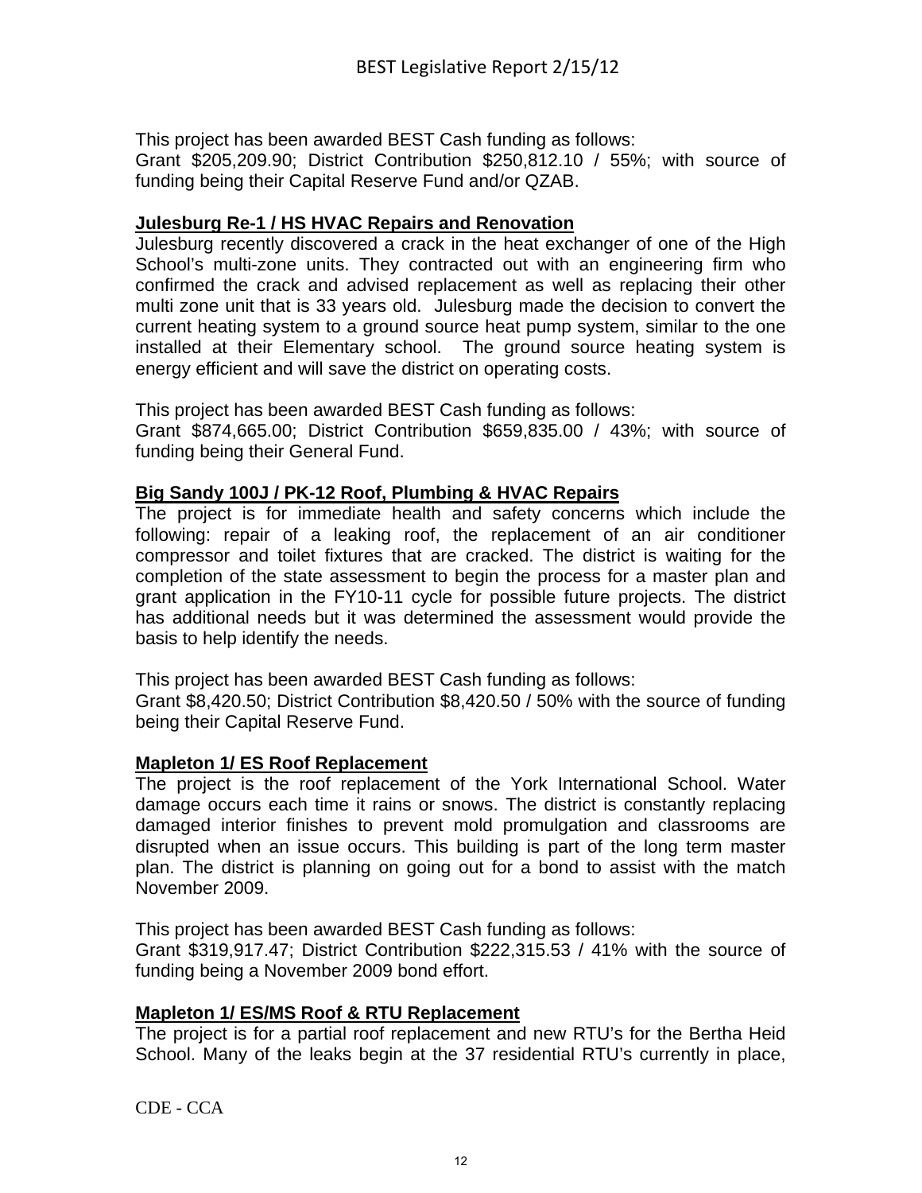This project has been awarded BEST Cash funding as follows:
Grant $205,209.90; District Contribution $250,812.10 / 55%; with source of funding being their Capital Reserve Fund and/or QZAB.

**Julesburg Re-1 / HS HVAC Repairs and Renovation**

Julesburg recently discovered a crack in the heat exchanger of one of the High School's multi-zone units. They contracted out with an engineering firm who confirmed the crack and advised replacement as well as replacing their other multi zone unit that is 33 years old. Julesburg made the decision to convert the current heating system to a ground source heat pump system, similar to the one installed at their Elementary school. The ground source heating system is energy efficient and will save the district on operating costs.

This project has been awarded BEST Cash funding as follows:
Grant $874,665.00; District Contribution $659,835.00 / 43%; with source of funding being their General Fund.

**Big Sandy 100J / PK-12 Roof, Plumbing & HVAC Repairs**

The project is for immediate health and safety concerns which include the following: repair of a leaking roof, the replacement of an air conditioner compressor and toilet fixtures that are cracked. The district is waiting for the completion of the state assessment to begin the process for a master plan and grant application in the FY10-11 cycle for possible future projects. The district has additional needs but it was determined the assessment would provide the basis to help identify the needs.

This project has been awarded BEST Cash funding as follows:
Grant $8,420.50; District Contribution $8,420.50 / 50% with the source of funding being their Capital Reserve Fund.

**Mapleton 1/ ES Roof Replacement**

The project is the roof replacement of the York International School. Water damage occurs each time it rains or snows. The district is constantly replacing damaged interior finishes to prevent mold promulgation and classrooms are disrupted when an issue occurs. This building is part of the long term master plan. The district is planning on going out for a bond to assist with the match November 2009.

This project has been awarded BEST Cash funding as follows:
Grant $319,917.47; District Contribution $222,315.53 / 41% with the source of funding being a November 2009 bond effort.

**Mapleton 1/ ES/MS Roof & RTU Replacement**

The project is for a partial roof replacement and new RTU's for the Bertha Heid School. Many of the leaks begin at the 37 residential RTU's currently in place,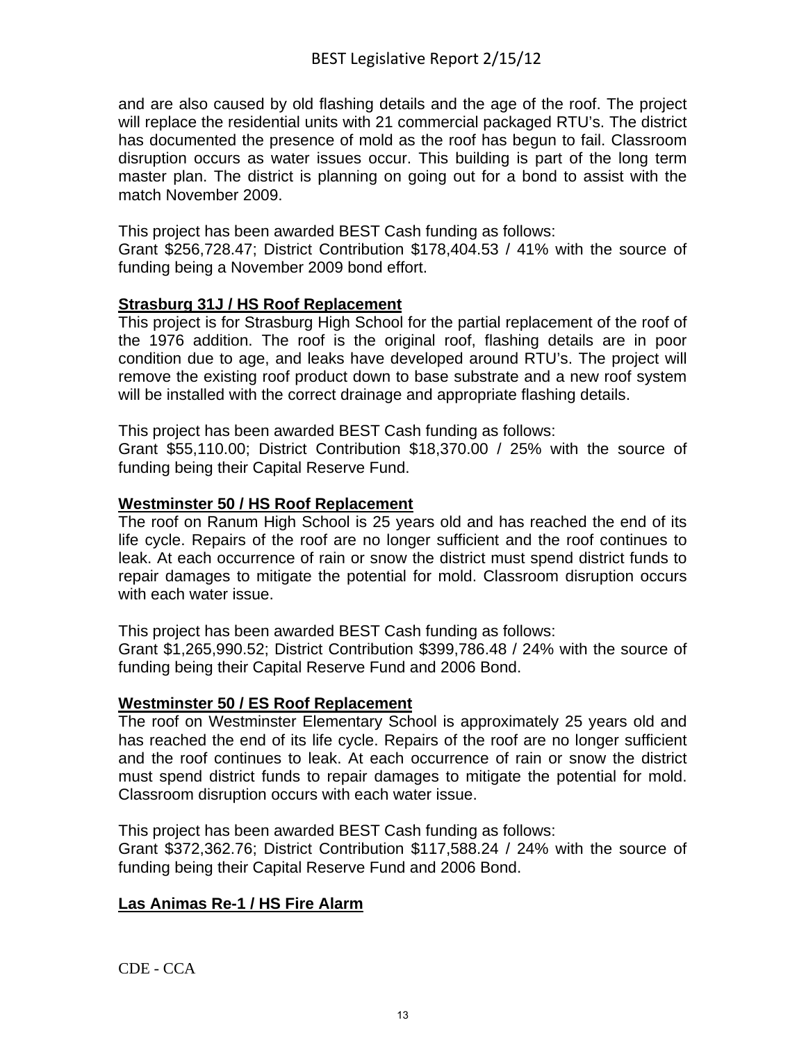and are also caused by old flashing details and the age of the roof. The project will replace the residential units with 21 commercial packaged RTU's. The district has documented the presence of mold as the roof has begun to fail. Classroom disruption occurs as water issues occur. This building is part of the long term master plan. The district is planning on going out for a bond to assist with the match November 2009.

This project has been awarded BEST Cash funding as follows:
Grant $256,728.47; District Contribution $178,404.53 / 41% with the source of funding being a November 2009 bond effort.

**Strasburg 31J / HS Roof Replacement**

This project is for Strasburg High School for the partial replacement of the roof of the 1976 addition. The roof is the original roof, flashing details are in poor condition due to age, and leaks have developed around RTU's. The project will remove the existing roof product down to base substrate and a new roof system will be installed with the correct drainage and appropriate flashing details.

This project has been awarded BEST Cash funding as follows:
Grant $55,110.00; District Contribution $18,370.00 / 25% with the source of funding being their Capital Reserve Fund.

**Westminster 50 / HS Roof Replacement**

The roof on Ranum High School is 25 years old and has reached the end of its life cycle. Repairs of the roof are no longer sufficient and the roof continues to leak. At each occurrence of rain or snow the district must spend district funds to repair damages to mitigate the potential for mold. Classroom disruption occurs with each water issue.

This project has been awarded BEST Cash funding as follows:
Grant $1,265,990.52; District Contribution $399,786.48 / 24% with the source of funding being their Capital Reserve Fund and 2006 Bond.

**Westminster 50 / ES Roof Replacement**

The roof on Westminster Elementary School is approximately 25 years old and has reached the end of its life cycle. Repairs of the roof are no longer sufficient and the roof continues to leak. At each occurrence of rain or snow the district must spend district funds to repair damages to mitigate the potential for mold. Classroom disruption occurs with each water issue.

This project has been awarded BEST Cash funding as follows:
Grant $372,362.76; District Contribution $117,588.24 / 24% with the source of funding being their Capital Reserve Fund and 2006 Bond.

**Las Animas Re-1 / HS Fire Alarm**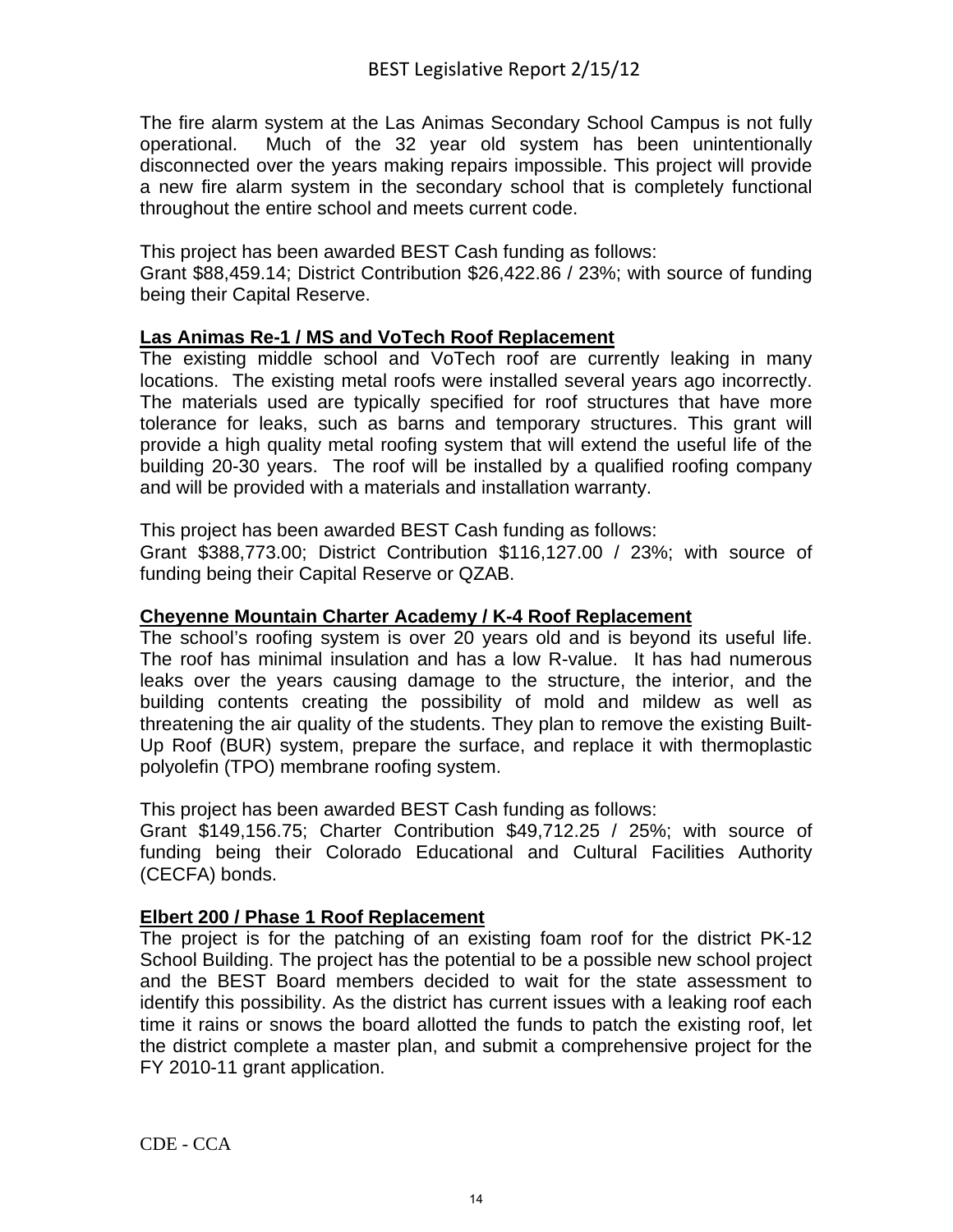The fire alarm system at the Las Animas Secondary School Campus is not fully operational. Much of the 32 year old system has been unintentionally disconnected over the years making repairs impossible. This project will provide a new fire alarm system in the secondary school that is completely functional throughout the entire school and meets current code.

This project has been awarded BEST Cash funding as follows:
Grant $88,459.14; District Contribution $26,422.86 / 23%; with source of funding being their Capital Reserve.

**Las Animas Re-1 / MS and VoTech Roof Replacement**

The existing middle school and VoTech roof are currently leaking in many locations. The existing metal roofs were installed several years ago incorrectly. The materials used are typically specified for roof structures that have more tolerance for leaks, such as barns and temporary structures. This grant will provide a high quality metal roofing system that will extend the useful life of the building 20-30 years. The roof will be installed by a qualified roofing company and will be provided with a materials and installation warranty.

This project has been awarded BEST Cash funding as follows:
Grant $388,773.00; District Contribution $116,127.00 / 23%; with source of funding being their Capital Reserve or QZAB.

**Cheyenne Mountain Charter Academy / K-4 Roof Replacement**

The school's roofing system is over 20 years old and is beyond its useful life. The roof has minimal insulation and has a low R-value. It has had numerous leaks over the years causing damage to the structure, the interior, and the building contents creating the possibility of mold and mildew as well as threatening the air quality of the students. They plan to remove the existing Built-Up Roof (BUR) system, prepare the surface, and replace it with thermoplastic polyolefin (TPO) membrane roofing system.

This project has been awarded BEST Cash funding as follows:
Grant $149,156.75; Charter Contribution $49,712.25 / 25%; with source of funding being their Colorado Educational and Cultural Facilities Authority (CECFA) bonds.

**Elbert 200 / Phase 1 Roof Replacement**

The project is for the patching of an existing foam roof for the district PK-12 School Building. The project has the potential to be a possible new school project and the BEST Board members decided to wait for the state assessment to identify this possibility. As the district has current issues with a leaking roof each time it rains or snows the board allotted the funds to patch the existing roof, let the district complete a master plan, and submit a comprehensive project for the FY 2010-11 grant application.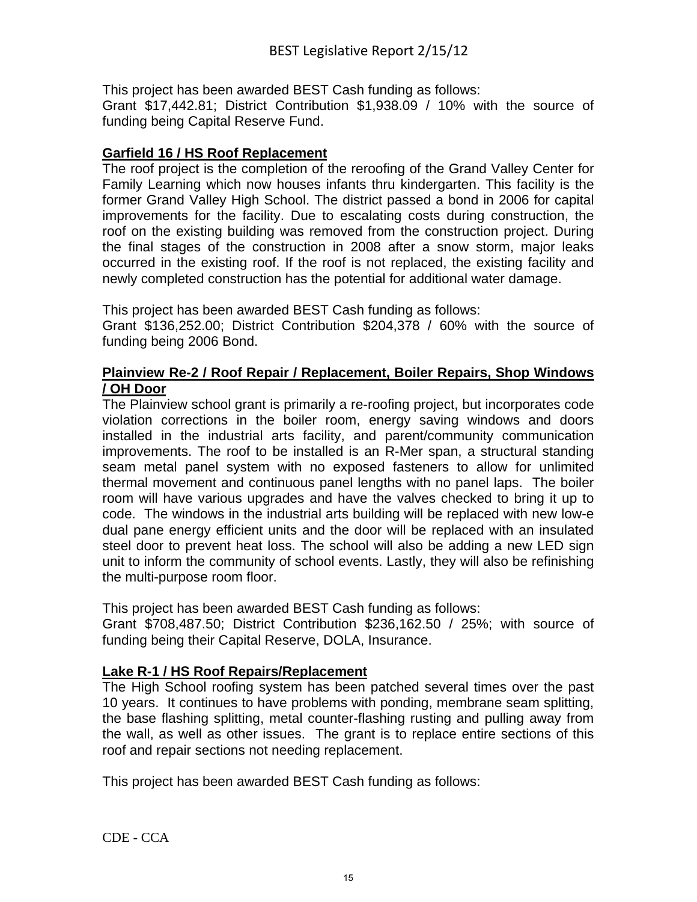This project has been awarded BEST Cash funding as follows:
Grant $17,442.81; District Contribution $1,938.09 / 10% with the source of funding being Capital Reserve Fund.

**Garfield 16 / HS Roof Replacement**

The roof project is the completion of the reroofing of the Grand Valley Center for Family Learning which now houses infants thru kindergarten. This facility is the former Grand Valley High School. The district passed a bond in 2006 for capital improvements for the facility. Due to escalating costs during construction, the roof on the existing building was removed from the construction project. During the final stages of the construction in 2008 after a snow storm, major leaks occurred in the existing roof. If the roof is not replaced, the existing facility and newly completed construction has the potential for additional water damage.

This project has been awarded BEST Cash funding as follows:
Grant $136,252.00; District Contribution $204,378 / 60% with the source of funding being 2006 Bond.

**Plainview Re-2 / Roof Repair / Replacement, Boiler Repairs, Shop Windows / OH Door**

The Plainview school grant is primarily a re-roofing project, but incorporates code violation corrections in the boiler room, energy saving windows and doors installed in the industrial arts facility, and parent/community communication improvements. The roof to be installed is an R-Mer span, a structural standing seam metal panel system with no exposed fasteners to allow for unlimited thermal movement and continuous panel lengths with no panel laps. The boiler room will have various upgrades and have the valves checked to bring it up to code. The windows in the industrial arts building will be replaced with new low-e dual pane energy efficient units and the door will be replaced with an insulated steel door to prevent heat loss. The school will also be adding a new LED sign unit to inform the community of school events. Lastly, they will also be refinishing the multi-purpose room floor.

This project has been awarded BEST Cash funding as follows:
Grant $708,487.50; District Contribution $236,162.50 / 25%; with source of funding being their Capital Reserve, DOLA, Insurance.

**Lake R-1 / HS Roof Repairs/Replacement**

The High School roofing system has been patched several times over the past 10 years. It continues to have problems with ponding, membrane seam splitting, the base flashing splitting, metal counter-flashing rusting and pulling away from the wall, as well as other issues. The grant is to replace entire sections of this roof and repair sections not needing replacement.

This project has been awarded BEST Cash funding as follows: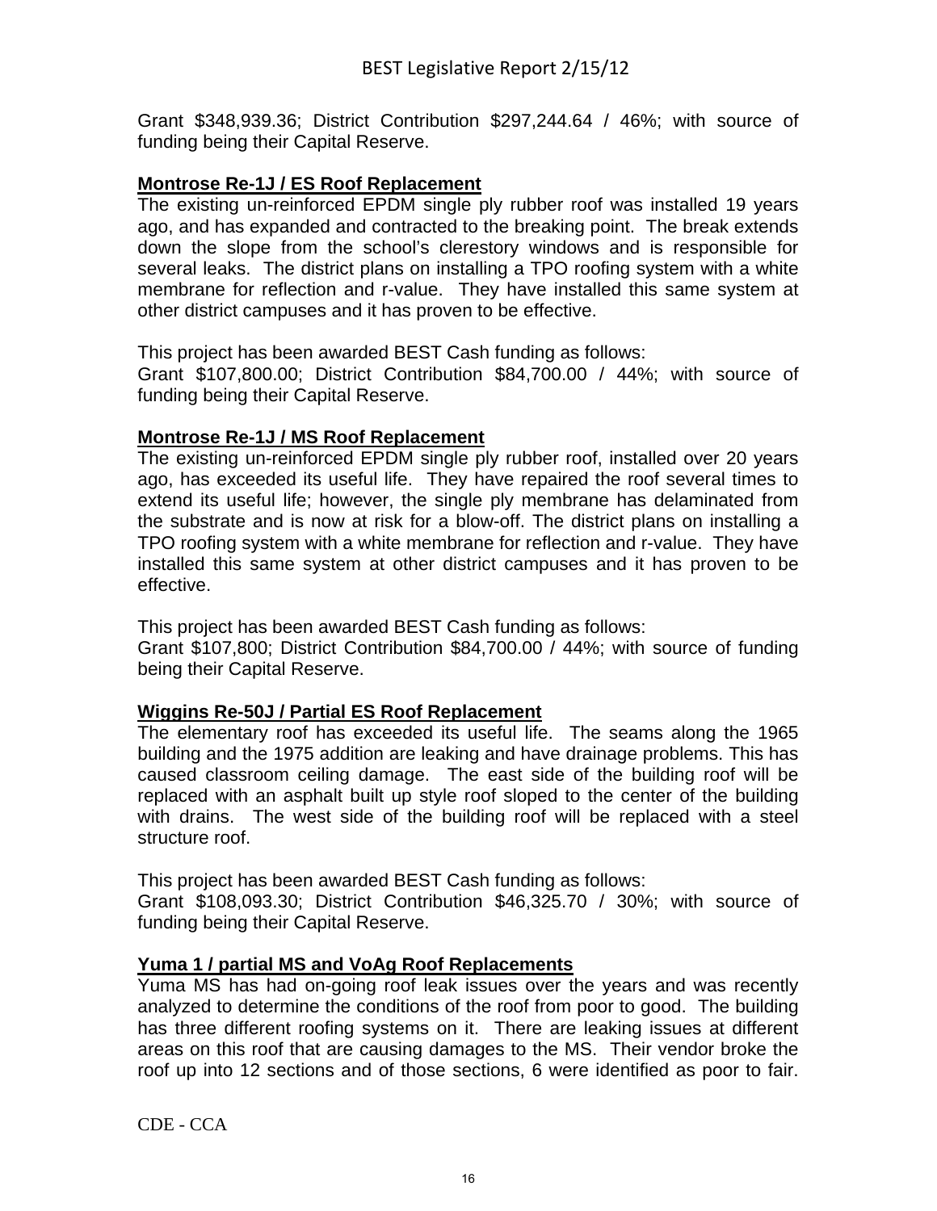Grant $348,939.36; District Contribution $297,244.64 / 46%; with source of funding being their Capital Reserve.

**Montrose Re-1J / ES Roof Replacement**

The existing un-reinforced EPDM single ply rubber roof was installed 19 years ago, and has expanded and contracted to the breaking point. The break extends down the slope from the school's clerestory windows and is responsible for several leaks. The district plans on installing a TPO roofing system with a white membrane for reflection and r-value. They have installed this same system at other district campuses and it has proven to be effective.

This project has been awarded BEST Cash funding as follows:
Grant $107,800.00; District Contribution $84,700.00 / 44%; with source of funding being their Capital Reserve.

**Montrose Re-1J / MS Roof Replacement**

The existing un-reinforced EPDM single ply rubber roof, installed over 20 years ago, has exceeded its useful life. They have repaired the roof several times to extend its useful life; however, the single ply membrane has delaminated from the substrate and is now at risk for a blow-off. The district plans on installing a TPO roofing system with a white membrane for reflection and r-value. They have installed this same system at other district campuses and it has proven to be effective.

This project has been awarded BEST Cash funding as follows:
Grant $107,800; District Contribution $84,700.00 / 44%; with source of funding being their Capital Reserve.

**Wiggins Re-50J / Partial ES Roof Replacement**

The elementary roof has exceeded its useful life. The seams along the 1965 building and the 1975 addition are leaking and have drainage problems. This has caused classroom ceiling damage. The east side of the building roof will be replaced with an asphalt built up style roof sloped to the center of the building with drains. The west side of the building roof will be replaced with a steel structure roof.

This project has been awarded BEST Cash funding as follows:
Grant $108,093.30; District Contribution $46,325.70 / 30%; with source of funding being their Capital Reserve.

**Yuma 1 / partial MS and VoAg Roof Replacements**

Yuma MS has had on-going roof leak issues over the years and was recently analyzed to determine the conditions of the roof from poor to good. The building has three different roofing systems on it. There are leaking issues at different areas on this roof that are causing damages to the MS. Their vendor broke the roof up into 12 sections and of those sections, 6 were identified as poor to fair.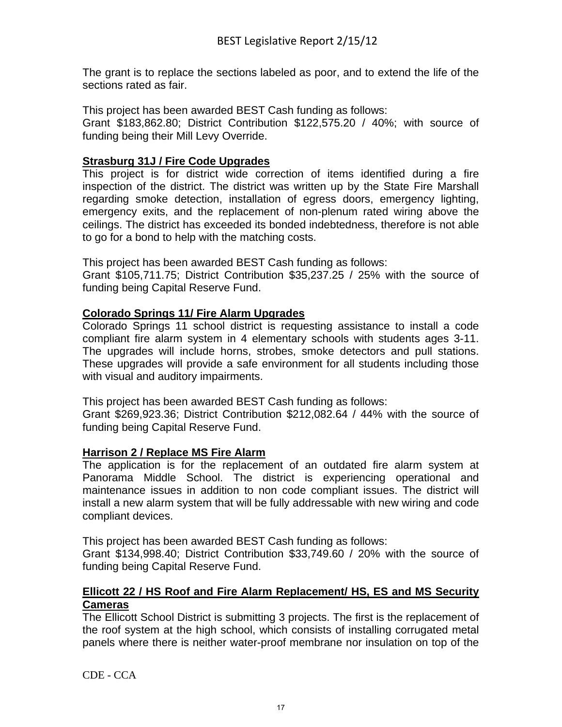The grant is to replace the sections labeled as poor, and to extend the life of the sections rated as fair.

This project has been awarded BEST Cash funding as follows:
Grant $183,862.80; District Contribution $122,575.20 / 40%; with source of funding being their Mill Levy Override.

**Strasburg 31J / Fire Code Upgrades**

This project is for district wide correction of items identified during a fire inspection of the district. The district was written up by the State Fire Marshall regarding smoke detection, installation of egress doors, emergency lighting, emergency exits, and the replacement of non-plenum rated wiring above the ceilings. The district has exceeded its bonded indebtedness, therefore is not able to go for a bond to help with the matching costs.

This project has been awarded BEST Cash funding as follows:
Grant $105,711.75; District Contribution $35,237.25 / 25% with the source of funding being Capital Reserve Fund.

**Colorado Springs 11/ Fire Alarm Upgrades**

Colorado Springs 11 school district is requesting assistance to install a code compliant fire alarm system in 4 elementary schools with students ages 3-11. The upgrades will include horns, strobes, smoke detectors and pull stations. These upgrades will provide a safe environment for all students including those with visual and auditory impairments.

This project has been awarded BEST Cash funding as follows:
Grant $269,923.36; District Contribution $212,082.64 / 44% with the source of funding being Capital Reserve Fund.

**Harrison 2 / Replace MS Fire Alarm**

The application is for the replacement of an outdated fire alarm system at Panorama Middle School. The district is experiencing operational and maintenance issues in addition to non code compliant issues. The district will install a new alarm system that will be fully addressable with new wiring and code compliant devices.

This project has been awarded BEST Cash funding as follows:
Grant $134,998.40; District Contribution $33,749.60 / 20% with the source of funding being Capital Reserve Fund.

**Ellicott 22 / HS Roof and Fire Alarm Replacement/ HS, ES and MS Security Cameras**

The Ellicott School District is submitting 3 projects. The first is the replacement of the roof system at the high school, which consists of installing corrugated metal panels where there is neither water-proof membrane nor insulation on top of the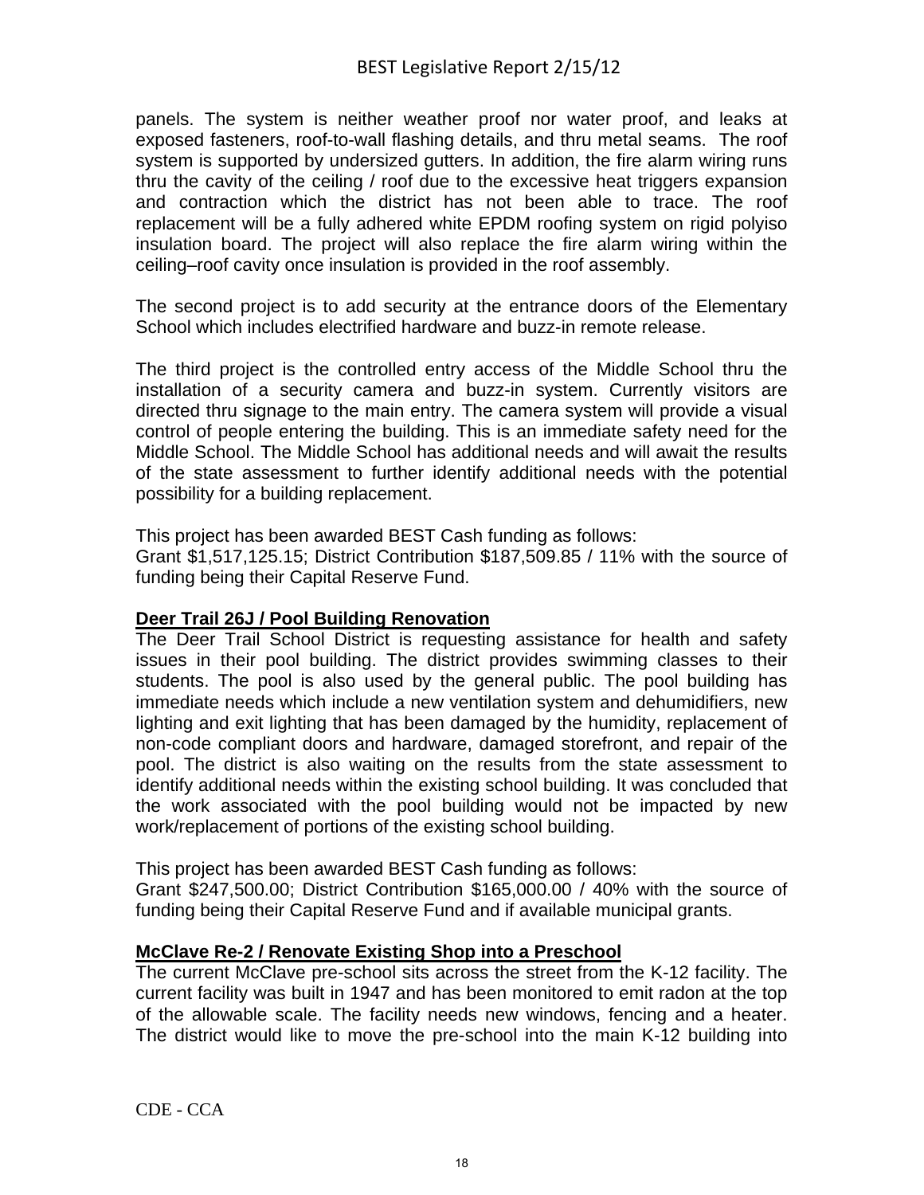panels. The system is neither weather proof nor water proof, and leaks at exposed fasteners, roof-to-wall flashing details, and thru metal seams. The roof system is supported by undersized gutters. In addition, the fire alarm wiring runs thru the cavity of the ceiling / roof due to the excessive heat triggers expansion and contraction which the district has not been able to trace. The roof replacement will be a fully adhered white EPDM roofing system on rigid polyiso insulation board. The project will also replace the fire alarm wiring within the ceiling–roof cavity once insulation is provided in the roof assembly.

The second project is to add security at the entrance doors of the Elementary School which includes electrified hardware and buzz-in remote release.

The third project is the controlled entry access of the Middle School thru the installation of a security camera and buzz-in system. Currently visitors are directed thru signage to the main entry. The camera system will provide a visual control of people entering the building. This is an immediate safety need for the Middle School. The Middle School has additional needs and will await the results of the state assessment to further identify additional needs with the potential possibility for a building replacement.

This project has been awarded BEST Cash funding as follows:
Grant $1,517,125.15; District Contribution $187,509.85 / 11% with the source of funding being their Capital Reserve Fund.

**Deer Trail 26J / Pool Building Renovation**

The Deer Trail School District is requesting assistance for health and safety issues in their pool building. The district provides swimming classes to their students. The pool is also used by the general public. The pool building has immediate needs which include a new ventilation system and dehumidifiers, new lighting and exit lighting that has been damaged by the humidity, replacement of non-code compliant doors and hardware, damaged storefront, and repair of the pool. The district is also waiting on the results from the state assessment to identify additional needs within the existing school building. It was concluded that the work associated with the pool building would not be impacted by new work/replacement of portions of the existing school building.

This project has been awarded BEST Cash funding as follows:
Grant $247,500.00; District Contribution $165,000.00 / 40% with the source of funding being their Capital Reserve Fund and if available municipal grants.

**McClave Re-2 / Renovate Existing Shop into a Preschool**

The current McClave pre-school sits across the street from the K-12 facility. The current facility was built in 1947 and has been monitored to emit radon at the top of the allowable scale. The facility needs new windows, fencing and a heater. The district would like to move the pre-school into the main K-12 building into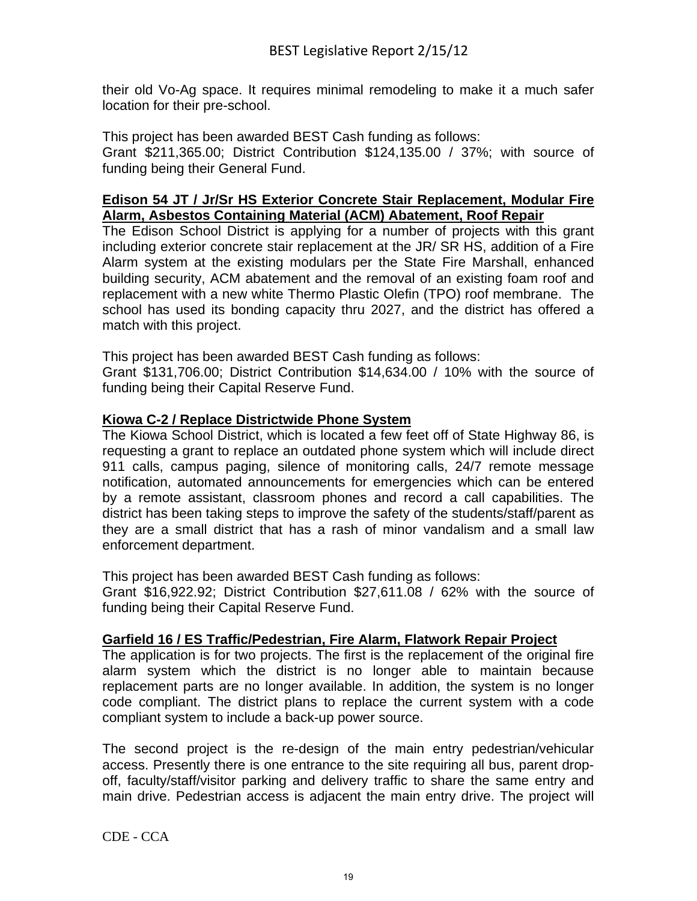their old Vo-Ag space. It requires minimal remodeling to make it a much safer location for their pre-school.

This project has been awarded BEST Cash funding as follows:
Grant $211,365.00; District Contribution $124,135.00 / 37%; with source of funding being their General Fund.

**Edison 54 JT / Jr/Sr HS Exterior Concrete Stair Replacement, Modular Fire Alarm, Asbestos Containing Material (ACM) Abatement, Roof Repair**

The Edison School District is applying for a number of projects with this grant including exterior concrete stair replacement at the JR/ SR HS, addition of a Fire Alarm system at the existing modulars per the State Fire Marshall, enhanced building security, ACM abatement and the removal of an existing foam roof and replacement with a new white Thermo Plastic Olefin (TPO) roof membrane. The school has used its bonding capacity thru 2027, and the district has offered a match with this project.

This project has been awarded BEST Cash funding as follows:
Grant $131,706.00; District Contribution $14,634.00 / 10% with the source of funding being their Capital Reserve Fund.

**Kiowa C-2 / Replace Districtwide Phone System**

The Kiowa School District, which is located a few feet off of State Highway 86, is requesting a grant to replace an outdated phone system which will include direct 911 calls, campus paging, silence of monitoring calls, 24/7 remote message notification, automated announcements for emergencies which can be entered by a remote assistant, classroom phones and record a call capabilities. The district has been taking steps to improve the safety of the students/staff/parent as they are a small district that has a rash of minor vandalism and a small law enforcement department.

This project has been awarded BEST Cash funding as follows:
Grant $16,922.92; District Contribution $27,611.08 / 62% with the source of funding being their Capital Reserve Fund.

**Garfield 16 / ES Traffic/Pedestrian, Fire Alarm, Flatwork Repair Project**

The application is for two projects. The first is the replacement of the original fire alarm system which the district is no longer able to maintain because replacement parts are no longer available. In addition, the system is no longer code compliant. The district plans to replace the current system with a code compliant system to include a back-up power source.

The second project is the re-design of the main entry pedestrian/vehicular access. Presently there is one entrance to the site requiring all bus, parent drop-off, faculty/staff/visitor parking and delivery traffic to share the same entry and main drive. Pedestrian access is adjacent the main entry drive. The project will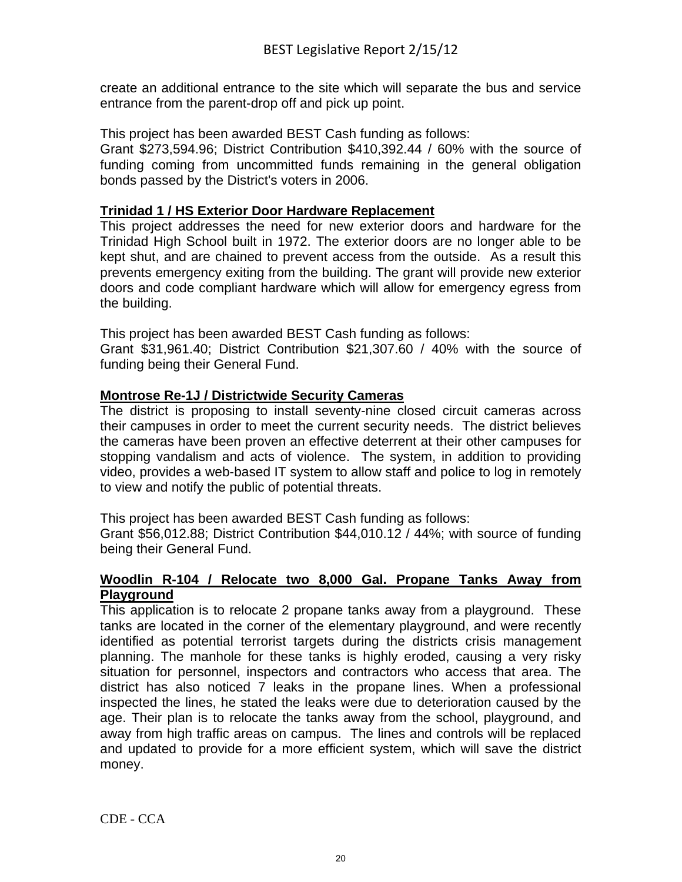create an additional entrance to the site which will separate the bus and service entrance from the parent-drop off and pick up point.

This project has been awarded BEST Cash funding as follows:
Grant $273,594.96; District Contribution $410,392.44 / 60% with the source of funding coming from uncommitted funds remaining in the general obligation bonds passed by the District's voters in 2006.

**Trinidad 1 / HS Exterior Door Hardware Replacement**

This project addresses the need for new exterior doors and hardware for the Trinidad High School built in 1972. The exterior doors are no longer able to be kept shut, and are chained to prevent access from the outside. As a result this prevents emergency exiting from the building. The grant will provide new exterior doors and code compliant hardware which will allow for emergency egress from the building.

This project has been awarded BEST Cash funding as follows:
Grant $31,961.40; District Contribution $21,307.60 / 40% with the source of funding being their General Fund.

**Montrose Re-1J / Districtwide Security Cameras**

The district is proposing to install seventy-nine closed circuit cameras across their campuses in order to meet the current security needs. The district believes the cameras have been proven an effective deterrent at their other campuses for stopping vandalism and acts of violence. The system, in addition to providing video, provides a web-based IT system to allow staff and police to log in remotely to view and notify the public of potential threats.

This project has been awarded BEST Cash funding as follows:
Grant $56,012.88; District Contribution $44,010.12 / 44%; with source of funding being their General Fund.

**Woodlin R-104 / Relocate two 8,000 Gal. Propane Tanks Away from Playground**

This application is to relocate 2 propane tanks away from a playground. These tanks are located in the corner of the elementary playground, and were recently identified as potential terrorist targets during the districts crisis management planning. The manhole for these tanks is highly eroded, causing a very risky situation for personnel, inspectors and contractors who access that area. The district has also noticed 7 leaks in the propane lines. When a professional inspected the lines, he stated the leaks were due to deterioration caused by the age. Their plan is to relocate the tanks away from the school, playground, and away from high traffic areas on campus. The lines and controls will be replaced and updated to provide for a more efficient system, which will save the district money.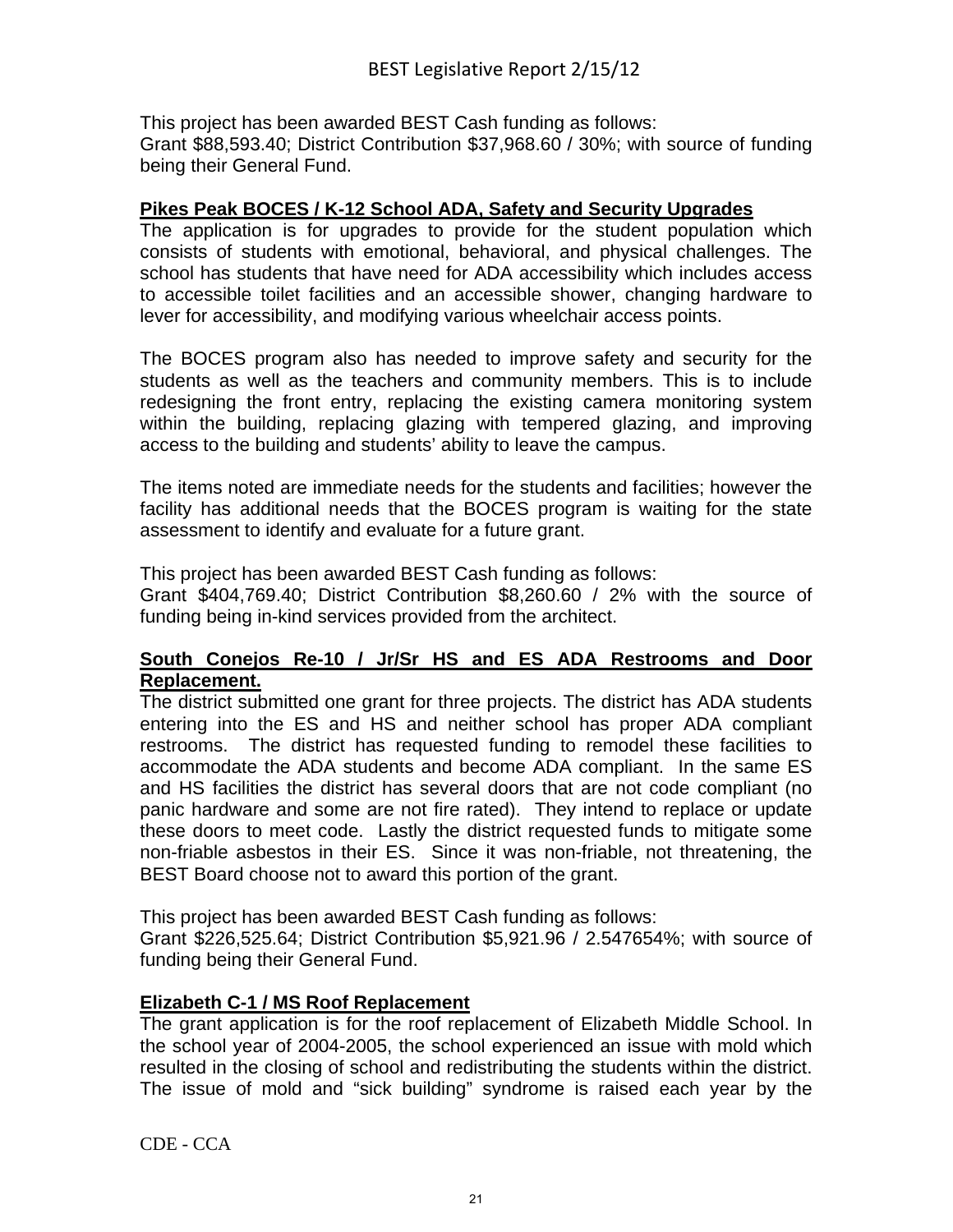This project has been awarded BEST Cash funding as follows:
Grant $88,593.40; District Contribution $37,968.60 / 30%; with source of funding being their General Fund.

**Pikes Peak BOCES / K-12 School ADA, Safety and Security Upgrades**

The application is for upgrades to provide for the student population which consists of students with emotional, behavioral, and physical challenges. The school has students that have need for ADA accessibility which includes access to accessible toilet facilities and an accessible shower, changing hardware to lever for accessibility, and modifying various wheelchair access points.

The BOCES program also has needed to improve safety and security for the students as well as the teachers and community members. This is to include redesigning the front entry, replacing the existing camera monitoring system within the building, replacing glazing with tempered glazing, and improving access to the building and students' ability to leave the campus.

The items noted are immediate needs for the students and facilities; however the facility has additional needs that the BOCES program is waiting for the state assessment to identify and evaluate for a future grant.

This project has been awarded BEST Cash funding as follows:
Grant $404,769.40; District Contribution $8,260.60 / 2% with the source of funding being in-kind services provided from the architect.

**South Conejos Re-10 / Jr/Sr HS and ES ADA Restrooms and Door Replacement.**

The district submitted one grant for three projects. The district has ADA students entering into the ES and HS and neither school has proper ADA compliant restrooms. The district has requested funding to remodel these facilities to accommodate the ADA students and become ADA compliant. In the same ES and HS facilities the district has several doors that are not code compliant (no panic hardware and some are not fire rated). They intend to replace or update these doors to meet code. Lastly the district requested funds to mitigate some non-friable asbestos in their ES. Since it was non-friable, not threatening, the BEST Board choose not to award this portion of the grant.

This project has been awarded BEST Cash funding as follows:
Grant $226,525.64; District Contribution $5,921.96 / 2.547654%; with source of funding being their General Fund.

**Elizabeth C-1 / MS Roof Replacement**

The grant application is for the roof replacement of Elizabeth Middle School. In the school year of 2004-2005, the school experienced an issue with mold which resulted in the closing of school and redistributing the students within the district. The issue of mold and "sick building" syndrome is raised each year by the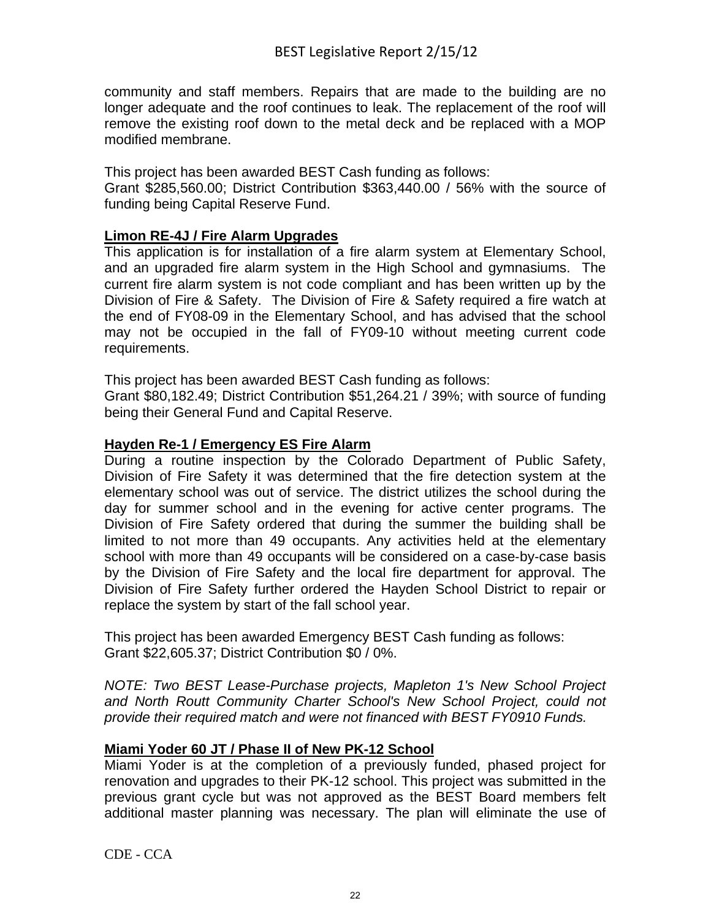community and staff members. Repairs that are made to the building are no longer adequate and the roof continues to leak. The replacement of the roof will remove the existing roof down to the metal deck and be replaced with a MOP modified membrane.

This project has been awarded BEST Cash funding as follows:
Grant $285,560.00; District Contribution $363,440.00 / 56% with the source of funding being Capital Reserve Fund.

**Limon RE-4J / Fire Alarm Upgrades**

This application is for installation of a fire alarm system at Elementary School, and an upgraded fire alarm system in the High School and gymnasiums. The current fire alarm system is not code compliant and has been written up by the Division of Fire & Safety. The Division of Fire & Safety required a fire watch at the end of FY08-09 in the Elementary School, and has advised that the school may not be occupied in the fall of FY09-10 without meeting current code requirements.

This project has been awarded BEST Cash funding as follows:
Grant $80,182.49; District Contribution $51,264.21 / 39%; with source of funding being their General Fund and Capital Reserve.

**Hayden Re-1 / Emergency ES Fire Alarm**

During a routine inspection by the Colorado Department of Public Safety, Division of Fire Safety it was determined that the fire detection system at the elementary school was out of service. The district utilizes the school during the day for summer school and in the evening for active center programs. The Division of Fire Safety ordered that during the summer the building shall be limited to not more than 49 occupants. Any activities held at the elementary school with more than 49 occupants will be considered on a case-by-case basis by the Division of Fire Safety and the local fire department for approval. The Division of Fire Safety further ordered the Hayden School District to repair or replace the system by start of the fall school year.

This project has been awarded Emergency BEST Cash funding as follows:
Grant $22,605.37; District Contribution $0 / 0%.

*NOTE: Two BEST Lease-Purchase projects, Mapleton 1's New School Project and North Routt Community Charter School's New School Project, could not provide their required match and were not financed with BEST FY0910 Funds.*

**Miami Yoder 60 JT / Phase II of New PK-12 School**

Miami Yoder is at the completion of a previously funded, phased project for renovation and upgrades to their PK-12 school. This project was submitted in the previous grant cycle but was not approved as the BEST Board members felt additional master planning was necessary. The plan will eliminate the use of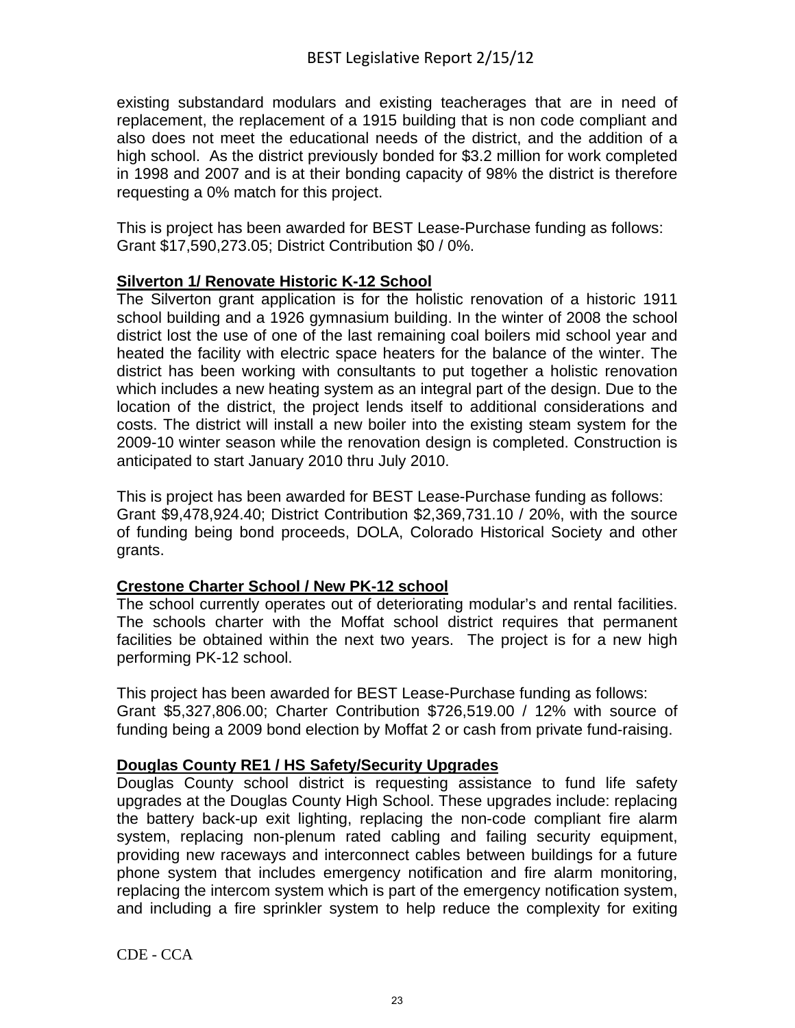existing substandard modulars and existing teacherages that are in need of replacement, the replacement of a 1915 building that is non code compliant and also does not meet the educational needs of the district, and the addition of a high school. As the district previously bonded for $3.2 million for work completed in 1998 and 2007 and is at their bonding capacity of 98% the district is therefore requesting a 0% match for this project.

This is project has been awarded for BEST Lease-Purchase funding as follows: Grant $17,590,273.05; District Contribution $0 / 0%.

**Silverton 1/ Renovate Historic K-12 School**

The Silverton grant application is for the holistic renovation of a historic 1911 school building and a 1926 gymnasium building. In the winter of 2008 the school district lost the use of one of the last remaining coal boilers mid school year and heated the facility with electric space heaters for the balance of the winter. The district has been working with consultants to put together a holistic renovation which includes a new heating system as an integral part of the design. Due to the location of the district, the project lends itself to additional considerations and costs. The district will install a new boiler into the existing steam system for the 2009-10 winter season while the renovation design is completed. Construction is anticipated to start January 2010 thru July 2010.

This is project has been awarded for BEST Lease-Purchase funding as follows: Grant $9,478,924.40; District Contribution $2,369,731.10 / 20%, with the source of funding being bond proceeds, DOLA, Colorado Historical Society and other grants.

**Crestone Charter School / New PK-12 school**

The school currently operates out of deteriorating modular's and rental facilities. The schools charter with the Moffat school district requires that permanent facilities be obtained within the next two years. The project is for a new high performing PK-12 school.

This project has been awarded for BEST Lease-Purchase funding as follows: Grant $5,327,806.00; Charter Contribution $726,519.00 / 12% with source of funding being a 2009 bond election by Moffat 2 or cash from private fund-raising.

**Douglas County RE1 / HS Safety/Security Upgrades**

Douglas County school district is requesting assistance to fund life safety upgrades at the Douglas County High School. These upgrades include: replacing the battery back-up exit lighting, replacing the non-code compliant fire alarm system, replacing non-plenum rated cabling and failing security equipment, providing new raceways and interconnect cables between buildings for a future phone system that includes emergency notification and fire alarm monitoring, replacing the intercom system which is part of the emergency notification system, and including a fire sprinkler system to help reduce the complexity for exiting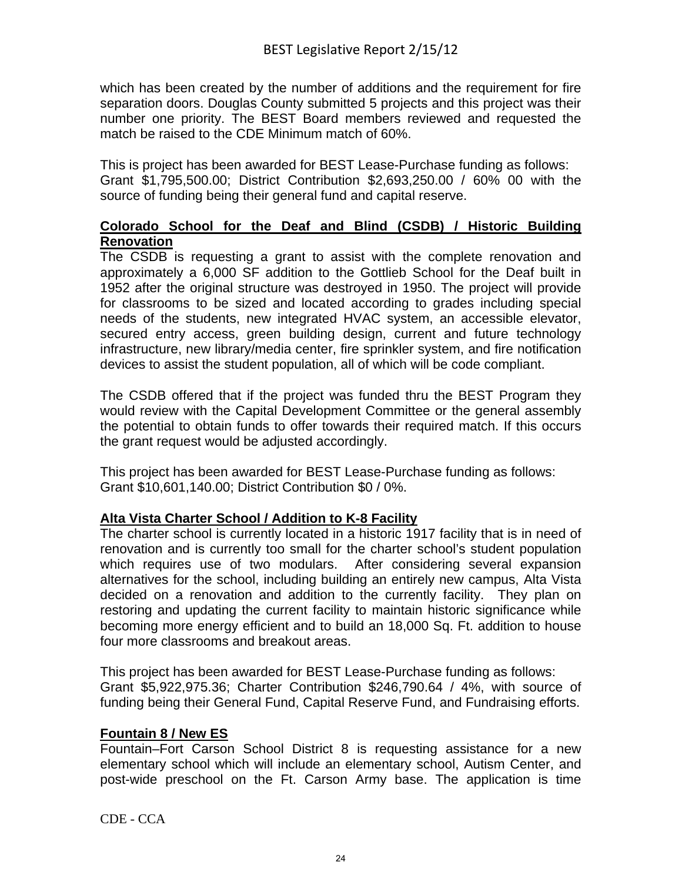which has been created by the number of additions and the requirement for fire separation doors. Douglas County submitted 5 projects and this project was their number one priority. The BEST Board members reviewed and requested the match be raised to the CDE Minimum match of 60%.

This is project has been awarded for BEST Lease-Purchase funding as follows:
Grant $1,795,500.00; District Contribution $2,693,250.00 / 60% 00 with the source of funding being their general fund and capital reserve.

**Colorado School for the Deaf and Blind (CSDB) / Historic Building Renovation**

The CSDB is requesting a grant to assist with the complete renovation and approximately a 6,000 SF addition to the Gottlieb School for the Deaf built in 1952 after the original structure was destroyed in 1950. The project will provide for classrooms to be sized and located according to grades including special needs of the students, new integrated HVAC system, an accessible elevator, secured entry access, green building design, current and future technology infrastructure, new library/media center, fire sprinkler system, and fire notification devices to assist the student population, all of which will be code compliant.

The CSDB offered that if the project was funded thru the BEST Program they would review with the Capital Development Committee or the general assembly the potential to obtain funds to offer towards their required match. If this occurs the grant request would be adjusted accordingly.

This project has been awarded for BEST Lease-Purchase funding as follows:
Grant $10,601,140.00; District Contribution $0 / 0%.

**Alta Vista Charter School / Addition to K-8 Facility**

The charter school is currently located in a historic 1917 facility that is in need of renovation and is currently too small for the charter school's student population which requires use of two modulars. After considering several expansion alternatives for the school, including building an entirely new campus, Alta Vista decided on a renovation and addition to the currently facility. They plan on restoring and updating the current facility to maintain historic significance while becoming more energy efficient and to build an 18,000 Sq. Ft. addition to house four more classrooms and breakout areas.

This project has been awarded for BEST Lease-Purchase funding as follows:
Grant $5,922,975.36; Charter Contribution $246,790.64 / 4%, with source of funding being their General Fund, Capital Reserve Fund, and Fundraising efforts.

**Fountain 8 / New ES**

Fountain–Fort Carson School District 8 is requesting assistance for a new elementary school which will include an elementary school, Autism Center, and post-wide preschool on the Ft. Carson Army base. The application is time

CDE - CCA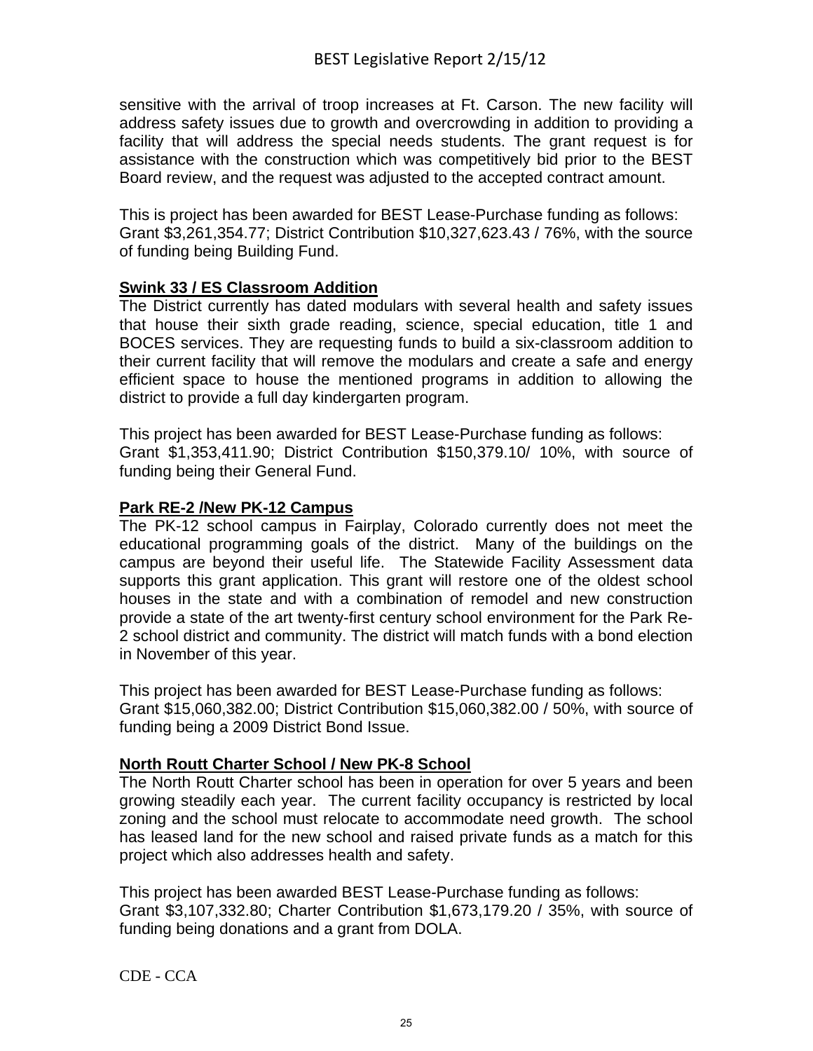sensitive with the arrival of troop increases at Ft. Carson. The new facility will address safety issues due to growth and overcrowding in addition to providing a facility that will address the special needs students. The grant request is for assistance with the construction which was competitively bid prior to the BEST Board review, and the request was adjusted to the accepted contract amount.

This is project has been awarded for BEST Lease-Purchase funding as follows: Grant $3,261,354.77; District Contribution $10,327,623.43 / 76%, with the source of funding being Building Fund.

**Swink 33 / ES Classroom Addition**

The District currently has dated modulars with several health and safety issues that house their sixth grade reading, science, special education, title 1 and BOCES services. They are requesting funds to build a six-classroom addition to their current facility that will remove the modulars and create a safe and energy efficient space to house the mentioned programs in addition to allowing the district to provide a full day kindergarten program.

This project has been awarded for BEST Lease-Purchase funding as follows: Grant $1,353,411.90; District Contribution $150,379.10/ 10%, with source of funding being their General Fund.

**Park RE-2 /New PK-12 Campus**

The PK-12 school campus in Fairplay, Colorado currently does not meet the educational programming goals of the district. Many of the buildings on the campus are beyond their useful life. The Statewide Facility Assessment data supports this grant application. This grant will restore one of the oldest school houses in the state and with a combination of remodel and new construction provide a state of the art twenty-first century school environment for the Park Re-2 school district and community. The district will match funds with a bond election in November of this year.

This project has been awarded for BEST Lease-Purchase funding as follows: Grant $15,060,382.00; District Contribution $15,060,382.00 / 50%, with source of funding being a 2009 District Bond Issue.

**North Routt Charter School / New PK-8 School**

The North Routt Charter school has been in operation for over 5 years and been growing steadily each year. The current facility occupancy is restricted by local zoning and the school must relocate to accommodate need growth. The school has leased land for the new school and raised private funds as a match for this project which also addresses health and safety.

This project has been awarded BEST Lease-Purchase funding as follows: Grant $3,107,332.80; Charter Contribution $1,673,179.20 / 35%, with source of funding being donations and a grant from DOLA.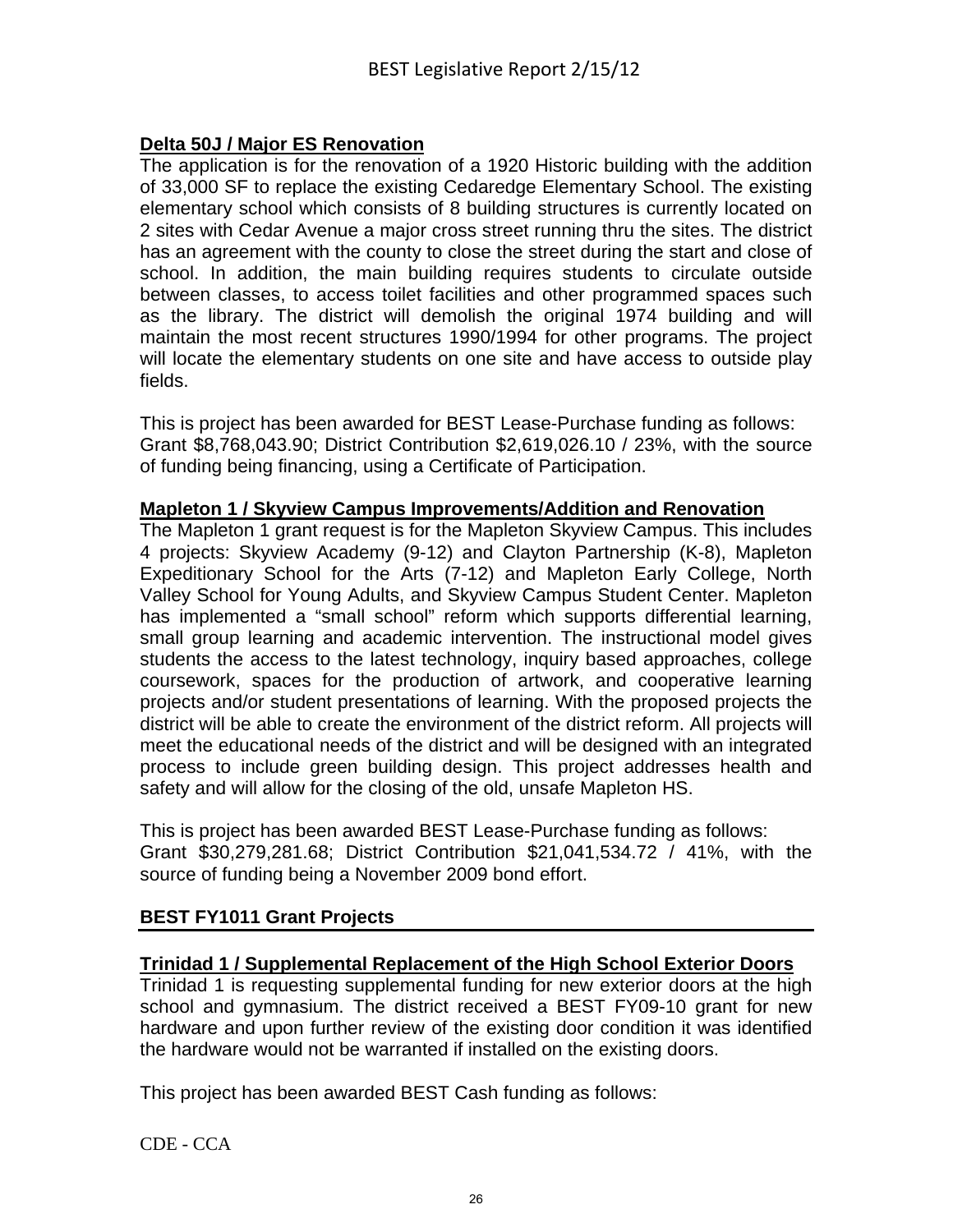**Delta 50J / Major ES Renovation**

The application is for the renovation of a 1920 Historic building with the addition of 33,000 SF to replace the existing Cedaredge Elementary School. The existing elementary school which consists of 8 building structures is currently located on 2 sites with Cedar Avenue a major cross street running thru the sites. The district has an agreement with the county to close the street during the start and close of school. In addition, the main building requires students to circulate outside between classes, to access toilet facilities and other programmed spaces such as the library. The district will demolish the original 1974 building and will maintain the most recent structures 1990/1994 for other programs. The project will locate the elementary students on one site and have access to outside play fields.

This is project has been awarded for BEST Lease-Purchase funding as follows:
Grant $8,768,043.90; District Contribution $2,619,026.10 / 23%, with the source of funding being financing, using a Certificate of Participation.

**Mapleton 1 / Skyview Campus Improvements/Addition and Renovation**

The Mapleton 1 grant request is for the Mapleton Skyview Campus. This includes 4 projects: Skyview Academy (9-12) and Clayton Partnership (K-8), Mapleton Expeditionary School for the Arts (7-12) and Mapleton Early College, North Valley School for Young Adults, and Skyview Campus Student Center. Mapleton has implemented a "small school" reform which supports differential learning, small group learning and academic intervention. The instructional model gives students the access to the latest technology, inquiry based approaches, college coursework, spaces for the production of artwork, and cooperative learning projects and/or student presentations of learning. With the proposed projects the district will be able to create the environment of the district reform. All projects will meet the educational needs of the district and will be designed with an integrated process to include green building design. This project addresses health and safety and will allow for the closing of the old, unsafe Mapleton HS.

This is project has been awarded BEST Lease-Purchase funding as follows:
Grant $30,279,281.68; District Contribution $21,041,534.72 / 41%, with the source of funding being a November 2009 bond effort.

## BEST FY1011 Grant Projects

**Trinidad 1 / Supplemental Replacement of the High School Exterior Doors**

Trinidad 1 is requesting supplemental funding for new exterior doors at the high school and gymnasium. The district received a BEST FY09-10 grant for new hardware and upon further review of the existing door condition it was identified the hardware would not be warranted if installed on the existing doors.

This project has been awarded BEST Cash funding as follows:

CDE - CCA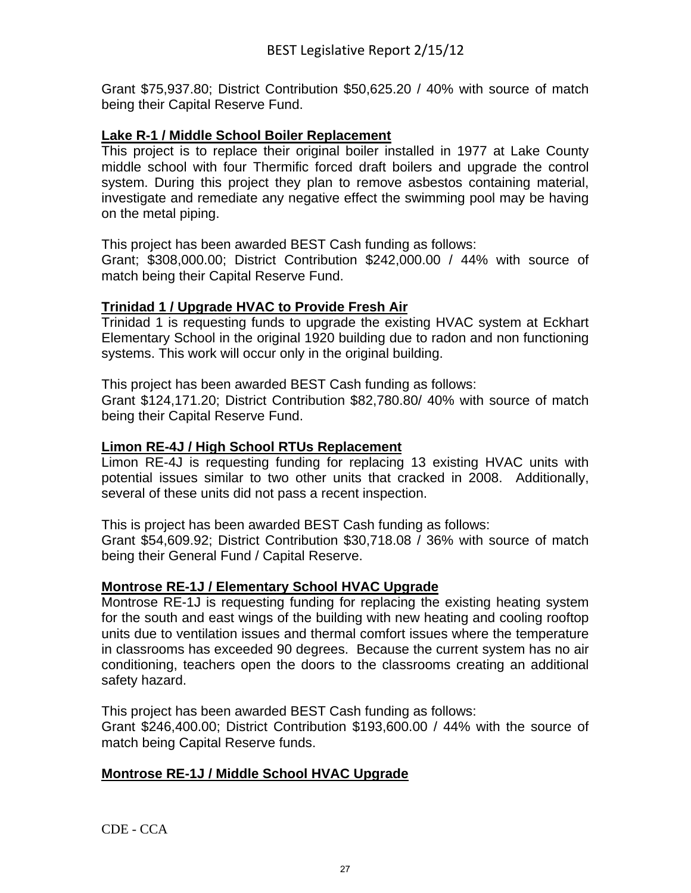Grant $75,937.80; District Contribution $50,625.20 / 40% with source of match being their Capital Reserve Fund.

**Lake R-1 / Middle School Boiler Replacement**

This project is to replace their original boiler installed in 1977 at Lake County middle school with four Thermific forced draft boilers and upgrade the control system. During this project they plan to remove asbestos containing material, investigate and remediate any negative effect the swimming pool may be having on the metal piping.

This project has been awarded BEST Cash funding as follows:
Grant; $308,000.00; District Contribution $242,000.00 / 44% with source of match being their Capital Reserve Fund.

**Trinidad 1 / Upgrade HVAC to Provide Fresh Air**

Trinidad 1 is requesting funds to upgrade the existing HVAC system at Eckhart Elementary School in the original 1920 building due to radon and non functioning systems. This work will occur only in the original building.

This project has been awarded BEST Cash funding as follows:
Grant $124,171.20; District Contribution $82,780.80/ 40% with source of match being their Capital Reserve Fund.

**Limon RE-4J / High School RTUs Replacement**

Limon RE-4J is requesting funding for replacing 13 existing HVAC units with potential issues similar to two other units that cracked in 2008. Additionally, several of these units did not pass a recent inspection.

This is project has been awarded BEST Cash funding as follows:
Grant $54,609.92; District Contribution $30,718.08 / 36% with source of match being their General Fund / Capital Reserve.

**Montrose RE-1J / Elementary School HVAC Upgrade**

Montrose RE-1J is requesting funding for replacing the existing heating system for the south and east wings of the building with new heating and cooling rooftop units due to ventilation issues and thermal comfort issues where the temperature in classrooms has exceeded 90 degrees. Because the current system has no air conditioning, teachers open the doors to the classrooms creating an additional safety hazard.

This project has been awarded BEST Cash funding as follows:
Grant $246,400.00; District Contribution $193,600.00 / 44% with the source of match being Capital Reserve funds.

**Montrose RE-1J / Middle School HVAC Upgrade**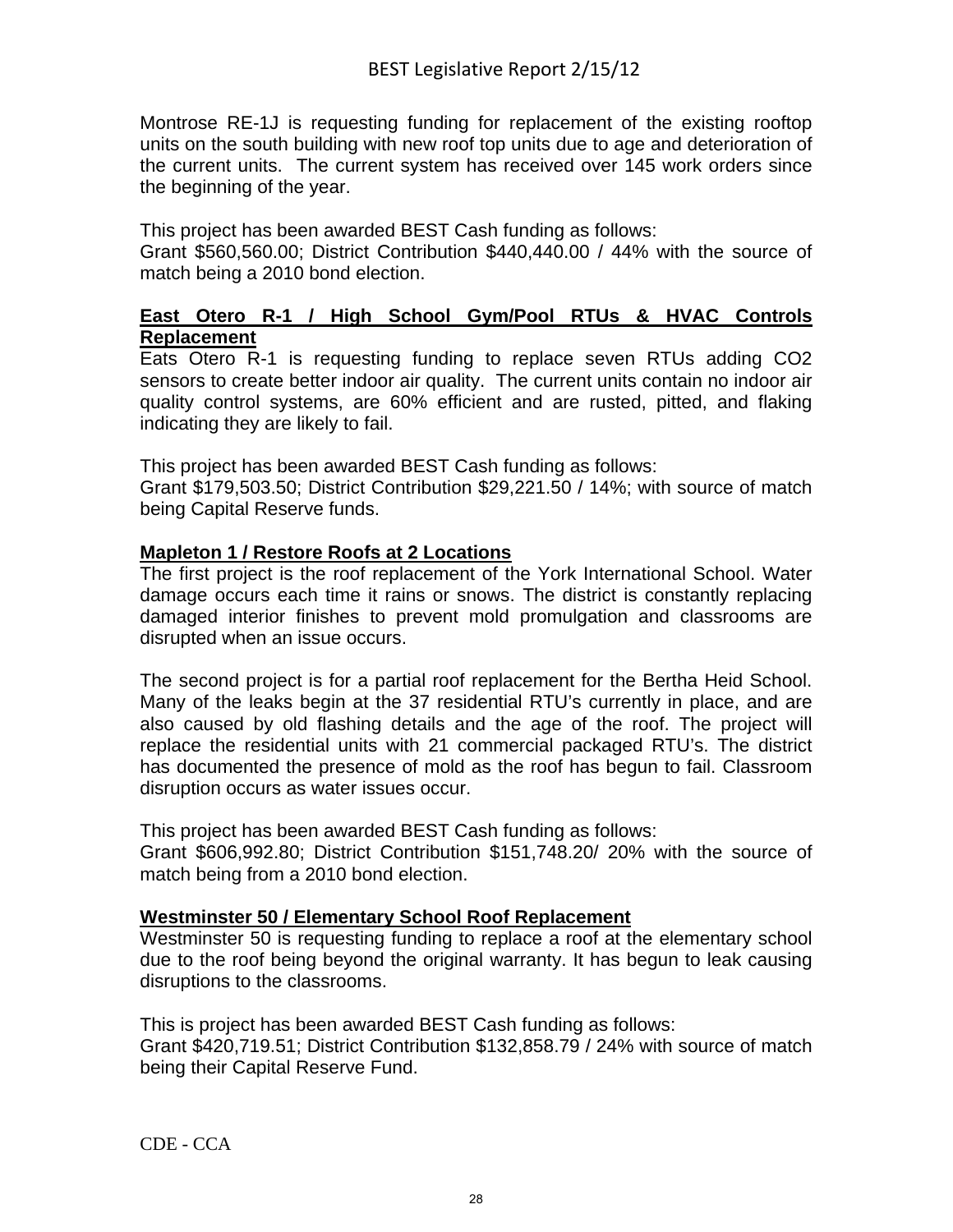Montrose RE-1J is requesting funding for replacement of the existing rooftop units on the south building with new roof top units due to age and deterioration of the current units. The current system has received over 145 work orders since the beginning of the year.

This project has been awarded BEST Cash funding as follows:
Grant $560,560.00; District Contribution $440,440.00 / 44% with the source of match being a 2010 bond election.

**East Otero R-1 / High School Gym/Pool RTUs & HVAC Controls Replacement**

Eats Otero R-1 is requesting funding to replace seven RTUs adding CO2 sensors to create better indoor air quality. The current units contain no indoor air quality control systems, are 60% efficient and are rusted, pitted, and flaking indicating they are likely to fail.

This project has been awarded BEST Cash funding as follows:
Grant $179,503.50; District Contribution $29,221.50 / 14%; with source of match being Capital Reserve funds.

**Mapleton 1 / Restore Roofs at 2 Locations**

The first project is the roof replacement of the York International School. Water damage occurs each time it rains or snows. The district is constantly replacing damaged interior finishes to prevent mold promulgation and classrooms are disrupted when an issue occurs.

The second project is for a partial roof replacement for the Bertha Heid School. Many of the leaks begin at the 37 residential RTU's currently in place, and are also caused by old flashing details and the age of the roof. The project will replace the residential units with 21 commercial packaged RTU's. The district has documented the presence of mold as the roof has begun to fail. Classroom disruption occurs as water issues occur.

This project has been awarded BEST Cash funding as follows:
Grant $606,992.80; District Contribution $151,748.20/ 20% with the source of match being from a 2010 bond election.

**Westminster 50 / Elementary School Roof Replacement**

Westminster 50 is requesting funding to replace a roof at the elementary school due to the roof being beyond the original warranty. It has begun to leak causing disruptions to the classrooms.

This is project has been awarded BEST Cash funding as follows:
Grant $420,719.51; District Contribution $132,858.79 / 24% with source of match being their Capital Reserve Fund.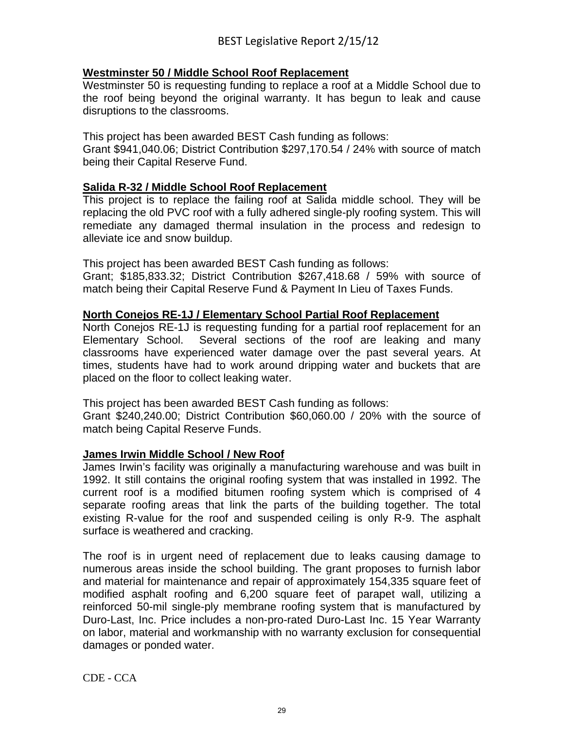**Westminster 50 / Middle School Roof Replacement**

Westminster 50 is requesting funding to replace a roof at a Middle School due to the roof being beyond the original warranty. It has begun to leak and cause disruptions to the classrooms.

This project has been awarded BEST Cash funding as follows:
Grant $941,040.06; District Contribution $297,170.54 / 24% with source of match being their Capital Reserve Fund.

**Salida R-32 / Middle School Roof Replacement**

This project is to replace the failing roof at Salida middle school. They will be replacing the old PVC roof with a fully adhered single-ply roofing system. This will remediate any damaged thermal insulation in the process and redesign to alleviate ice and snow buildup.

This project has been awarded BEST Cash funding as follows:
Grant; $185,833.32; District Contribution $267,418.68 / 59% with source of match being their Capital Reserve Fund & Payment In Lieu of Taxes Funds.

**North Conejos RE-1J / Elementary School Partial Roof Replacement**

North Conejos RE-1J is requesting funding for a partial roof replacement for an Elementary School. Several sections of the roof are leaking and many classrooms have experienced water damage over the past several years. At times, students have had to work around dripping water and buckets that are placed on the floor to collect leaking water.

This project has been awarded BEST Cash funding as follows:
Grant $240,240.00; District Contribution $60,060.00 / 20% with the source of match being Capital Reserve Funds.

**James Irwin Middle School / New Roof**

James Irwin's facility was originally a manufacturing warehouse and was built in 1992. It still contains the original roofing system that was installed in 1992. The current roof is a modified bitumen roofing system which is comprised of 4 separate roofing areas that link the parts of the building together. The total existing R-value for the roof and suspended ceiling is only R-9. The asphalt surface is weathered and cracking.

The roof is in urgent need of replacement due to leaks causing damage to numerous areas inside the school building. The grant proposes to furnish labor and material for maintenance and repair of approximately 154,335 square feet of modified asphalt roofing and 6,200 square feet of parapet wall, utilizing a reinforced 50-mil single-ply membrane roofing system that is manufactured by Duro-Last, Inc. Price includes a non-pro-rated Duro-Last Inc. 15 Year Warranty on labor, material and workmanship with no warranty exclusion for consequential damages or ponded water.

CDE - CCA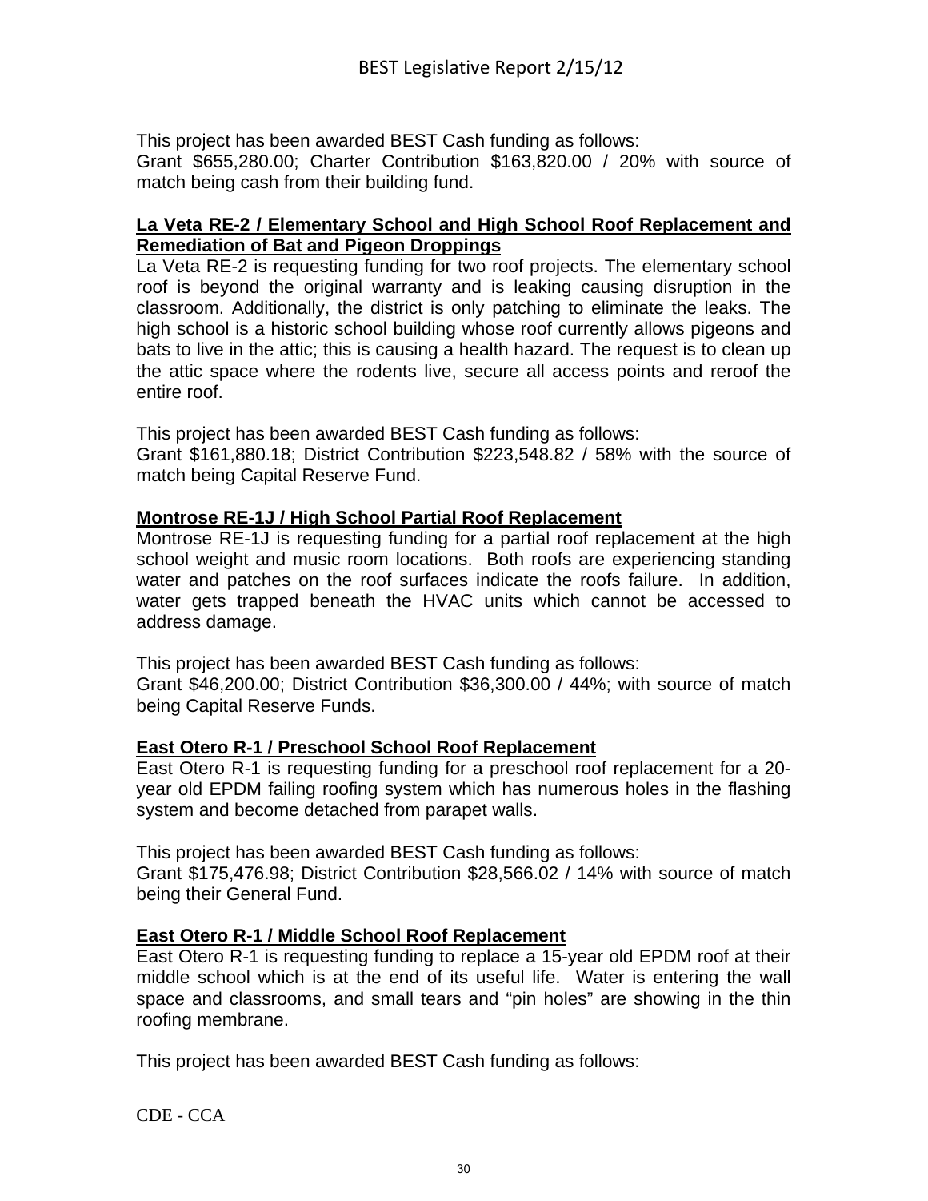This project has been awarded BEST Cash funding as follows:
Grant $655,280.00; Charter Contribution $163,820.00 / 20% with source of match being cash from their building fund.

**La Veta RE-2 / Elementary School and High School Roof Replacement and Remediation of Bat and Pigeon Droppings**

La Veta RE-2 is requesting funding for two roof projects. The elementary school roof is beyond the original warranty and is leaking causing disruption in the classroom. Additionally, the district is only patching to eliminate the leaks. The high school is a historic school building whose roof currently allows pigeons and bats to live in the attic; this is causing a health hazard. The request is to clean up the attic space where the rodents live, secure all access points and reroof the entire roof.

This project has been awarded BEST Cash funding as follows:
Grant $161,880.18; District Contribution $223,548.82 / 58% with the source of match being Capital Reserve Fund.

**Montrose RE-1J / High School Partial Roof Replacement**

Montrose RE-1J is requesting funding for a partial roof replacement at the high school weight and music room locations. Both roofs are experiencing standing water and patches on the roof surfaces indicate the roofs failure. In addition, water gets trapped beneath the HVAC units which cannot be accessed to address damage.

This project has been awarded BEST Cash funding as follows:
Grant $46,200.00; District Contribution $36,300.00 / 44%; with source of match being Capital Reserve Funds.

**East Otero R-1 / Preschool School Roof Replacement**

East Otero R-1 is requesting funding for a preschool roof replacement for a 20-year old EPDM failing roofing system which has numerous holes in the flashing system and become detached from parapet walls.

This project has been awarded BEST Cash funding as follows:
Grant $175,476.98; District Contribution $28,566.02 / 14% with source of match being their General Fund.

**East Otero R-1 / Middle School Roof Replacement**

East Otero R-1 is requesting funding to replace a 15-year old EPDM roof at their middle school which is at the end of its useful life. Water is entering the wall space and classrooms, and small tears and "pin holes" are showing in the thin roofing membrane.

This project has been awarded BEST Cash funding as follows: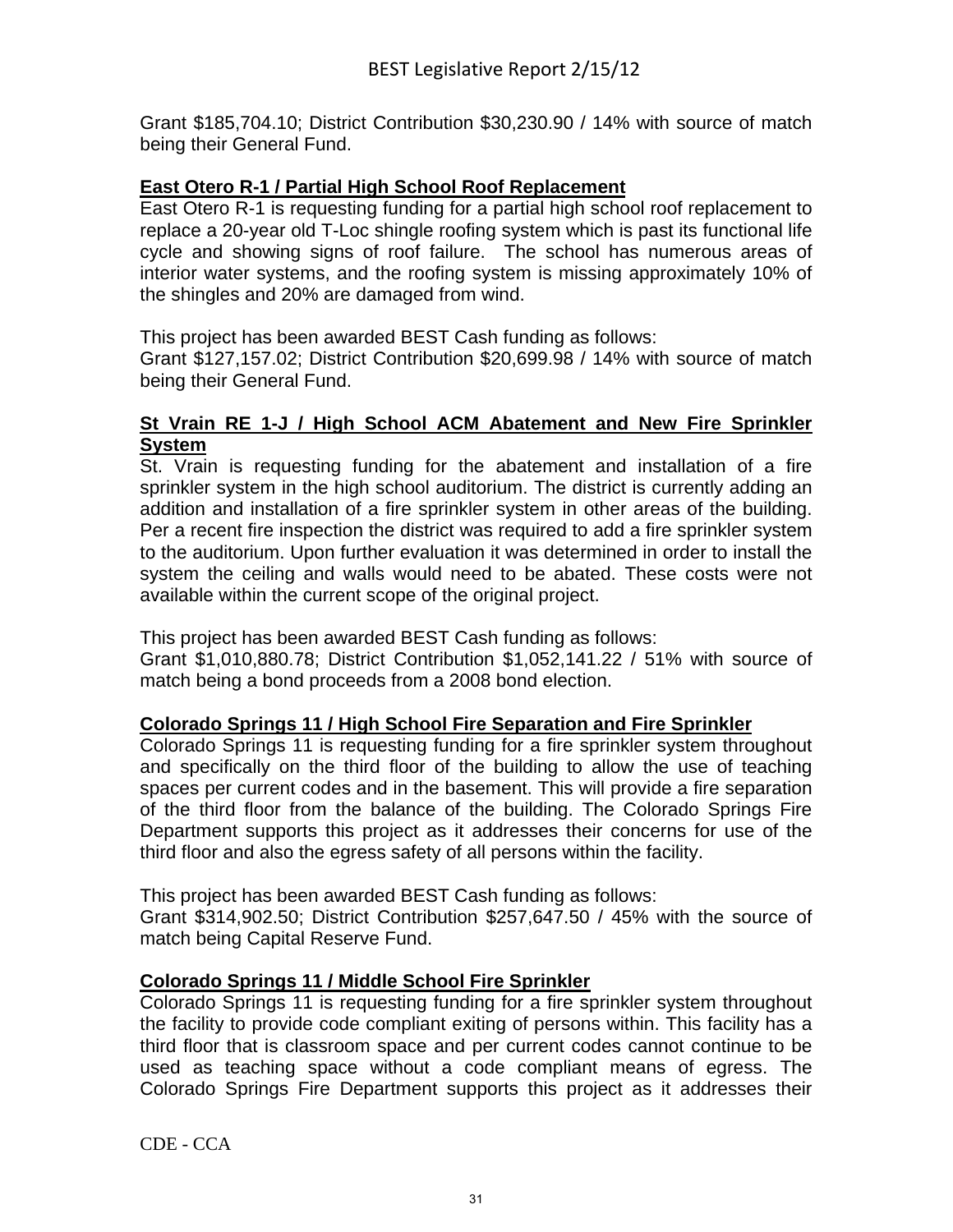Grant $185,704.10; District Contribution $30,230.90 / 14% with source of match being their General Fund.

**East Otero R-1 / Partial High School Roof Replacement**

East Otero R-1 is requesting funding for a partial high school roof replacement to replace a 20-year old T-Loc shingle roofing system which is past its functional life cycle and showing signs of roof failure. The school has numerous areas of interior water systems, and the roofing system is missing approximately 10% of the shingles and 20% are damaged from wind.

This project has been awarded BEST Cash funding as follows:
Grant $127,157.02; District Contribution $20,699.98 / 14% with source of match being their General Fund.

**St Vrain RE 1-J / High School ACM Abatement and New Fire Sprinkler System**

St. Vrain is requesting funding for the abatement and installation of a fire sprinkler system in the high school auditorium. The district is currently adding an addition and installation of a fire sprinkler system in other areas of the building. Per a recent fire inspection the district was required to add a fire sprinkler system to the auditorium. Upon further evaluation it was determined in order to install the system the ceiling and walls would need to be abated. These costs were not available within the current scope of the original project.

This project has been awarded BEST Cash funding as follows:
Grant $1,010,880.78; District Contribution $1,052,141.22 / 51% with source of match being a bond proceeds from a 2008 bond election.

**Colorado Springs 11 / High School Fire Separation and Fire Sprinkler**

Colorado Springs 11 is requesting funding for a fire sprinkler system throughout and specifically on the third floor of the building to allow the use of teaching spaces per current codes and in the basement. This will provide a fire separation of the third floor from the balance of the building. The Colorado Springs Fire Department supports this project as it addresses their concerns for use of the third floor and also the egress safety of all persons within the facility.

This project has been awarded BEST Cash funding as follows:
Grant $314,902.50; District Contribution $257,647.50 / 45% with the source of match being Capital Reserve Fund.

**Colorado Springs 11 / Middle School Fire Sprinkler**

Colorado Springs 11 is requesting funding for a fire sprinkler system throughout the facility to provide code compliant exiting of persons within. This facility has a third floor that is classroom space and per current codes cannot continue to be used as teaching space without a code compliant means of egress. The Colorado Springs Fire Department supports this project as it addresses their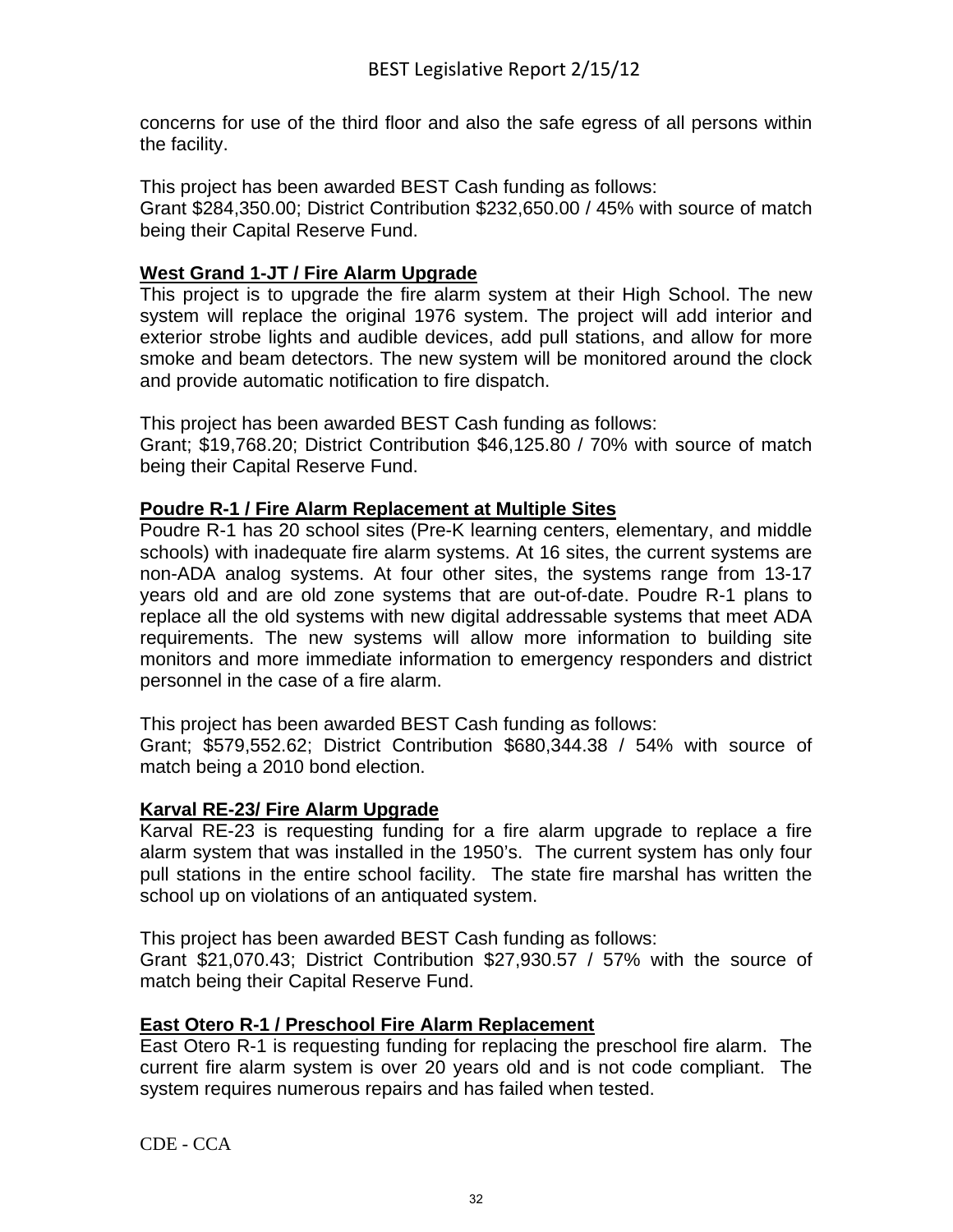concerns for use of the third floor and also the safe egress of all persons within the facility.

This project has been awarded BEST Cash funding as follows:
Grant $284,350.00; District Contribution $232,650.00 / 45% with source of match being their Capital Reserve Fund.

**West Grand 1-JT / Fire Alarm Upgrade**

This project is to upgrade the fire alarm system at their High School. The new system will replace the original 1976 system. The project will add interior and exterior strobe lights and audible devices, add pull stations, and allow for more smoke and beam detectors. The new system will be monitored around the clock and provide automatic notification to fire dispatch.

This project has been awarded BEST Cash funding as follows:
Grant; $19,768.20; District Contribution $46,125.80 / 70% with source of match being their Capital Reserve Fund.

**Poudre R-1 / Fire Alarm Replacement at Multiple Sites**

Poudre R-1 has 20 school sites (Pre-K learning centers, elementary, and middle schools) with inadequate fire alarm systems. At 16 sites, the current systems are non-ADA analog systems. At four other sites, the systems range from 13-17 years old and are old zone systems that are out-of-date. Poudre R-1 plans to replace all the old systems with new digital addressable systems that meet ADA requirements. The new systems will allow more information to building site monitors and more immediate information to emergency responders and district personnel in the case of a fire alarm.

This project has been awarded BEST Cash funding as follows:
Grant; $579,552.62; District Contribution $680,344.38 / 54% with source of match being a 2010 bond election.

**Karval RE-23/ Fire Alarm Upgrade**

Karval RE-23 is requesting funding for a fire alarm upgrade to replace a fire alarm system that was installed in the 1950's. The current system has only four pull stations in the entire school facility. The state fire marshal has written the school up on violations of an antiquated system.

This project has been awarded BEST Cash funding as follows:
Grant $21,070.43; District Contribution $27,930.57 / 57% with the source of match being their Capital Reserve Fund.

**East Otero R-1 / Preschool Fire Alarm Replacement**

East Otero R-1 is requesting funding for replacing the preschool fire alarm. The current fire alarm system is over 20 years old and is not code compliant. The system requires numerous repairs and has failed when tested.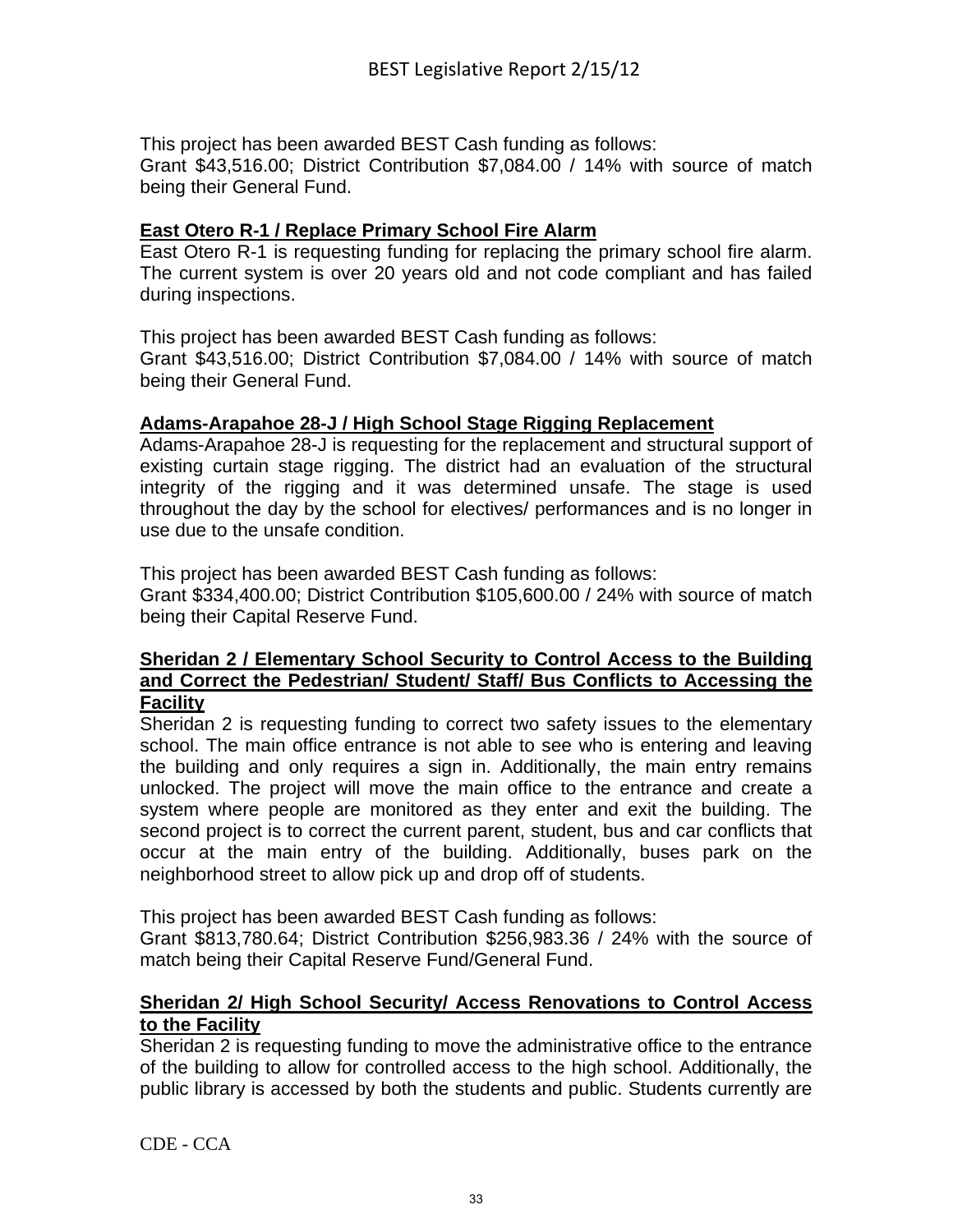This project has been awarded BEST Cash funding as follows:
Grant $43,516.00; District Contribution $7,084.00 / 14% with source of match being their General Fund.

**East Otero R-1 / Replace Primary School Fire Alarm**

East Otero R-1 is requesting funding for replacing the primary school fire alarm. The current system is over 20 years old and not code compliant and has failed during inspections.

This project has been awarded BEST Cash funding as follows:
Grant $43,516.00; District Contribution $7,084.00 / 14% with source of match being their General Fund.

**Adams-Arapahoe 28-J / High School Stage Rigging Replacement**

Adams-Arapahoe 28-J is requesting for the replacement and structural support of existing curtain stage rigging. The district had an evaluation of the structural integrity of the rigging and it was determined unsafe. The stage is used throughout the day by the school for electives/ performances and is no longer in use due to the unsafe condition.

This project has been awarded BEST Cash funding as follows:
Grant $334,400.00; District Contribution $105,600.00 / 24% with source of match being their Capital Reserve Fund.

**Sheridan 2 / Elementary School Security to Control Access to the Building and Correct the Pedestrian/ Student/ Staff/ Bus Conflicts to Accessing the Facility**

Sheridan 2 is requesting funding to correct two safety issues to the elementary school. The main office entrance is not able to see who is entering and leaving the building and only requires a sign in. Additionally, the main entry remains unlocked. The project will move the main office to the entrance and create a system where people are monitored as they enter and exit the building. The second project is to correct the current parent, student, bus and car conflicts that occur at the main entry of the building. Additionally, buses park on the neighborhood street to allow pick up and drop off of students.

This project has been awarded BEST Cash funding as follows:
Grant $813,780.64; District Contribution $256,983.36 / 24% with the source of match being their Capital Reserve Fund/General Fund.

**Sheridan 2/ High School Security/ Access Renovations to Control Access to the Facility**

Sheridan 2 is requesting funding to move the administrative office to the entrance of the building to allow for controlled access to the high school. Additionally, the public library is accessed by both the students and public. Students currently are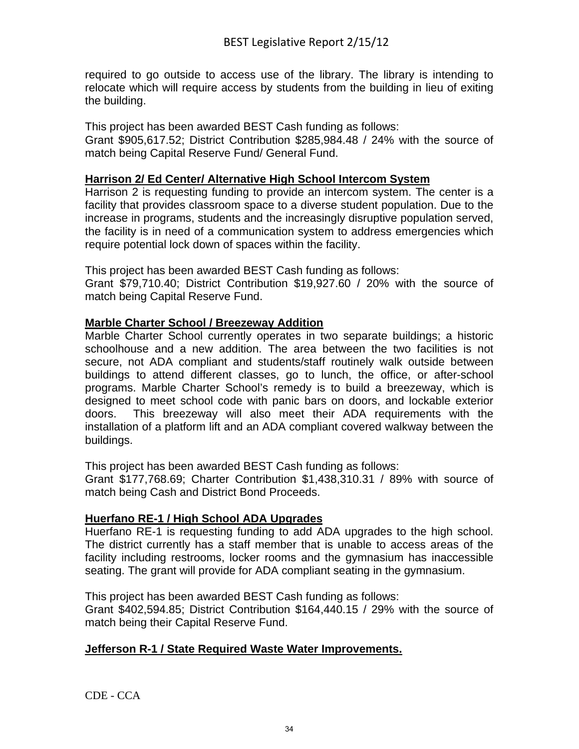required to go outside to access use of the library. The library is intending to relocate which will require access by students from the building in lieu of exiting the building.

This project has been awarded BEST Cash funding as follows:
Grant $905,617.52; District Contribution $285,984.48 / 24% with the source of match being Capital Reserve Fund/ General Fund.

**Harrison 2/ Ed Center/ Alternative High School Intercom System**

Harrison 2 is requesting funding to provide an intercom system. The center is a facility that provides classroom space to a diverse student population. Due to the increase in programs, students and the increasingly disruptive population served, the facility is in need of a communication system to address emergencies which require potential lock down of spaces within the facility.

This project has been awarded BEST Cash funding as follows:
Grant $79,710.40; District Contribution $19,927.60 / 20% with the source of match being Capital Reserve Fund.

**Marble Charter School / Breezeway Addition**

Marble Charter School currently operates in two separate buildings; a historic schoolhouse and a new addition. The area between the two facilities is not secure, not ADA compliant and students/staff routinely walk outside between buildings to attend different classes, go to lunch, the office, or after-school programs. Marble Charter School's remedy is to build a breezeway, which is designed to meet school code with panic bars on doors, and lockable exterior doors. This breezeway will also meet their ADA requirements with the installation of a platform lift and an ADA compliant covered walkway between the buildings.

This project has been awarded BEST Cash funding as follows:
Grant $177,768.69; Charter Contribution $1,438,310.31 / 89% with source of match being Cash and District Bond Proceeds.

**Huerfano RE-1 / High School ADA Upgrades**

Huerfano RE-1 is requesting funding to add ADA upgrades to the high school. The district currently has a staff member that is unable to access areas of the facility including restrooms, locker rooms and the gymnasium has inaccessible seating. The grant will provide for ADA compliant seating in the gymnasium.

This project has been awarded BEST Cash funding as follows:
Grant $402,594.85; District Contribution $164,440.15 / 29% with the source of match being their Capital Reserve Fund.

**Jefferson R-1 / State Required Waste Water Improvements.**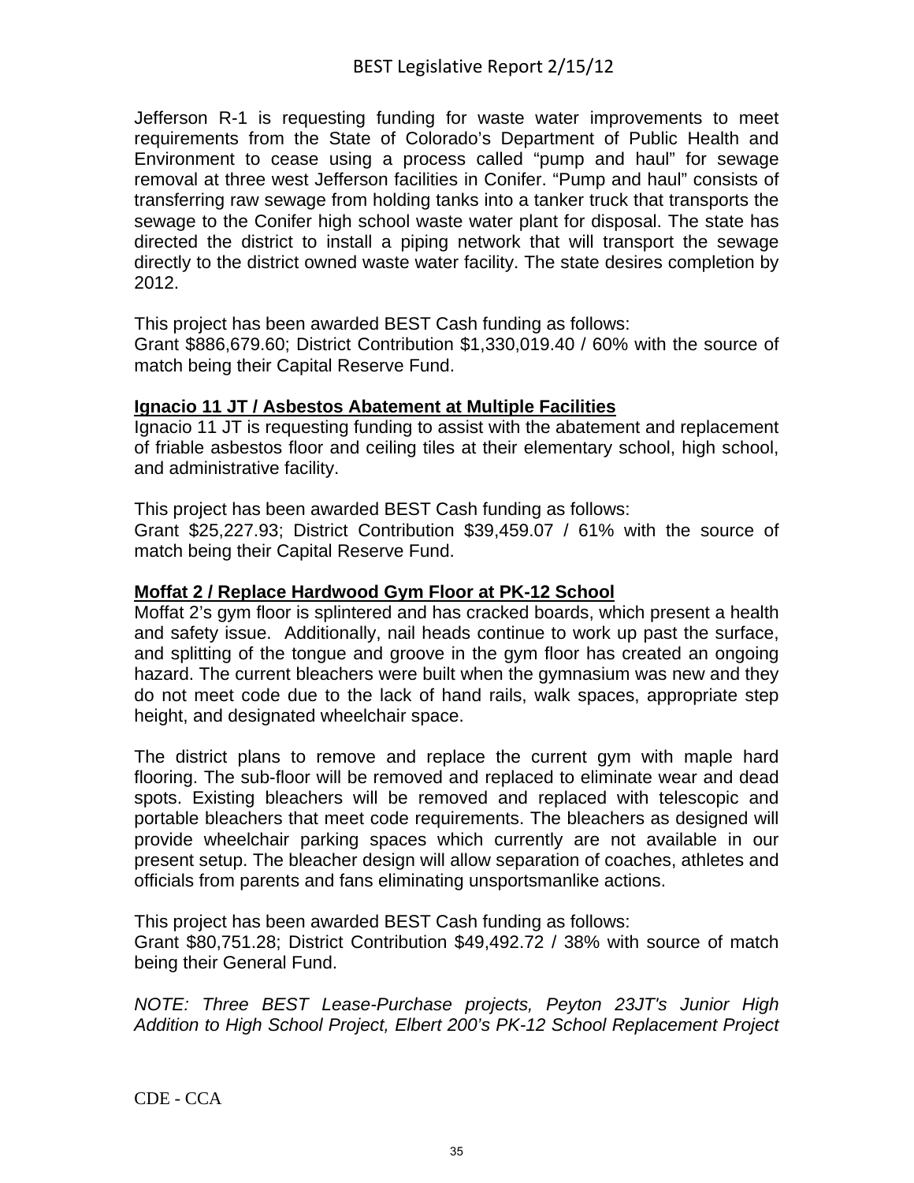Jefferson R-1 is requesting funding for waste water improvements to meet requirements from the State of Colorado's Department of Public Health and Environment to cease using a process called "pump and haul" for sewage removal at three west Jefferson facilities in Conifer. "Pump and haul" consists of transferring raw sewage from holding tanks into a tanker truck that transports the sewage to the Conifer high school waste water plant for disposal. The state has directed the district to install a piping network that will transport the sewage directly to the district owned waste water facility. The state desires completion by 2012.

This project has been awarded BEST Cash funding as follows:
Grant $886,679.60; District Contribution $1,330,019.40 / 60% with the source of match being their Capital Reserve Fund.

**Ignacio 11 JT / Asbestos Abatement at Multiple Facilities**

Ignacio 11 JT is requesting funding to assist with the abatement and replacement of friable asbestos floor and ceiling tiles at their elementary school, high school, and administrative facility.

This project has been awarded BEST Cash funding as follows:
Grant $25,227.93; District Contribution $39,459.07 / 61% with the source of match being their Capital Reserve Fund.

**Moffat 2 / Replace Hardwood Gym Floor at PK-12 School**

Moffat 2's gym floor is splintered and has cracked boards, which present a health and safety issue. Additionally, nail heads continue to work up past the surface, and splitting of the tongue and groove in the gym floor has created an ongoing hazard. The current bleachers were built when the gymnasium was new and they do not meet code due to the lack of hand rails, walk spaces, appropriate step height, and designated wheelchair space.

The district plans to remove and replace the current gym with maple hard flooring. The sub-floor will be removed and replaced to eliminate wear and dead spots. Existing bleachers will be removed and replaced with telescopic and portable bleachers that meet code requirements. The bleachers as designed will provide wheelchair parking spaces which currently are not available in our present setup. The bleacher design will allow separation of coaches, athletes and officials from parents and fans eliminating unsportsmanlike actions.

This project has been awarded BEST Cash funding as follows:
Grant $80,751.28; District Contribution $49,492.72 / 38% with source of match being their General Fund.

*NOTE: Three BEST Lease-Purchase projects, Peyton 23JT's Junior High Addition to High School Project, Elbert 200's PK-12 School Replacement Project*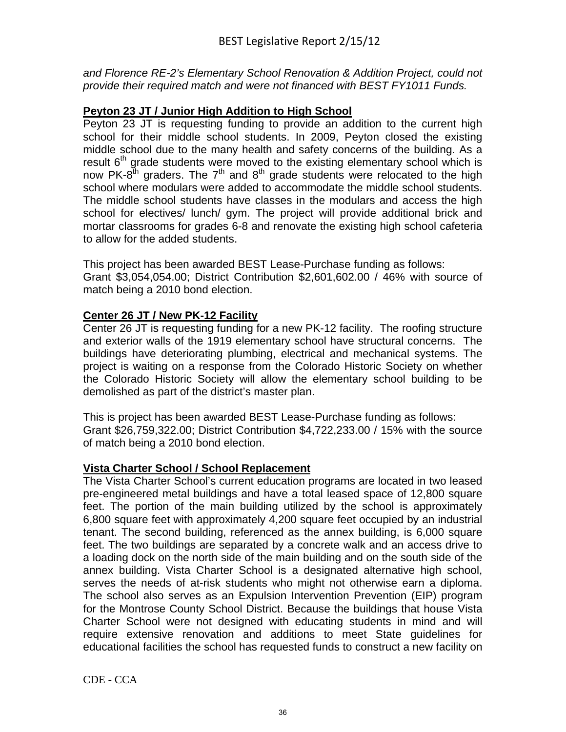*and Florence RE-2's Elementary School Renovation & Addition Project, could not provide their required match and were not financed with BEST FY1011 Funds.*

**Peyton 23 JT / Junior High Addition to High School**

Peyton 23 JT is requesting funding to provide an addition to the current high school for their middle school students. In 2009, Peyton closed the existing middle school due to the many health and safety concerns of the building. As a result 6th grade students were moved to the existing elementary school which is now PK-8th graders. The 7th and 8th grade students were relocated to the high school where modulars were added to accommodate the middle school students. The middle school students have classes in the modulars and access the high school for electives/ lunch/ gym. The project will provide additional brick and mortar classrooms for grades 6-8 and renovate the existing high school cafeteria to allow for the added students.

This project has been awarded BEST Lease-Purchase funding as follows:
Grant $3,054,054.00; District Contribution $2,601,602.00 / 46% with source of match being a 2010 bond election.

**Center 26 JT / New PK-12 Facility**

Center 26 JT is requesting funding for a new PK-12 facility. The roofing structure and exterior walls of the 1919 elementary school have structural concerns. The buildings have deteriorating plumbing, electrical and mechanical systems. The project is waiting on a response from the Colorado Historic Society on whether the Colorado Historic Society will allow the elementary school building to be demolished as part of the district's master plan.

This is project has been awarded BEST Lease-Purchase funding as follows:
Grant $26,759,322.00; District Contribution $4,722,233.00 / 15% with the source of match being a 2010 bond election.

**Vista Charter School / School Replacement**

The Vista Charter School's current education programs are located in two leased pre-engineered metal buildings and have a total leased space of 12,800 square feet. The portion of the main building utilized by the school is approximately 6,800 square feet with approximately 4,200 square feet occupied by an industrial tenant. The second building, referenced as the annex building, is 6,000 square feet. The two buildings are separated by a concrete walk and an access drive to a loading dock on the north side of the main building and on the south side of the annex building. Vista Charter School is a designated alternative high school, serves the needs of at-risk students who might not otherwise earn a diploma. The school also serves as an Expulsion Intervention Prevention (EIP) program for the Montrose County School District. Because the buildings that house Vista Charter School were not designed with educating students in mind and will require extensive renovation and additions to meet State guidelines for educational facilities the school has requested funds to construct a new facility on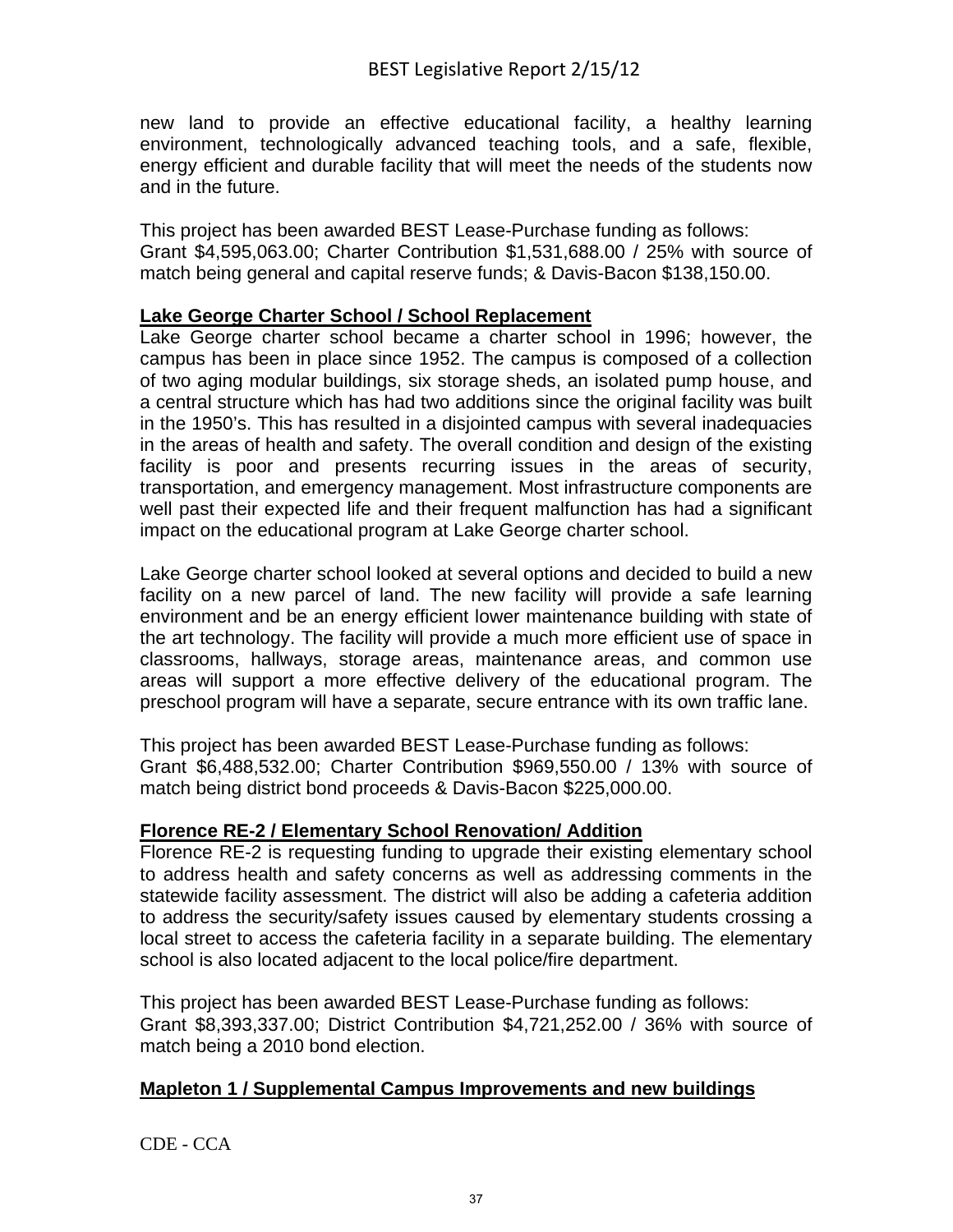new land to provide an effective educational facility, a healthy learning environment, technologically advanced teaching tools, and a safe, flexible, energy efficient and durable facility that will meet the needs of the students now and in the future.

This project has been awarded BEST Lease-Purchase funding as follows:
Grant $4,595,063.00; Charter Contribution $1,531,688.00 / 25% with source of match being general and capital reserve funds; & Davis-Bacon $138,150.00.

**Lake George Charter School / School Replacement**

Lake George charter school became a charter school in 1996; however, the campus has been in place since 1952. The campus is composed of a collection of two aging modular buildings, six storage sheds, an isolated pump house, and a central structure which has had two additions since the original facility was built in the 1950's. This has resulted in a disjointed campus with several inadequacies in the areas of health and safety. The overall condition and design of the existing facility is poor and presents recurring issues in the areas of security, transportation, and emergency management. Most infrastructure components are well past their expected life and their frequent malfunction has had a significant impact on the educational program at Lake George charter school.

Lake George charter school looked at several options and decided to build a new facility on a new parcel of land. The new facility will provide a safe learning environment and be an energy efficient lower maintenance building with state of the art technology. The facility will provide a much more efficient use of space in classrooms, hallways, storage areas, maintenance areas, and common use areas will support a more effective delivery of the educational program. The preschool program will have a separate, secure entrance with its own traffic lane.

This project has been awarded BEST Lease-Purchase funding as follows:
Grant $6,488,532.00; Charter Contribution $969,550.00 / 13% with source of match being district bond proceeds & Davis-Bacon $225,000.00.

**Florence RE-2 / Elementary School Renovation/ Addition**

Florence RE-2 is requesting funding to upgrade their existing elementary school to address health and safety concerns as well as addressing comments in the statewide facility assessment. The district will also be adding a cafeteria addition to address the security/safety issues caused by elementary students crossing a local street to access the cafeteria facility in a separate building. The elementary school is also located adjacent to the local police/fire department.

This project has been awarded BEST Lease-Purchase funding as follows:
Grant $8,393,337.00; District Contribution $4,721,252.00 / 36% with source of match being a 2010 bond election.

**Mapleton 1 / Supplemental Campus Improvements and new buildings**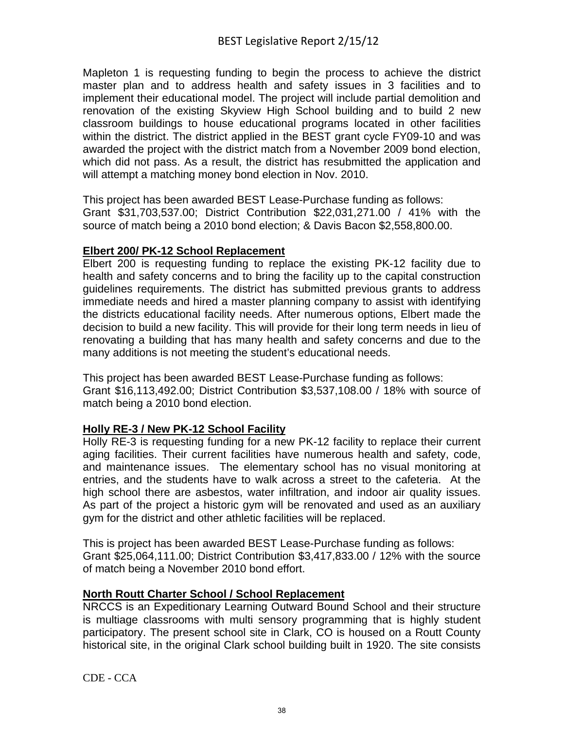Mapleton 1 is requesting funding to begin the process to achieve the district master plan and to address health and safety issues in 3 facilities and to implement their educational model. The project will include partial demolition and renovation of the existing Skyview High School building and to build 2 new classroom buildings to house educational programs located in other facilities within the district. The district applied in the BEST grant cycle FY09-10 and was awarded the project with the district match from a November 2009 bond election, which did not pass. As a result, the district has resubmitted the application and will attempt a matching money bond election in Nov. 2010.

This project has been awarded BEST Lease-Purchase funding as follows:
Grant $31,703,537.00; District Contribution $22,031,271.00 / 41% with the source of match being a 2010 bond election; & Davis Bacon $2,558,800.00.

**Elbert 200/ PK-12 School Replacement**

Elbert 200 is requesting funding to replace the existing PK-12 facility due to health and safety concerns and to bring the facility up to the capital construction guidelines requirements. The district has submitted previous grants to address immediate needs and hired a master planning company to assist with identifying the districts educational facility needs. After numerous options, Elbert made the decision to build a new facility. This will provide for their long term needs in lieu of renovating a building that has many health and safety concerns and due to the many additions is not meeting the student's educational needs.

This project has been awarded BEST Lease-Purchase funding as follows:
Grant $16,113,492.00; District Contribution $3,537,108.00 / 18% with source of match being a 2010 bond election.

**Holly RE-3 / New PK-12 School Facility**

Holly RE-3 is requesting funding for a new PK-12 facility to replace their current aging facilities. Their current facilities have numerous health and safety, code, and maintenance issues. The elementary school has no visual monitoring at entries, and the students have to walk across a street to the cafeteria. At the high school there are asbestos, water infiltration, and indoor air quality issues. As part of the project a historic gym will be renovated and used as an auxiliary gym for the district and other athletic facilities will be replaced.

This is project has been awarded BEST Lease-Purchase funding as follows:
Grant $25,064,111.00; District Contribution $3,417,833.00 / 12% with the source of match being a November 2010 bond effort.

**North Routt Charter School / School Replacement**

NRCCS is an Expeditionary Learning Outward Bound School and their structure is multiage classrooms with multi sensory programming that is highly student participatory. The present school site in Clark, CO is housed on a Routt County historical site, in the original Clark school building built in 1920. The site consists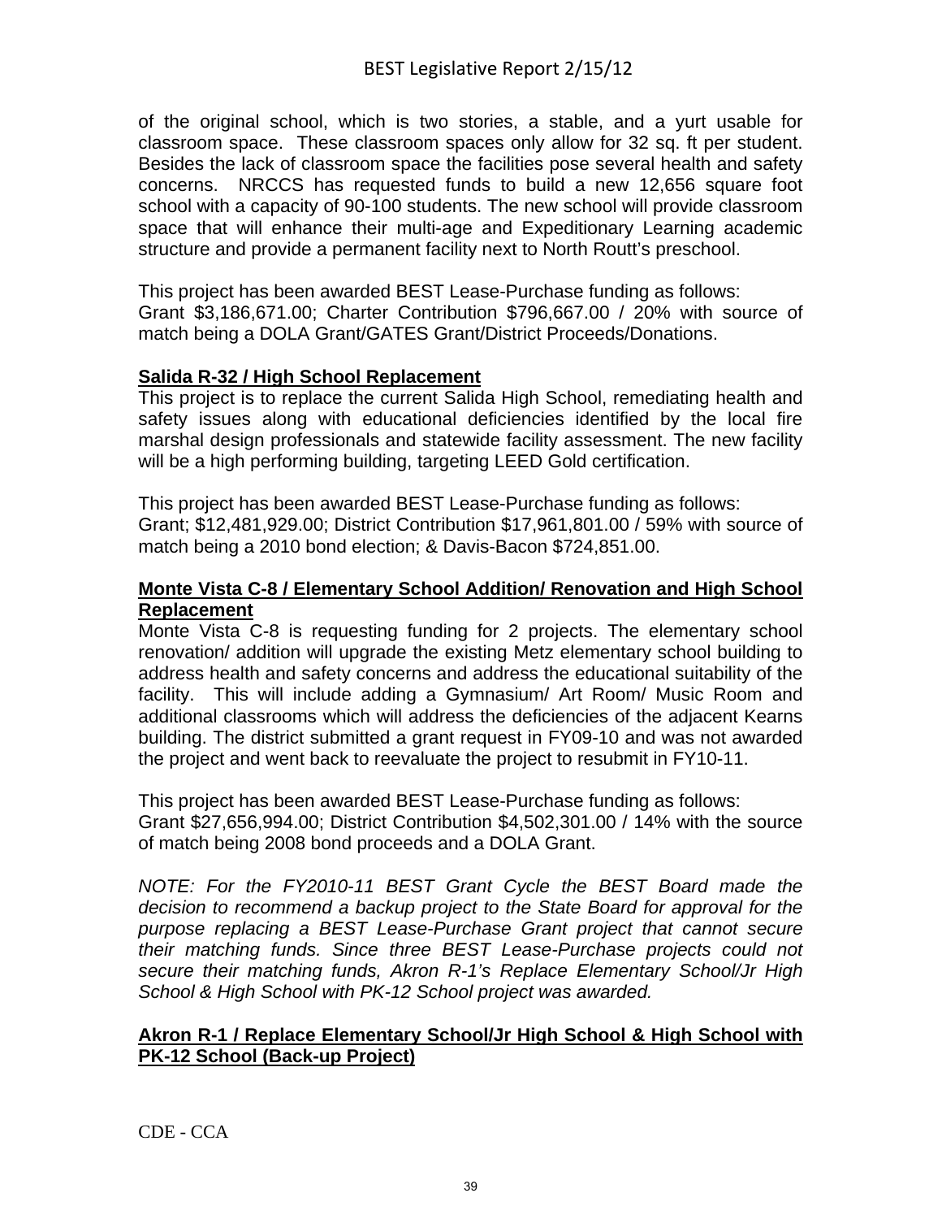of the original school, which is two stories, a stable, and a yurt usable for classroom space. These classroom spaces only allow for 32 sq. ft per student. Besides the lack of classroom space the facilities pose several health and safety concerns. NRCCS has requested funds to build a new 12,656 square foot school with a capacity of 90-100 students. The new school will provide classroom space that will enhance their multi-age and Expeditionary Learning academic structure and provide a permanent facility next to North Routt's preschool.

This project has been awarded BEST Lease-Purchase funding as follows:
Grant $3,186,671.00; Charter Contribution $796,667.00 / 20% with source of match being a DOLA Grant/GATES Grant/District Proceeds/Donations.

**Salida R-32 / High School Replacement**

This project is to replace the current Salida High School, remediating health and safety issues along with educational deficiencies identified by the local fire marshal design professionals and statewide facility assessment. The new facility will be a high performing building, targeting LEED Gold certification.

This project has been awarded BEST Lease-Purchase funding as follows:
Grant; $12,481,929.00; District Contribution $17,961,801.00 / 59% with source of match being a 2010 bond election; & Davis-Bacon $724,851.00.

**Monte Vista C-8 / Elementary School Addition/ Renovation and High School Replacement**

Monte Vista C-8 is requesting funding for 2 projects. The elementary school renovation/ addition will upgrade the existing Metz elementary school building to address health and safety concerns and address the educational suitability of the facility. This will include adding a Gymnasium/ Art Room/ Music Room and additional classrooms which will address the deficiencies of the adjacent Kearns building. The district submitted a grant request in FY09-10 and was not awarded the project and went back to reevaluate the project to resubmit in FY10-11.

This project has been awarded BEST Lease-Purchase funding as follows:
Grant $27,656,994.00; District Contribution $4,502,301.00 / 14% with the source of match being 2008 bond proceeds and a DOLA Grant.

*NOTE: For the FY2010-11 BEST Grant Cycle the BEST Board made the decision to recommend a backup project to the State Board for approval for the purpose replacing a BEST Lease-Purchase Grant project that cannot secure their matching funds. Since three BEST Lease-Purchase projects could not secure their matching funds, Akron R-1's Replace Elementary School/Jr High School & High School with PK-12 School project was awarded.*

**Akron R-1 / Replace Elementary School/Jr High School & High School with PK-12 School (Back-up Project)**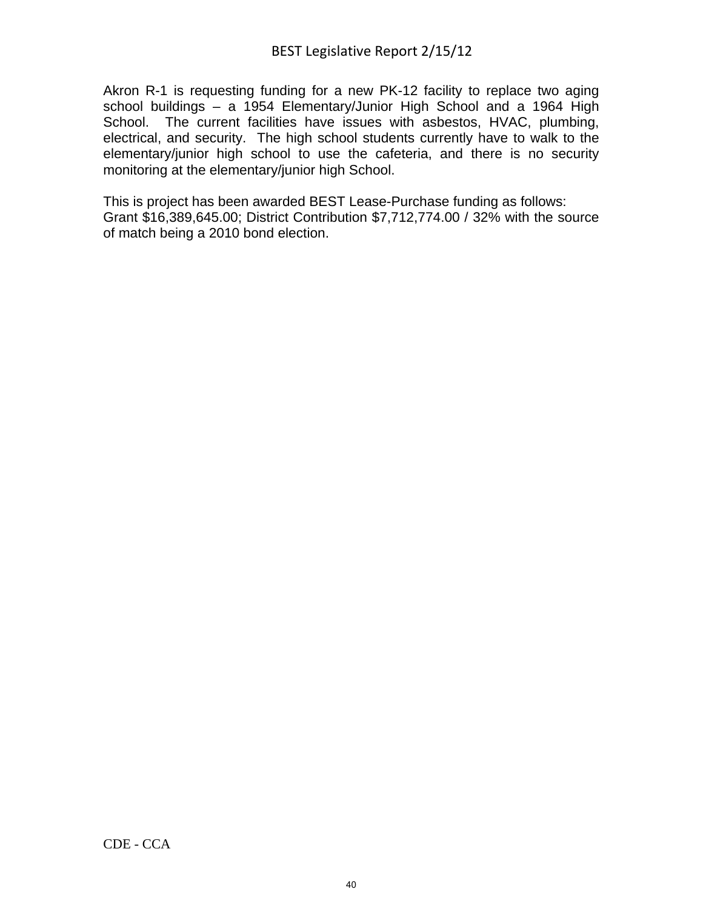Akron R-1 is requesting funding for a new PK-12 facility to replace two aging school buildings – a 1954 Elementary/Junior High School and a 1964 High School. The current facilities have issues with asbestos, HVAC, plumbing, electrical, and security. The high school students currently have to walk to the elementary/junior high school to use the cafeteria, and there is no security monitoring at the elementary/junior high School.

This is project has been awarded BEST Lease-Purchase funding as follows:
Grant $16,389,645.00; District Contribution $7,712,774.00 / 32% with the source of match being a 2010 bond election.

CDE - CCA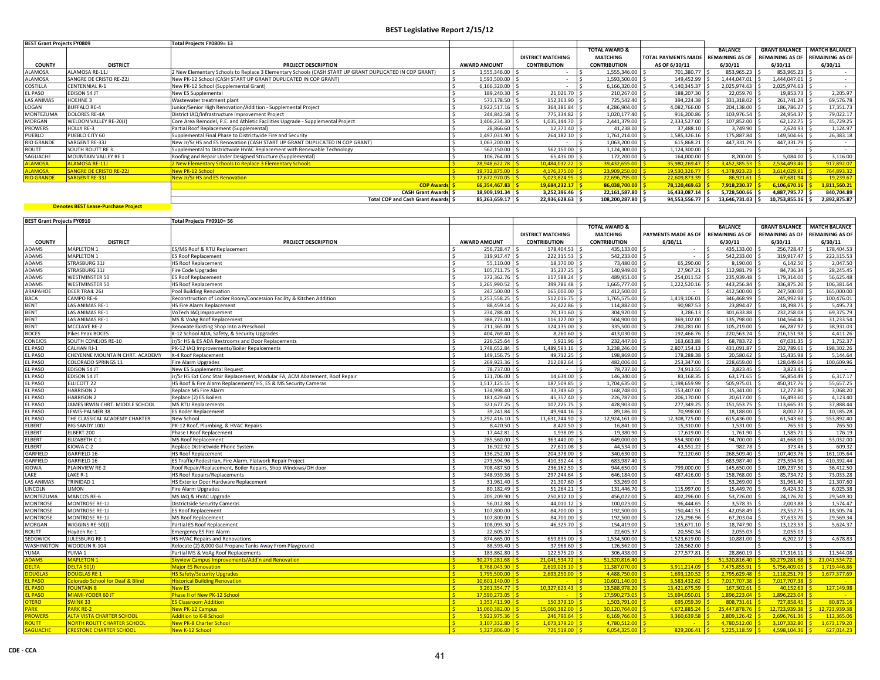# BEST Legislative Report 2/15/12

| BEST Grant Projects FY0809 | | Total Projects FY0809= 13 | | | | | | | |
|---|---|---|---|---|---|---|---|---|---|
| COUNTY | DISTRICT | PROJECT DESCRIPTION | AWARD AMOUNT | DISTRICT MATCHING CONTRIBUTION | TOTAL AWARD & MATCHING CONTRIBUTION | TOTAL PAYMENTS MADE AS OF 6/30/11 | BALANCE REMAINING AS OF 6/30/11 | GRANT BALANCE REMAINING AS OF 6/30/11 | MATCH BALANCE REMAINING AS OF 6/30/11 |
| ALAMOSA | ALAMOSA RE-11J | 2 New Elementary Schools to Replace 3 Elementary Schools (CASH START UP GRANT DUPLICATED IN COP GRANT) | $ 1,555,346.00 | $ - | $ 1,555,346.00 | $ 701,380.77 | $ 853,965.23 | $ 853,965.23 | $ - |
| ALAMOSA | SANGRE DE CRISTO RE-22J | New PK-12 School (CASH START UP GRANT DUPLICATED IN COP GRANT) | $ 1,593,500.00 | $ - | $ 1,593,500.00 | $ 149,452.99 | $ 1,444,047.01 | $ 1,444,047.01 | $ - |
| COSTILLA | CENTENNIAL R-1 | New PK-12 School (Supplemental Grant) | $ 6,166,320.00 | $ - | $ 6,166,320.00 | $ 4,140,345.37 | $ 2,025,974.63 | $ 2,025,974.63 | $ - |
| EL PASO | EDISON 54 JT | New ES Supplemental | $ 189,240.30 | $ 21,026.70 | $ 210,267.00 | $ 188,207.30 | $ 22,059.70 | $ 19,853.73 | $ 2,205.97 |
| LAS ANIMAS | HOEHNE 3 | Wastewater treatment plant | $ 573,178.50 | $ 152,363.90 | $ 725,542.40 | $ 394,224.38 | $ 331,318.02 | $ 261,741.24 | $ 69,576.78 |
| LOGAN | BUFFALO RE-4 | Junior/Senior High Renovation/Addition - Supplemental Project | $ 3,922,517.16 | $ 364,386.84 | $ 4,286,904.00 | $ 4,082,766.00 | $ 204,138.00 | $ 186,786.27 | $ 17,351.73 |
| MONTEZUMA | DOLORES RE-4A | District IAQ/Infrastructure Improvement Project | $ 244,842.58 | $ 775,334.82 | $ 1,020,177.40 | $ 916,200.86 | $ 103,976.54 | $ 24,954.37 | $ 79,022.17 |
| MORGAN | WELDON VALLEY RE-20(J) | Core Area Remodel, P.E. and Athletic Facilities Upgrade - Supplemental Project | $ 1,406,234.30 | $ 1,035,144.70 | $ 2,441,379.00 | $ 2,333,527.00 | $ 107,852.00 | $ 62,122.75 | $ 45,729.25 |
| PROWERS | HOLLY RE-3 | Partial Roof Replacement (Supplemental) | $ 28,866.60 | $ 12,371.40 | $ 41,238.00 | $ 37,488.10 | $ 3,749.90 | $ 2,624.93 | $ 1,124.97 |
| PUEBLO | PUEBLO CITY 60 | Supplemental Final Phase to Districtwide Fire and Security | $ 1,497,031.90 | $ 264,182.10 | $ 1,761,214.00 | $ 1,585,326.16 | $ 175,887.84 | $ 149,504.66 | $ 26,383.18 |
| RIO GRANDE | SARGENT RE-33J | New Jr/Sr HS and ES Renovation (CASH START UP GRANT DUPLICATED IN COP GRANT) | $ 1,063,200.00 | $ - | $ 1,063,200.00 | $ 615,868.21 | $ 447,331.79 | $ 447,331.79 | $ - |
| ROUTT | SOUTH ROUTT RE 3 | Supplemental to Districtwide HVAC Replacement with Renewable Technology | $ 562,150.00 | $ 562,150.00 | $ 1,124,300.00 | $ 1,124,300.00 | $ - | $ - | $ - |
| SAGUACHE | MOUNTAIN VALLEY RE 1 | Roofing and Repair Under Designed Structure (Supplemental) | $ 106,764.00 | $ 65,436.00 | $ 172,200.00 | $ 164,000.00 | $ 8,200.00 | $ 5,084.00 | $ 3,116.00 |
| ALAMOSA | ALAMOSA RE-11J | 2 New Elementary Schools to Replace 3 Elementary Schools | $ 28,948,622.78 | $ 10,484,032.22 | $ 39,432,655.00 | $ 35,980,269.47 | $ 3,452,385.53 | $ 2,534,493.46 | $ 917,892.07 |
| ALAMOSA | SANGRE DE CRISTO RE-22J | New PK-12 School | $ 19,732,875.00 | $ 4,176,375.00 | $ 23,909,250.00 | $ 19,530,326.77 | $ 4,378,923.23 | $ 3,614,029.91 | $ 764,893.32 |
| RIO GRANDE | SARGENT RE-33J | New Jr/Sr HS and ES Renovation | $ 17,672,970.05 | $ 5,023,824.95 | $ 22,696,795.00 | $ 22,609,873.39 | $ 86,921.61 | $ 67,681.94 | $ 19,239.67 |
| | | COP Awards | $ 66,354,467.83 | $ 19,684,232.17 | $ 86,038,700.00 | $ 78,120,469.63 | $ 7,918,230.37 | $ 6,106,670.16 | $ 1,811,560.21 |
| | | CASH Grant Awards | $ 18,909,191.34 | $ 3,252,396.46 | $ 22,161,587.80 | $ 16,433,087.14 | $ 5,728,500.66 | $ 4,887,795.77 | $ 840,704.89 |
| | | Total COP and Cash Grant Awards | $ 85,263,659.17 | $ 22,936,628.63 | $ 108,200,287.80 | $ 94,553,556.77 | $ 13,646,731.03 | $ 10,753,855.16 | $ 2,892,875.87 |

**Denotes BEST Lease-Purchase Project**

| BEST Grant Projects FY0910 | | Total Projects FY0910= 56 | | | | | | | |
|---|---|---|---|---|---|---|---|---|---|
| COUNTY | DISTRICT | PROJECT DESCRIPTION | AWARD AMOUNT | DISTRICT MATCHING CONTRIBUTION | TOTAL AWARD & MATCHING CONTRIBUTION | PAYMENTS MADE AS OF 6/30/11 | BALANCE REMAINING AS OF 6/30/11 | GRANT BALANCE REMAINING AS OF 6/30/11 | MATCH BALANCE REMAINING AS OF 6/30/11 |
| ADAMS | MAPLETON 1 | ES/MS Roof & RTU Replacement | $ 256,728.47 | $ 178,404.53 | $ 435,133.00 | $ - | $ 435,133.00 | $ 256,728.47 | $ 178,404.53 |
| ADAMS | MAPLETON 1 | ES Roof Replacement | $ 319,917.47 | $ 222,315.53 | $ 542,233.00 | $ - | $ 542,233.00 | $ 319,917.47 | $ 222,315.53 |
| ADAMS | STRASBURG 31J | HS Roof Replacement | $ 55,110.00 | $ 18,370.00 | $ 73,480.00 | $ 65,290.00 | $ 8,190.00 | $ 6,142.50 | $ 2,047.50 |
| ADAMS | STRASBURG 31J | Fire Code Upgrades | $ 105,711.75 | $ 35,237.25 | $ 140,949.00 | $ 27,967.21 | $ 112,981.79 | $ 84,736.34 | $ 28,245.45 |
| ADAMS | WESTMINSTER 50 | ES Roof Replacement | $ 372,362.76 | $ 117,588.24 | $ 489,951.00 | $ 254,011.52 | $ 235,939.48 | $ 179,314.00 | $ 56,625.48 |
| ADAMS | WESTMINSTER 50 | HS Roof Replacement | $ 1,265,990.52 | $ 399,786.48 | $ 1,665,777.00 | $ 1,222,520.16 | $ 443,256.84 | $ 336,875.20 | $ 106,381.64 |
| ARAPAHOE | DEER TRAIL 26J | Pool Building Renovation | $ 247,500.00 | $ 165,000.00 | $ 412,500.00 | $ - | $ 412,500.00 | $ 247,500.00 | $ 165,000.00 |
| BACA | CAMPO RE-6 | Reconstruction of Locker Room/Concession Facility & Kitchen Addition | $ 1,253,558.25 | $ 512,016.75 | $ 1,765,575.00 | $ 1,419,106.01 | $ 346,468.99 | $ 245,992.98 | $ 100,476.01 |
| BENT | LAS ANIMAS RE-1 | HS Fire Alarm Replacement | $ 88,459.14 | $ 26,422.86 | $ 114,882.00 | $ 90,987.53 | $ 23,894.47 | $ 18,398.75 | $ 5,495.73 |
| BENT | LAS ANIMAS RE-1 | VoTech IAQ Improvement | $ 234,788.40 | $ 70,131.60 | $ 304,920.00 | $ 3,286.13 | $ 301,633.88 | $ 232,258.08 | $ 69,375.79 |
| BENT | LAS ANIMAS RE-1 | MS & VoAg Roof Replacement | $ 388,773.00 | $ 116,127.00 | $ 504,900.00 | $ 369,102.00 | $ 135,798.00 | $ 104,564.46 | $ 31,233.54 |
| BENT | MCCLAVE RE-2 | Renovate Existing Shop Into a Preschool | $ 211,365.00 | $ 124,135.00 | $ 335,500.00 | $ 230,281.00 | $ 105,219.00 | $ 66,287.97 | $ 38,931.03 |
| BOCES | Pikes Peak BOCES | K-12 School ADA, Safety, & Security Upgrades | $ 404,769.40 | $ 8,260.60 | $ 413,030.00 | $ 192,466.76 | $ 220,563.24 | $ 216,151.98 | $ 4,411.26 |
| CONEJOS | SOUTH CONEJOS RE-10 | Jr/Sr HS & ES ADA Restrooms and Door Replacements | $ 226,525.64 | $ 5,921.96 | $ 232,447.60 | $ 163,663.88 | $ 68,783.72 | $ 67,031.35 | $ 1,752.37 |
| EL PASO | CALHAN RJ-1 | PK-12 IAQ Improvements/Boiler Repalcements | $ 1,748,652.84 | $ 1,489,593.16 | $ 3,238,246.00 | $ 2,807,154.13 | $ 431,091.87 | $ 232,789.61 | $ 198,302.26 |
| EL PASO | CHEYENNE MOUNTAIN CHRT. ACADEMY | K-4 Roof Replacement | $ 149,156.75 | $ 49,712.25 | $ 198,869.00 | $ 178,288.38 | $ 20,580.62 | $ 15,435.98 | $ 5,144.64 |
| EL PASO | COLORADO SPRINGS 11 | Fire Alarm Upgrades | $ 269,923.36 | $ 212,082.64 | $ 482,006.00 | $ 253,347.00 | $ 228,659.00 | $ 128,049.04 | $ 100,609.96 |
| EL PASO | EDISON 54 JT | New ES Supplemental Request | $ 78,737.00 | $ - | $ 78,737.00 | $ 74,913.55 | $ 3,823.45 | $ 3,823.45 | $ - |
| EL PASO | EDISON 54 JT | Jr/Sr HS Ext Conc Stair Replacement, Modular FA, ACM Abatement, Roof Repair | $ 131,706.00 | $ 14,634.00 | $ 146,340.00 | $ 83,168.35 | $ 63,171.65 | $ 56,854.49 | $ 6,317.17 |
| EL PASO | ELLICOTT 22 | HS Roof & Fire Alarm Replacement/ HS, ES & MS Security Cameras | $ 1,517,125.15 | $ 187,509.85 | $ 1,704,635.00 | $ 1,198,659.99 | $ 505,975.01 | $ 450,317.76 | $ 55,657.25 |
| EL PASO | HARRISON 2 | Replace MS Fire Alarm | $ 134,998.40 | $ 33,749.60 | $ 168,748.00 | $ 153,407.00 | $ 15,341.00 | $ 12,272.80 | $ 3,068.20 |
| EL PASO | HARRISON 2 | Replace (2) ES Boilers | $ 181,429.60 | $ 45,357.40 | $ 226,787.00 | $ 206,170.00 | $ 20,617.00 | $ 16,493.60 | $ 4,123.40 |
| EL PASO | JAMES IRWIN CHRT. MIDDLE SCHOOL | MS RTU Replacements | $ 321,677.25 | $ 107,225.75 | $ 428,903.00 | $ 277,349.25 | $ 151,553.75 | $ 113,665.31 | $ 37,888.44 |
| EL PASO | LEWIS-PALMER 38 | ES Boiler Replacement | $ 39,241.84 | $ 49,944.16 | $ 89,186.00 | $ 70,998.00 | $ 18,188.00 | $ 8,002.72 | $ 10,185.28 |
| EL PASO | THE CLASSICAL ACADEMY CHARTER | New School | $ 1,292,416.10 | $ 11,631,744.90 | $ 12,924,161.00 | $ 12,308,725.00 | $ 615,436.00 | $ 61,543.60 | $ 553,892.40 |
| ELBERT | BIG SANDY 100J | PK-12 Roof, Plumbing, & HVAC Repairs | $ 8,420.50 | $ 8,420.50 | $ 16,841.00 | $ 15,310.00 | $ 1,531.00 | $ 765.50 | $ 765.50 |
| ELBERT | ELBERT 200 | Phase I Roof Replacement | $ 17,442.81 | $ 1,938.09 | $ 19,380.90 | $ 17,619.00 | $ 1,761.90 | $ 1,585.71 | $ 176.19 |
| ELBERT | ELIZABETH C-1 | MS Roof Replacement | $ 285,560.00 | $ 363,440.00 | $ 649,000.00 | $ 554,300.00 | $ 94,700.00 | $ 41,668.00 | $ 53,032.00 |
| ELBERT | KIOWA C-2 | Replace Districtwide Phone System | $ 16,922.92 | $ 27,611.08 | $ 44,534.00 | $ 43,551.22 | $ 982.78 | $ 373.46 | $ 609.32 |
| GARFIELD | GARFIELD 16 | HS Roof Replacement | $ 136,252.00 | $ 204,378.00 | $ 340,630.00 | $ 72,120.60 | $ 268,509.40 | $ 107,403.76 | $ 161,105.64 |
| GARFIELD | GARFIELD 16 | ES Traffic/Pedestrian, Fire Alarm, Flatwork Repair Project | $ 273,594.96 | $ 410,392.44 | $ 683,987.40 | $ - | $ 683,987.40 | $ 273,594.96 | $ 410,392.44 |
| KIOWA | PLAINVIEW RE-2 | Roof Repair/Replacement, Boiler Repairs, Shop Windows/OH door | $ 708,487.50 | $ 236,162.50 | $ 944,650.00 | $ 799,000.00 | $ 145,650.00 | $ 109,237.50 | $ 36,412.50 |
| LAKE | LAKE R-1 | HS Roof Repairs/Replacements | $ 348,939.36 | $ 297,244.64 | $ 646,184.00 | $ 487,416.00 | $ 158,768.00 | $ 85,734.72 | $ 73,033.28 |
| LAS ANIMAS | TRINIDAD 1 | HS Exterior Door Hardware Replacement | $ 31,961.40 | $ 21,307.60 | $ 53,269.00 | $ - | $ 53,269.00 | $ 31,961.40 | $ 21,307.60 |
| LINCOLN | LIMON | Fire Alarm Upgrades | $ 80,182.49 | $ 51,264.21 | $ 131,446.70 | $ 115,997.00 | $ 15,449.70 | $ 9,424.32 | $ 6,025.38 |
| MONTEZUMA | MANCOS RE-6 | MS IAQ & HVAC Upgrade | $ 205,209.90 | $ 250,812.10 | $ 456,022.00 | $ 402,296.00 | $ 53,726.00 | $ 24,176.70 | $ 29,549.30 |
| MONTROSE | MONTROSE RE-1J | Districtside Security Cameras | $ 56,012.88 | $ 44,010.12 | $ 100,023.00 | $ 96,444.65 | $ 3,578.35 | $ 2,003.88 | $ 1,574.47 |
| MONTROSE | MONTROSE RE-1J | ES Roof Replacement | $ 107,800.00 | $ 84,700.00 | $ 192,500.00 | $ 150,441.51 | $ 42,058.49 | $ 23,552.75 | $ 18,505.74 |
| MONTROSE | MONTROSE RE-1J | MS Roof Replacement | $ 107,800.00 | $ 84,700.00 | $ 192,500.00 | $ 125,296.96 | $ 67,203.04 | $ 37,633.70 | $ 29,569.34 |
| MORGAN | WIGGINS RE-50(J) | Partial ES Roof Replacement | $ 108,093.30 | $ 46,325.70 | $ 154,419.00 | $ 135,671.10 | $ 18,747.90 | $ 13,123.53 | $ 5,624.37 |
| ROUTT | Hayden Re-1 | Emergency ES Fire Alarm | $ 22,605.37 | $ - | $ 22,605.37 | $ 20,550.34 | $ 2,055.03 | $ 2,055.03 | $ - |
| SEDGWICK | JULESBURG RE-1 | HS HVAC Repairs and Renovations | $ 874,665.00 | $ 659,835.00 | $ 1,534,500.00 | $ 1,523,619.00 | $ 10,881.00 | $ 6,202.17 | $ 4,678.83 |
| WASHINGTON | WOODLIN R-104 | Relocate (2) 8,000 Gal Propane Tanks Away From Playground | $ 88,593.40 | $ 37,968.60 | $ 126,562.00 | $ 126,562.00 | $ - | $ - | $ - |
| YUMA | YUMA 1 | Partial MS & VoAg Roof Replacements | $ 183,862.80 | $ 122,575.20 | $ 306,438.00 | $ 277,577.81 | $ 28,860.19 | $ 17,316.11 | $ 11,544.08 |
| ADAMS | MAPLETON 1 | Skyview Campus Improvements/Add'n and Renovation | $ 30,279,281.68 | $ 21,041,534.72 | $ 51,320,816.40 | $ - | $ 51,320,816.40 | $ 30,279,281.68 | $ 21,041,534.72 |
| DELTA | DELTA 50(J) | Major ES Renovation | $ 8,768,043.90 | $ 2,619,026.10 | $ 11,387,070.00 | $ 3,911,214.09 | $ 7,475,855.91 | $ 5,756,409.05 | $ 1,719,446.86 |
| DOUGLAS | DOUGLAS RE 1 | HS Safety/Security Upgrades | $ 1,795,500.00 | $ 2,693,250.00 | $ 4,488,750.00 | $ 1,693,120.52 | $ 2,795,629.48 | $ 1,118,251.79 | $ 1,677,377.69 |
| EL PASO | Colorado School for Deaf & Blind | Historical Building Renovation | $ 10,601,140.00 | $ - | $ 10,601,140.00 | $ 3,583,432.62 | $ 7,017,707.38 | $ 7,017,707.38 | $ - |
| EL PASO | FOUNTAIN 8 | New ES | $ 3,261,354.77 | $ 10,327,623.43 | $ 13,588,978.20 | $ 13,421,675.59 | $ 167,302.61 | $ 40,152.63 | $ 127,149.98 |
| EL PASO | MIAMI-YODER 60 JT | Phase II of New PK-12 School | $ 17,590,273.05 | $ - | $ 17,590,273.05 | $ 15,694,050.01 | $ 1,896,223.04 | $ 1,896,223.04 | $ - |
| OTERO | SWINK 33 | ES Classroom Addition | $ 1,353,411.90 | $ 150,379.10 | $ 1,503,791.00 | $ 695,059.39 | $ 808,731.61 | $ 727,858.45 | $ 80,873.16 |
| PARK | PARK RE-2 | New PK-12 Campus | $ 15,060,382.00 | $ 15,060,382.00 | $ 30,120,764.00 | $ 4,672,885.24 | $ 25,447,878.76 | $ 12,723,939.38 | $ 12,723,939.38 |
| PROWERS | ALTA VISTA CHARTER SCHOOL | Addition to K-8 School | $ 5,922,975.36 | $ 246,790.64 | $ 6,169,766.00 | $ 3,360,639.58 | $ 2,809,126.42 | $ 2,696,761.36 | $ 112,365.06 |
| ROUTT | NORTH ROUTT CHARTER SCHOOL | New PK-8 Charter School | $ 3,107,332.80 | $ 1,673,179.20 | $ 4,780,512.00 | $ - | $ 4,780,512.00 | $ 3,107,332.80 | $ 1,673,179.20 |
| SAGUACHE | CRESTONE CHARTER SCHOOL | New K-12 School | $ 5,327,806.00 | $ 726,519.00 | $ 6,054,325.00 | $ 829,206.41 | $ 5,225,118.59 | $ 4,598,104.36 | $ 627,014.23 |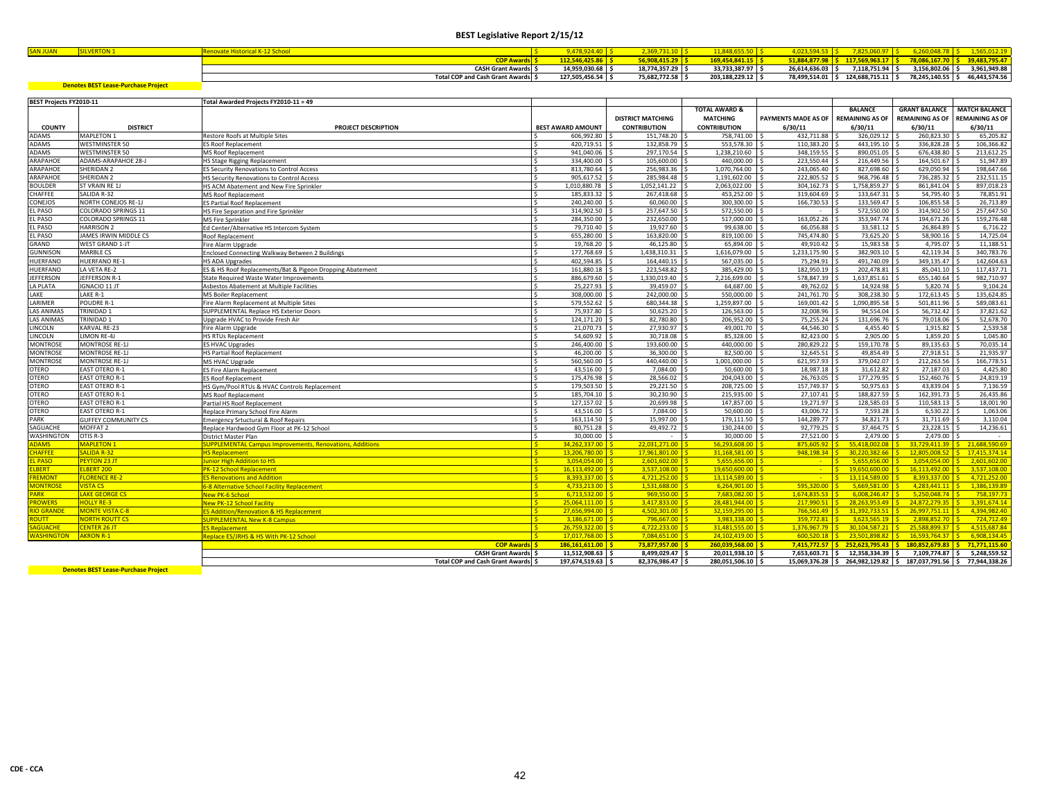# BEST Legislative Report 2/15/12

| | | | | | | | | | |
|---|---|---|---|---|---|---|---|---|---|
| SAN JUAN | SILVERTON 1 | Renovate Historical K-12 School | $ 9,478,924.40 | $ 2,369,731.10 | $ 11,848,655.50 | $ 4,023,594.53 | $ 7,825,060.97 | $ 6,260,048.78 | $ 1,565,012.19 |
| | | COP Awards | $ 112,546,425.86 | $ 56,908,415.29 | $ 169,454,841.15 | $ 51,884,877.98 | $ 117,569,963.17 | $ 78,086,167.70 | $ 39,483,795.47 |
| | | CASH Grant Awards | $ 14,959,030.68 | $ 18,774,357.29 | $ 33,733,387.97 | $ 26,614,636.03 | $ 7,118,751.94 | $ 3,156,802.06 | $ 3,961,949.88 |
| | | Total COP and Cash Grant Awards | $ 127,505,456.54 | $ 75,682,772.58 | $ 203,188,229.12 | $ 78,499,514.01 | $ 124,688,715.11 | $ 78,245,140.55 | $ 46,443,574.56 |

Denotes BEST Lease-Purchase Project

**BEST Projects FY2010-11** — Total Awarded Projects FY2010-11 = 49

| COUNTY | DISTRICT | PROJECT DESCRIPTION | BEST AWARD AMOUNT | DISTRICT MATCHING CONTRIBUTION | TOTAL AWARD & MATCHING CONTRIBUTION | PAYMENTS MADE AS OF 6/30/11 | BALANCE REMAINING AS OF 6/30/11 | GRANT BALANCE REMAINING AS OF 6/30/11 | MATCH BALANCE REMAINING AS OF 6/30/11 |
|---|---|---|---|---|---|---|---|---|---|
| ADAMS | MAPLETON 1 | Restore Roofs at Multiple Sites | $ 606,992.80 | $ 151,748.20 | $ 758,741.00 | $ 432,711.88 | $ 326,029.12 | $ 260,823.30 | $ 65,205.82 |
| ADAMS | WESTMINSTER 50 | ES Roof Replacement | $ 420,719.51 | $ 132,858.79 | $ 553,578.30 | $ 110,383.20 | $ 443,195.10 | $ 336,828.28 | $ 106,366.82 |
| ADAMS | WESTMINSTER 50 | MS Roof Replacement | $ 941,040.06 | $ 297,170.54 | $ 1,238,210.60 | $ 348,159.55 | $ 890,051.05 | $ 676,438.80 | $ 213,612.25 |
| ARAPAHOE | ADAMS-ARAPAHOE 28-J | HS Stage Rigging Replacement | $ 334,400.00 | $ 105,600.00 | $ 440,000.00 | $ 223,550.44 | $ 216,449.56 | $ 164,501.67 | $ 51,947.89 |
| ARAPAHOE | SHERIDAN 2 | ES Security Renovations to Control Access | $ 813,780.64 | $ 256,983.36 | $ 1,070,764.00 | $ 243,065.40 | $ 827,698.60 | $ 629,050.94 | $ 198,647.66 |
| ARAPAHOE | SHERIDAN 2 | HS Security Renovations to Control Access | $ 905,617.52 | $ 285,984.48 | $ 1,191,602.00 | $ 222,805.52 | $ 968,796.48 | $ 736,285.32 | $ 232,511.15 |
| BOULDER | ST VRAIN RE 1J | HS ACM Abatement and New Fire Sprinkler | $ 1,010,880.78 | $ 1,052,141.22 | $ 2,063,022.00 | $ 304,162.73 | $ 1,758,859.27 | $ 861,841.04 | $ 897,018.23 |
| CHAFFEE | SALIDA R-32 | MS Roof Replacement | $ 185,833.32 | $ 267,418.68 | $ 453,252.00 | $ 319,604.69 | $ 133,647.31 | $ 54,795.40 | $ 78,851.91 |
| CONEJOS | NORTH CONEJOS RE-1J | ES Partial Roof Replacement | $ 240,240.00 | $ 60,060.00 | $ 300,300.00 | $ 166,730.53 | $ 133,569.47 | $ 106,855.58 | $ 26,713.89 |
| EL PASO | COLORADO SPRINGS 11 | HS Fire Separation and Fire Sprinkler | $ 314,902.50 | $ 257,647.50 | $ 572,550.00 | $ - | $ 572,550.00 | $ 314,902.50 | $ 257,647.50 |
| EL PASO | COLORADO SPRINGS 11 | MS Fire Sprinkler | $ 284,350.00 | $ 232,650.00 | $ 517,000.00 | $ 163,052.26 | $ 353,947.74 | $ 194,671.26 | $ 159,276.48 |
| EL PASO | HARRISON 2 | Ed Center/Alternative HS Intercom System | $ 79,710.40 | $ 19,927.60 | $ 99,638.00 | $ 66,056.88 | $ 33,581.12 | $ 26,864.89 | $ 6,716.22 |
| EL PASO | JAMES IRWIN MIDDLE CS | Roof Replacement | $ 655,280.00 | $ 163,820.00 | $ 819,100.00 | $ 745,474.80 | $ 73,625.20 | $ 58,900.16 | $ 14,725.04 |
| GRAND | WEST GRAND 1-JT | Fire Alarm Upgrade | $ 19,768.20 | $ 46,125.80 | $ 65,894.00 | $ 49,910.42 | $ 15,983.58 | $ 4,795.07 | $ 11,188.51 |
| GUNNISON | MARBLE CS | Enclosed Connecting Walkway Between 2 Buildings | $ 177,768.69 | $ 1,438,310.31 | $ 1,616,079.00 | $ 1,233,175.90 | $ 382,903.10 | $ 42,119.34 | $ 340,783.76 |
| HUERFANO | HUERFANO RE-1 | HS ADA Upgrades | $ 402,594.85 | $ 164,440.15 | $ 567,035.00 | $ 75,294.91 | $ 491,740.09 | $ 349,135.47 | $ 142,604.63 |
| HUERFANO | LA VETA RE-2 | ES & HS Roof Replacements/Bat & Pigeon Dropping Abatement | $ 161,880.18 | $ 223,548.82 | $ 385,429.00 | $ 182,950.19 | $ 202,478.81 | $ 85,041.10 | $ 117,437.71 |
| JEFFERSON | JEFFERSON R-1 | State Required Waste Water Improvements | $ 886,679.60 | $ 1,330,019.40 | $ 2,216,699.00 | $ 578,847.39 | $ 1,637,851.61 | $ 655,140.64 | $ 982,710.97 |
| LA PLATA | IGNACIO 11 JT | Asbestos Abatement at Multiple Facilities | $ 25,227.93 | $ 39,459.07 | $ 64,687.00 | $ 49,762.02 | $ 14,924.98 | $ 5,820.74 | $ 9,104.24 |
| LAKE | LAKE R-1 | MS Boiler Replacement | $ 308,000.00 | $ 242,000.00 | $ 550,000.00 | $ 241,761.70 | $ 308,238.30 | $ 172,613.45 | $ 135,624.85 |
| LARIMER | POUDRE R-1 | Fire Alarm Replacement at Multiple Sites | $ 579,552.62 | $ 680,344.38 | $ 1,259,897.00 | $ 169,001.42 | $ 1,090,895.58 | $ 501,811.96 | $ 589,083.61 |
| LAS ANIMAS | TRINIDAD 1 | SUPPLEMENTAL Replace HS Exterior Doors | $ 75,937.80 | $ 50,625.20 | $ 126,563.00 | $ 32,008.96 | $ 94,554.04 | $ 56,732.42 | $ 37,821.62 |
| LAS ANIMAS | TRINIDAD 1 | Upgrade HVAC to Provide Fresh Air | $ 124,171.20 | $ 82,780.80 | $ 206,952.00 | $ 75,255.24 | $ 131,696.76 | $ 79,018.06 | $ 52,678.70 |
| LINCOLN | KARVAL RE-23 | Fire Alarm Upgrade | $ 21,070.73 | $ 27,930.97 | $ 49,001.70 | $ 44,546.30 | $ 4,455.40 | $ 1,915.82 | $ 2,539.58 |
| LINCOLN | LIMON RE-4J | HS RTUs Replacement | $ 54,609.92 | $ 30,718.08 | $ 85,328.00 | $ 82,423.00 | $ 2,905.00 | $ 1,859.20 | $ 1,045.80 |
| MONTROSE | MONTROSE RE-1J | ES HVAC Upgrades | $ 246,400.00 | $ 193,600.00 | $ 440,000.00 | $ 280,829.22 | $ 159,170.78 | $ 89,135.63 | $ 70,035.14 |
| MONTROSE | MONTROSE RE-1J | HS Partial Roof Replacement | $ 46,200.00 | $ 36,300.00 | $ 82,500.00 | $ 32,645.51 | $ 49,854.49 | $ 27,918.51 | $ 21,935.97 |
| MONTROSE | MONTROSE RE-1J | MS HVAC Upgrade | $ 560,560.00 | $ 440,440.00 | $ 1,001,000.00 | $ 621,957.93 | $ 379,042.07 | $ 212,263.56 | $ 166,778.51 |
| OTERO | EAST OTERO R-1 | ES Fire Alarm Replacement | $ 43,516.00 | $ 7,084.00 | $ 50,600.00 | $ 18,987.18 | $ 31,612.82 | $ 27,187.03 | $ 4,425.80 |
| OTERO | EAST OTERO R-1 | ES Roof Replacement | $ 175,476.98 | $ 28,566.02 | $ 204,043.00 | $ 26,763.05 | $ 177,279.95 | $ 152,460.76 | $ 24,819.19 |
| OTERO | EAST OTERO R-1 | HS Gym/Pool RTUs & HVAC Controls Replacement | $ 179,503.50 | $ 29,221.50 | $ 208,725.00 | $ 157,749.37 | $ 50,975.63 | $ 43,839.04 | $ 7,136.59 |
| OTERO | EAST OTERO R-1 | MS Roof Replacement | $ 185,704.10 | $ 30,230.90 | $ 215,935.00 | $ 27,107.41 | $ 188,827.59 | $ 162,391.73 | $ 26,435.86 |
| OTERO | EAST OTERO R-1 | Partial HS Roof Replacement | $ 127,157.02 | $ 20,699.98 | $ 147,857.00 | $ 19,271.97 | $ 128,585.03 | $ 110,583.13 | $ 18,001.90 |
| OTERO | EAST OTERO R-1 | Replace Primary School Fire Alarm | $ 43,516.00 | $ 7,084.00 | $ 50,600.00 | $ 43,006.72 | $ 7,593.28 | $ 6,530.22 | $ 1,063.06 |
| PARK | GUFFEY COMMUNITY CS | Emergency Srtuctural & Roof Repairs | $ 163,114.50 | $ 15,997.00 | $ 179,111.50 | $ 144,289.77 | $ 34,821.73 | $ 31,711.69 | $ 3,110.04 |
| SAGUACHE | MOFFAT 2 | Replace Hardwood Gym Floor at PK-12 School | $ 80,751.28 | $ 49,492.72 | $ 130,244.00 | $ 92,779.25 | $ 37,464.75 | $ 23,228.15 | $ 14,236.61 |
| WASHINGTON | OTIS R-3 | District Master Plan | $ 30,000.00 | $ - | $ 30,000.00 | $ 27,521.00 | $ 2,479.00 | $ 2,479.00 | $ - |
| ADAMS | MAPLETON 1 | SUPPLEMENTAL Campus Improvements, Renovations, Additions | $ 34,262,337.00 | $ 22,031,271.00 | $ 56,293,608.00 | $ 875,605.92 | $ 55,418,002.08 | $ 33,729,411.39 | $ 21,688,590.69 |
| CHAFFEE | SALIDA R-32 | HS Replacement | $ 13,206,780.00 | $ 17,961,801.00 | $ 31,168,581.00 | $ 948,198.34 | $ 30,220,382.66 | $ 12,805,008.52 | $ 17,415,374.14 |
| EL PASO | PEYTON 23 JT | Junior High Addition to HS | $ 3,054,054.00 | $ 2,601,602.00 | $ 5,655,656.00 | $ - | $ 5,655,656.00 | $ 3,054,054.00 | $ 2,601,602.00 |
| ELBERT | ELBERT 200 | PK-12 School Replacement | $ 16,113,492.00 | $ 3,537,108.00 | $ 19,650,600.00 | $ - | $ 19,650,600.00 | $ 16,113,492.00 | $ 3,537,108.00 |
| FREMONT | FLORENCE RE-2 | ES Renovations and Addition | $ 8,393,337.00 | $ 4,721,252.00 | $ 13,114,589.00 | $ - | $ 13,114,589.00 | $ 8,393,337.00 | $ 4,721,252.00 |
| MONTROSE | VISTA CS | 6-8 Alternative School Facility Replacement | $ 4,733,213.00 | $ 1,531,688.00 | $ 6,264,901.00 | $ 595,320.00 | $ 5,669,581.00 | $ 4,283,441.11 | $ 1,386,139.89 |
| PARK | LAKE GEORGE CS | New PK-6 School | $ 6,713,532.00 | $ 969,550.00 | $ 7,683,082.00 | $ 1,674,835.53 | $ 6,008,246.47 | $ 5,250,048.74 | $ 758,197.73 |
| PROWERS | HOLLY RE-3 | New PK-12 School Facility | $ 25,064,111.00 | $ 3,417,833.00 | $ 28,481,944.00 | $ 217,990.51 | $ 28,263,953.49 | $ 24,872,279.35 | $ 3,391,674.14 |
| RIO GRANDE | MONTE VISTA C-8 | ES Addition/Renovation & HS Replacement | $ 27,656,994.00 | $ 4,502,301.00 | $ 32,159,295.00 | $ 766,561.49 | $ 31,392,733.51 | $ 26,997,751.11 | $ 4,394,982.40 |
| ROUTT | NORTH ROUTT CS | SUPPLEMENTAL New K-8 Campus | $ 3,186,671.00 | $ 796,667.00 | $ 3,983,338.00 | $ 359,772.81 | $ 3,623,565.19 | $ 2,898,852.70 | $ 724,712.49 |
| SAGUACHE | CENTER 26 JT | ES Replacement | $ 26,759,322.00 | $ 4,722,233.00 | $ 31,481,555.00 | $ 1,376,967.79 | $ 30,104,587.21 | $ 25,588,899.37 | $ 4,515,687.84 |
| WASHINGTON | AKRON R-1 | Replace ES/JRHS & HS With PK-12 School | $ 17,017,768.00 | $ 7,084,651.00 | $ 24,102,419.00 | $ 600,520.18 | $ 23,501,898.82 | $ 16,593,764.37 | $ 6,908,134.45 |
| | | COP Awards | $ 186,161,611.00 | $ 73,877,957.00 | $ 260,039,568.00 | $ 7,415,772.57 | $ 252,623,795.43 | $ 180,852,679.83 | $ 71,771,115.60 |
| | | CASH Grant Awards | $ 11,512,908.63 | $ 8,499,029.47 | $ 20,011,938.10 | $ 7,653,603.71 | $ 12,358,334.39 | $ 7,109,774.87 | $ 5,248,559.52 |
| | | Total COP and Cash Grant Awards | $ 197,674,519.63 | $ 82,376,986.47 | $ 280,051,506.10 | $ 15,069,376.28 | $ 264,982,129.82 | $ 187,037,791.56 | $ 77,944,338.26 |

Denotes BEST Lease-Purchase Project

CDE - CCA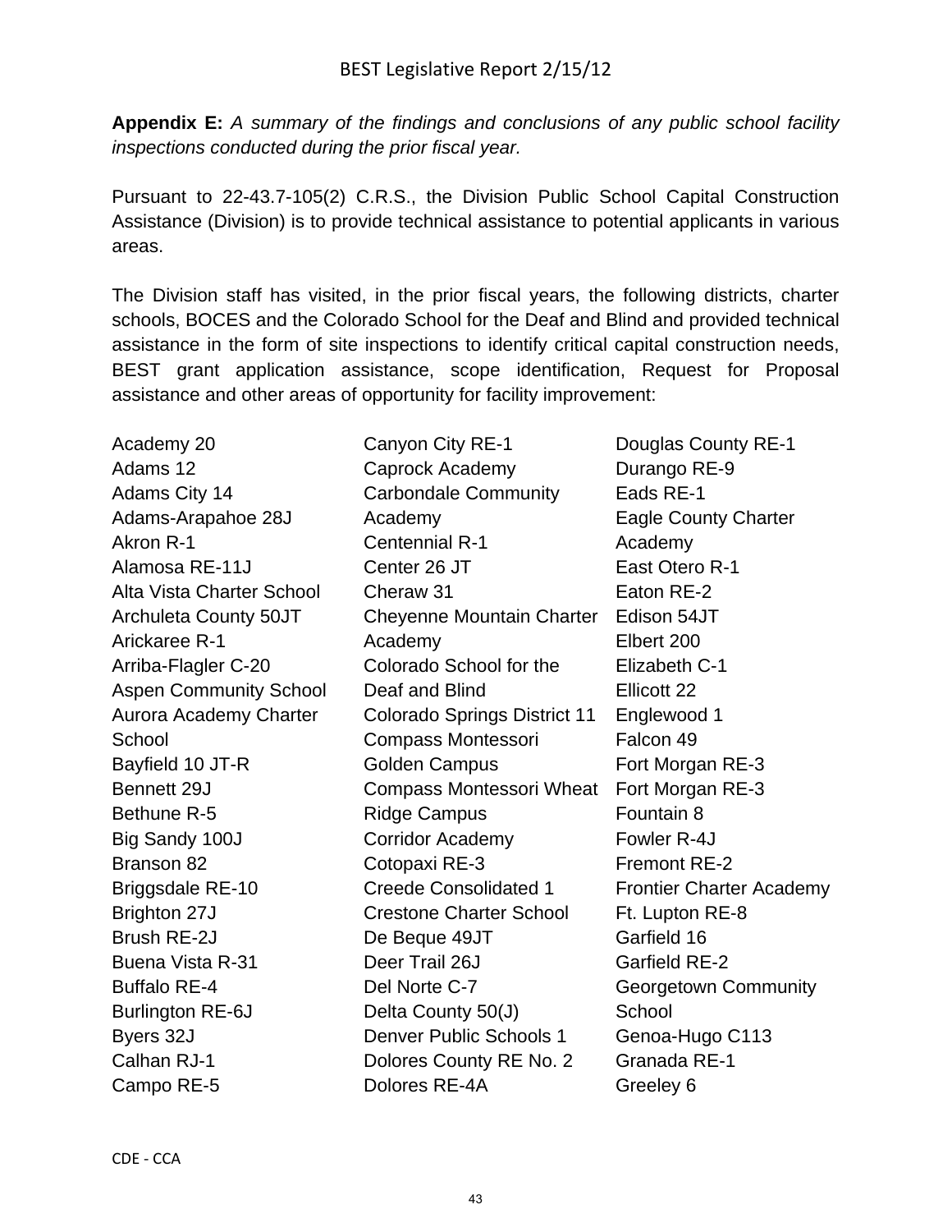**Appendix E:** *A summary of the findings and conclusions of any public school facility inspections conducted during the prior fiscal year.*

Pursuant to 22-43.7-105(2) C.R.S., the Division Public School Capital Construction Assistance (Division) is to provide technical assistance to potential applicants in various areas.

The Division staff has visited, in the prior fiscal years, the following districts, charter schools, BOCES and the Colorado School for the Deaf and Blind and provided technical assistance in the form of site inspections to identify critical capital construction needs, BEST grant application assistance, scope identification, Request for Proposal assistance and other areas of opportunity for facility improvement:

Academy 20
Adams 12
Adams City 14
Adams-Arapahoe 28J
Akron R-1
Alamosa RE-11J
Alta Vista Charter School
Archuleta County 50JT
Arickaree R-1
Arriba-Flagler C-20
Aspen Community School
Aurora Academy Charter School
Bayfield 10 JT-R
Bennett 29J
Bethune R-5
Big Sandy 100J
Branson 82
Briggsdale RE-10
Brighton 27J
Brush RE-2J
Buena Vista R-31
Buffalo RE-4
Burlington RE-6J
Byers 32J
Calhan RJ-1
Campo RE-5
Canyon City RE-1
Caprock Academy
Carbondale Community Academy
Centennial R-1
Center 26 JT
Cheraw 31
Cheyenne Mountain Charter Academy
Colorado School for the Deaf and Blind
Colorado Springs District 11
Compass Montessori Golden Campus
Compass Montessori Wheat Ridge Campus
Corridor Academy
Cotopaxi RE-3
Creede Consolidated 1
Crestone Charter School
De Beque 49JT
Deer Trail 26J
Del Norte C-7
Delta County 50(J)
Denver Public Schools 1
Dolores County RE No. 2
Dolores RE-4A
Douglas County RE-1
Durango RE-9
Eads RE-1
Eagle County Charter Academy
East Otero R-1
Eaton RE-2
Edison 54JT
Elbert 200
Elizabeth C-1
Ellicott 22
Englewood 1
Falcon 49
Fort Morgan RE-3
Fort Morgan RE-3
Fountain 8
Fowler R-4J
Fremont RE-2
Frontier Charter Academy
Ft. Lupton RE-8
Garfield 16
Garfield RE-2
Georgetown Community School
Genoa-Hugo C113
Granada RE-1
Greeley 6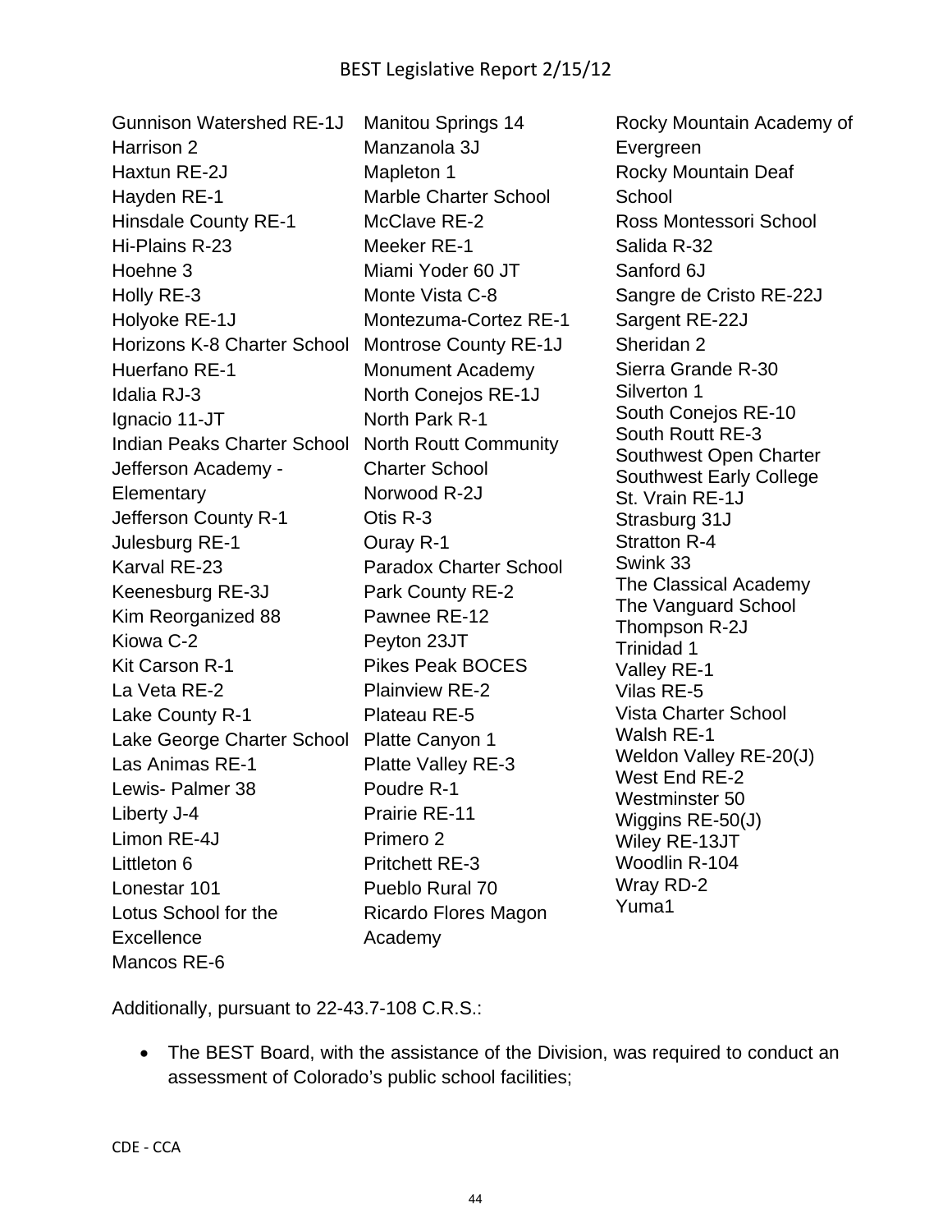Gunnison Watershed RE-1J
Harrison 2
Haxtun RE-2J
Hayden RE-1
Hinsdale County RE-1
Hi-Plains R-23
Hoehne 3
Holly RE-3
Holyoke RE-1J
Horizons K-8 Charter School
Huerfano RE-1
Idalia RJ-3
Ignacio 11-JT
Indian Peaks Charter School
Jefferson Academy - Elementary
Jefferson County R-1
Julesburg RE-1
Karval RE-23
Keenesburg RE-3J
Kim Reorganized 88
Kiowa C-2
Kit Carson R-1
La Veta RE-2
Lake County R-1
Lake George Charter School
Las Animas RE-1
Lewis- Palmer 38
Liberty J-4
Limon RE-4J
Littleton 6
Lonestar 101
Lotus School for the Excellence
Mancos RE-6
Manitou Springs 14
Manzanola 3J
Mapleton 1
Marble Charter School
McClave RE-2
Meeker RE-1
Miami Yoder 60 JT
Monte Vista C-8
Montezuma-Cortez RE-1
Montrose County RE-1J
Monument Academy
North Conejos RE-1J
North Park R-1
North Routt Community Charter School
Norwood R-2J
Otis R-3
Ouray R-1
Paradox Charter School
Park County RE-2
Pawnee RE-12
Peyton 23JT
Pikes Peak BOCES
Plainview RE-2
Plateau RE-5
Platte Canyon 1
Platte Valley RE-3
Poudre R-1
Prairie RE-11
Primero 2
Pritchett RE-3
Pueblo Rural 70
Ricardo Flores Magon Academy
Rocky Mountain Academy of Evergreen
Rocky Mountain Deaf School
Ross Montessori School
Salida R-32
Sanford 6J
Sangre de Cristo RE-22J
Sargent RE-22J
Sheridan 2
Sierra Grande R-30
Silverton 1
South Conejos RE-10
South Routt RE-3
Southwest Open Charter
Southwest Early College
St. Vrain RE-1J
Strasburg 31J
Stratton R-4
Swink 33
The Classical Academy
The Vanguard School
Thompson R-2J
Trinidad 1
Valley RE-1
Vilas RE-5
Vista Charter School
Walsh RE-1
Weldon Valley RE-20(J)
West End RE-2
Westminster 50
Wiggins RE-50(J)
Wiley RE-13JT
Woodlin R-104
Wray RD-2
Yuma1

Additionally, pursuant to 22-43.7-108 C.R.S.:

- The BEST Board, with the assistance of the Division, was required to conduct an assessment of Colorado's public school facilities;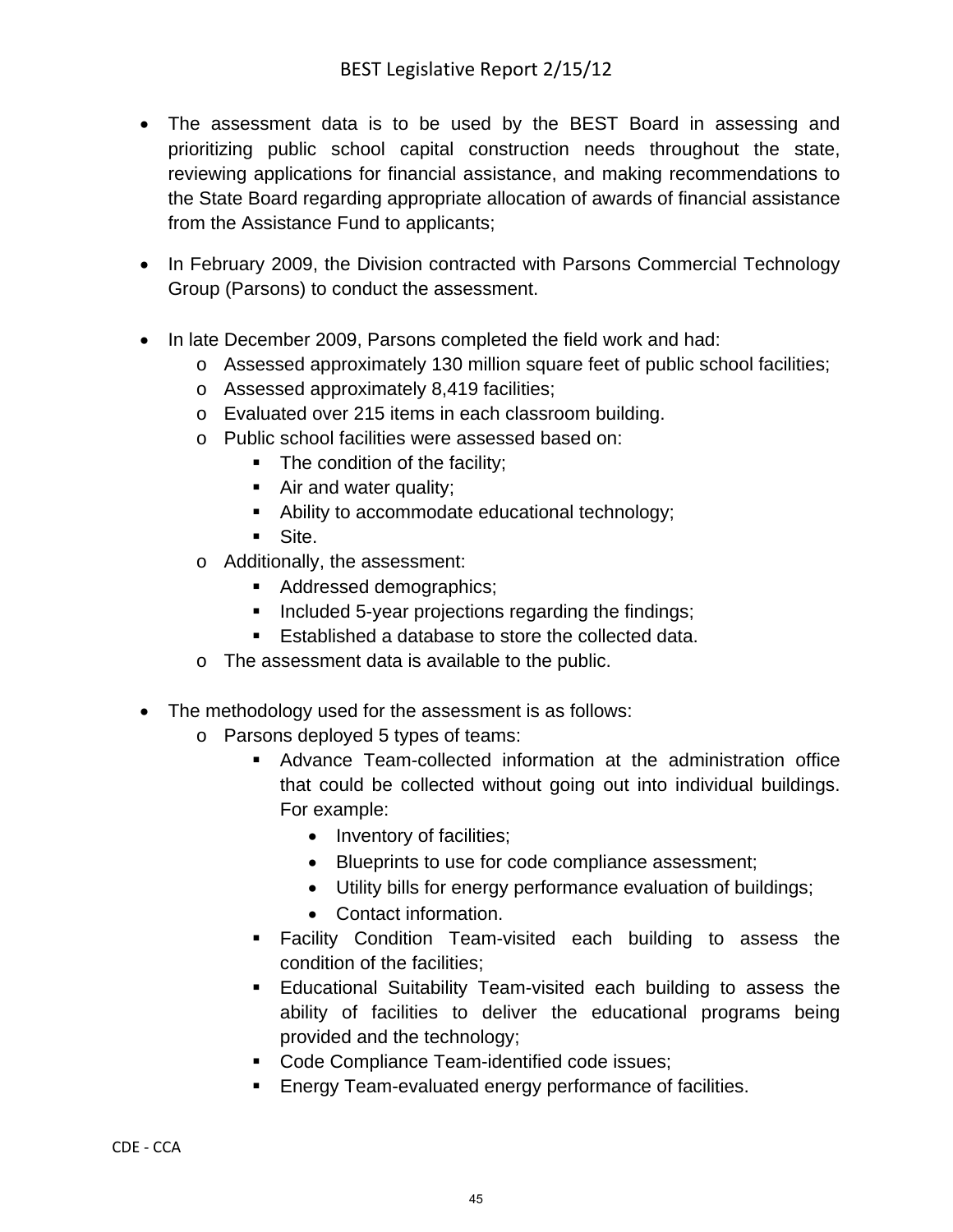- The assessment data is to be used by the BEST Board in assessing and prioritizing public school capital construction needs throughout the state, reviewing applications for financial assistance, and making recommendations to the State Board regarding appropriate allocation of awards of financial assistance from the Assistance Fund to applicants;

- In February 2009, the Division contracted with Parsons Commercial Technology Group (Parsons) to conduct the assessment.

- In late December 2009, Parsons completed the field work and had:
  - Assessed approximately 130 million square feet of public school facilities;
  - Assessed approximately 8,419 facilities;
  - Evaluated over 215 items in each classroom building.
  - Public school facilities were assessed based on:
    - The condition of the facility;
    - Air and water quality;
    - Ability to accommodate educational technology;
    - Site.
  - Additionally, the assessment:
    - Addressed demographics;
    - Included 5-year projections regarding the findings;
    - Established a database to store the collected data.
  - The assessment data is available to the public.

- The methodology used for the assessment is as follows:
  - Parsons deployed 5 types of teams:
    - Advance Team-collected information at the administration office that could be collected without going out into individual buildings. For example:
      - Inventory of facilities;
      - Blueprints to use for code compliance assessment;
      - Utility bills for energy performance evaluation of buildings;
      - Contact information.
    - Facility Condition Team-visited each building to assess the condition of the facilities;
    - Educational Suitability Team-visited each building to assess the ability of facilities to deliver the educational programs being provided and the technology;
    - Code Compliance Team-identified code issues;
    - Energy Team-evaluated energy performance of facilities.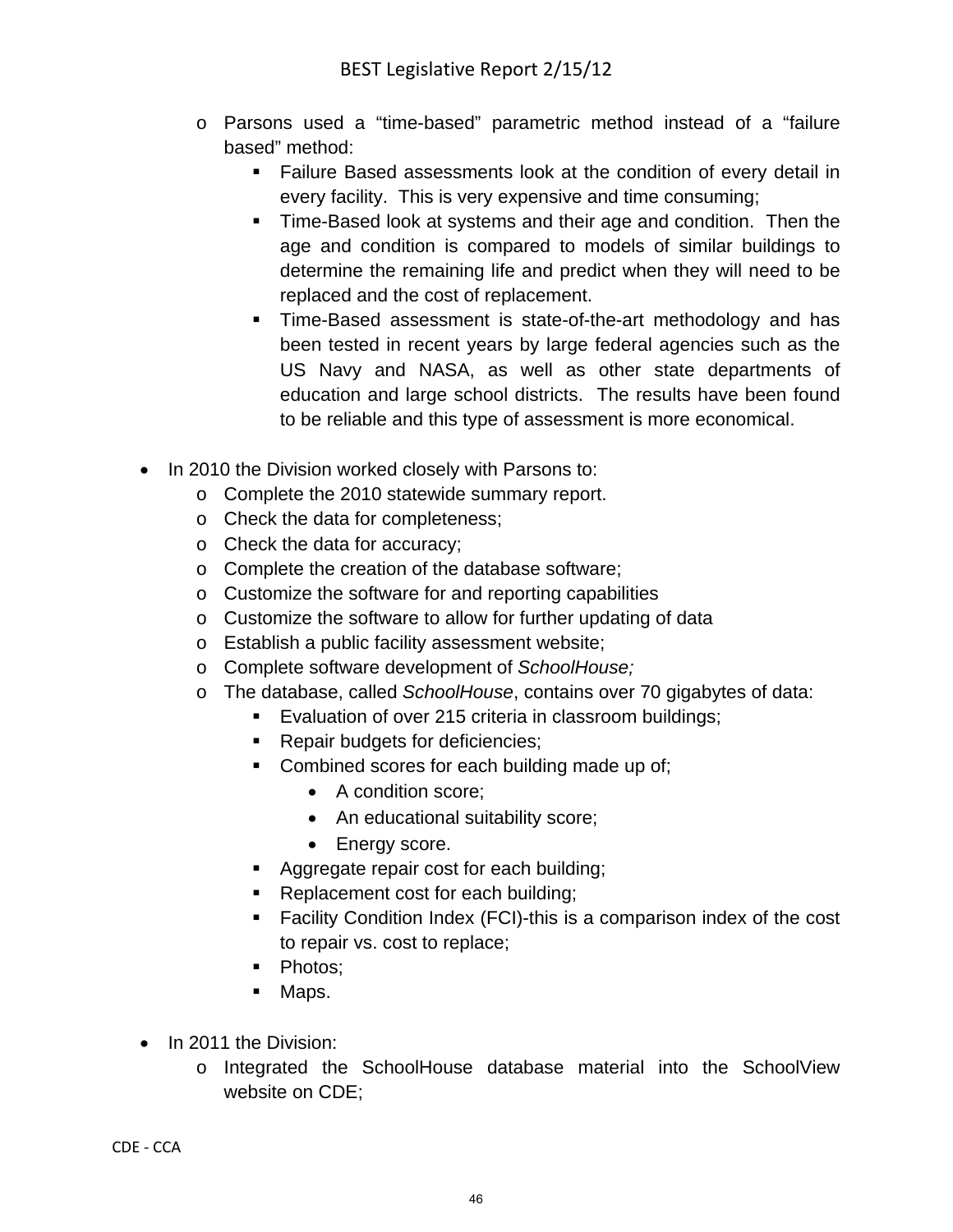- Parsons used a "time-based" parametric method instead of a "failure based" method:
  - Failure Based assessments look at the condition of every detail in every facility. This is very expensive and time consuming;
  - Time-Based look at systems and their age and condition. Then the age and condition is compared to models of similar buildings to determine the remaining life and predict when they will need to be replaced and the cost of replacement.
  - Time-Based assessment is state-of-the-art methodology and has been tested in recent years by large federal agencies such as the US Navy and NASA, as well as other state departments of education and large school districts. The results have been found to be reliable and this type of assessment is more economical.

- In 2010 the Division worked closely with Parsons to:
  - Complete the 2010 statewide summary report.
  - Check the data for completeness;
  - Check the data for accuracy;
  - Complete the creation of the database software;
  - Customize the software for and reporting capabilities
  - Customize the software to allow for further updating of data
  - Establish a public facility assessment website;
  - Complete software development of *SchoolHouse;*
  - The database, called *SchoolHouse*, contains over 70 gigabytes of data:
    - Evaluation of over 215 criteria in classroom buildings;
    - Repair budgets for deficiencies;
    - Combined scores for each building made up of;
      - A condition score;
      - An educational suitability score;
      - Energy score.
    - Aggregate repair cost for each building;
    - Replacement cost for each building;
    - Facility Condition Index (FCI)-this is a comparison index of the cost to repair vs. cost to replace;
    - Photos;
    - Maps.

- In 2011 the Division:
  - Integrated the SchoolHouse database material into the SchoolView website on CDE;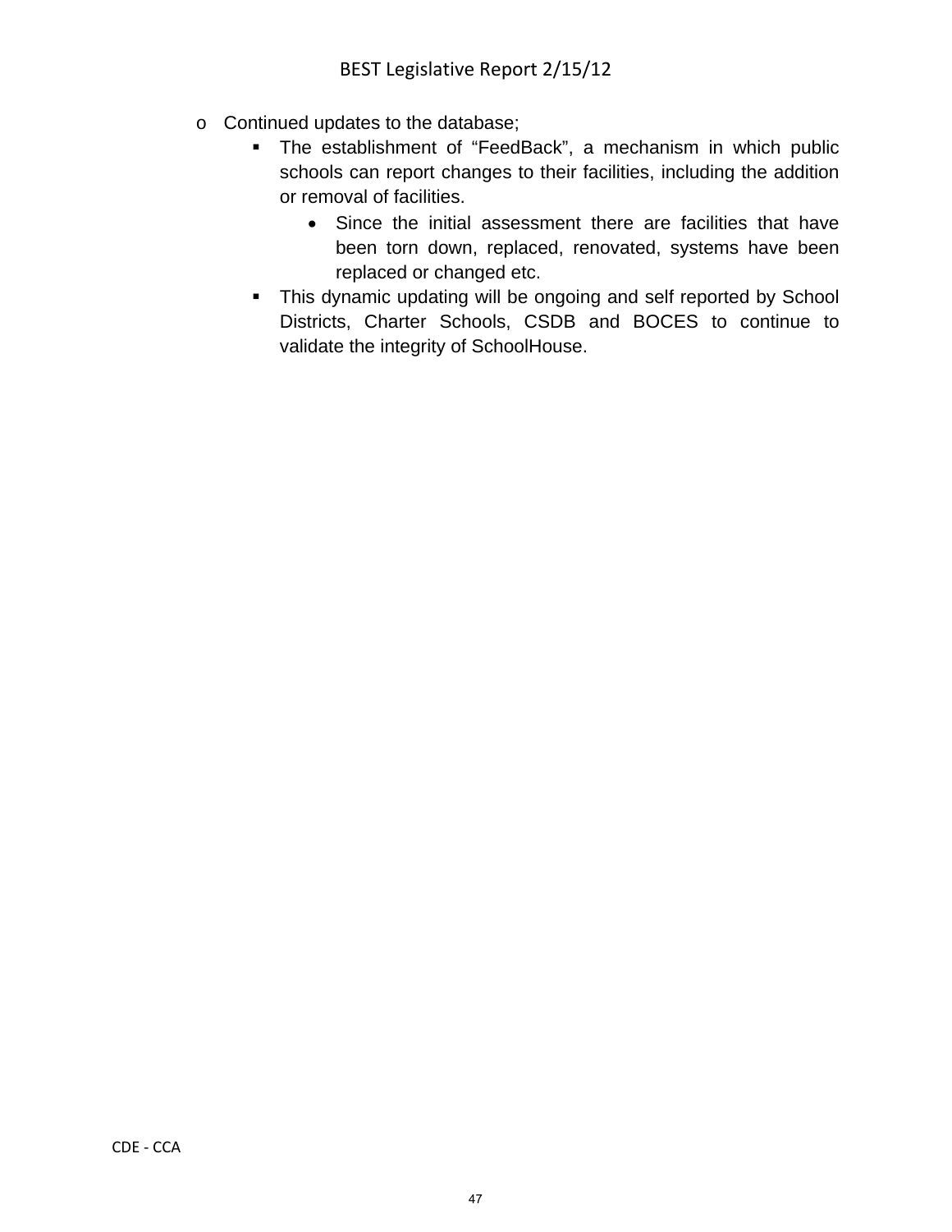- Continued updates to the database;
  - The establishment of “FeedBack”, a mechanism in which public schools can report changes to their facilities, including the addition or removal of facilities.
    - Since the initial assessment there are facilities that have been torn down, replaced, renovated, systems have been replaced or changed etc.
  - This dynamic updating will be ongoing and self reported by School Districts, Charter Schools, CSDB and BOCES to continue to validate the integrity of SchoolHouse.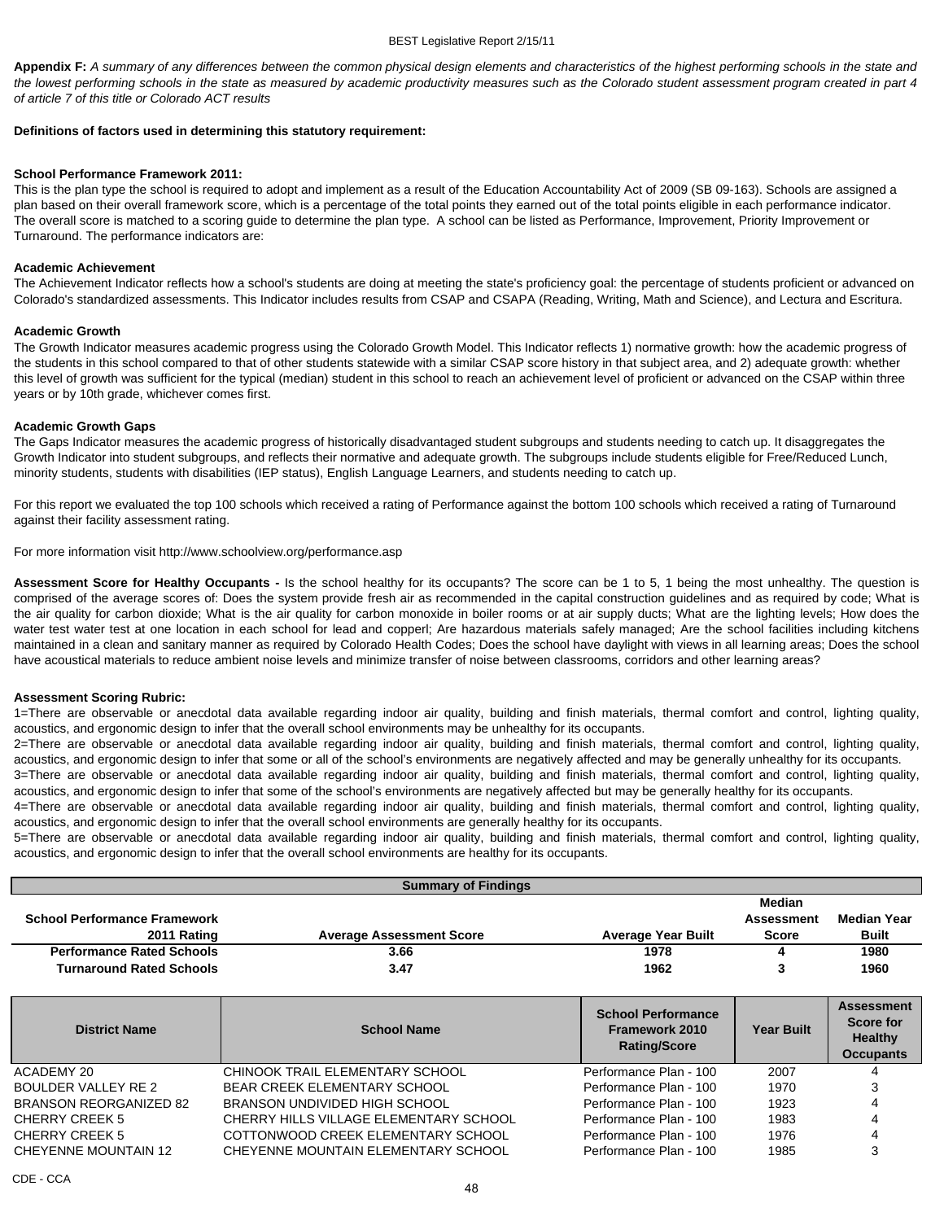**Appendix F:** *A summary of any differences between the common physical design elements and characteristics of the highest performing schools in the state and the lowest performing schools in the state as measured by academic productivity measures such as the Colorado student assessment program created in part 4 of article 7 of this title or Colorado ACT results*

**Definitions of factors used in determining this statutory requirement:**

**School Performance Framework 2011:**

This is the plan type the school is required to adopt and implement as a result of the Education Accountability Act of 2009 (SB 09-163). Schools are assigned a plan based on their overall framework score, which is a percentage of the total points they earned out of the total points eligible in each performance indicator. The overall score is matched to a scoring guide to determine the plan type. A school can be listed as Performance, Improvement, Priority Improvement or Turnaround. The performance indicators are:

**Academic Achievement**

The Achievement Indicator reflects how a school's students are doing at meeting the state's proficiency goal: the percentage of students proficient or advanced on Colorado's standardized assessments. This Indicator includes results from CSAP and CSAPA (Reading, Writing, Math and Science), and Lectura and Escritura.

**Academic Growth**

The Growth Indicator measures academic progress using the Colorado Growth Model. This Indicator reflects 1) normative growth: how the academic progress of the students in this school compared to that of other students statewide with a similar CSAP score history in that subject area, and 2) adequate growth: whether this level of growth was sufficient for the typical (median) student in this school to reach an achievement level of proficient or advanced on the CSAP within three years or by 10th grade, whichever comes first.

**Academic Growth Gaps**

The Gaps Indicator measures the academic progress of historically disadvantaged student subgroups and students needing to catch up. It disaggregates the Growth Indicator into student subgroups, and reflects their normative and adequate growth. The subgroups include students eligible for Free/Reduced Lunch, minority students, students with disabilities (IEP status), English Language Learners, and students needing to catch up.

For this report we evaluated the top 100 schools which received a rating of Performance against the bottom 100 schools which received a rating of Turnaround against their facility assessment rating.

For more information visit http://www.schoolview.org/performance.asp

**Assessment Score for Healthy Occupants -** Is the school healthy for its occupants? The score can be 1 to 5, 1 being the most unhealthy. The question is comprised of the average scores of: Does the system provide fresh air as recommended in the capital construction guidelines and as required by code; What is the air quality for carbon dioxide; What is the air quality for carbon monoxide in boiler rooms or at air supply ducts; What are the lighting levels; How does the water test water test at one location in each school for lead and copperl; Are hazardous materials safely managed; Are the school facilities including kitchens maintained in a clean and sanitary manner as required by Colorado Health Codes; Does the school have daylight with views in all learning areas; Does the school have acoustical materials to reduce ambient noise levels and minimize transfer of noise between classrooms, corridors and other learning areas?

**Assessment Scoring Rubric:**

1=There are observable or anecdotal data available regarding indoor air quality, building and finish materials, thermal comfort and control, lighting quality, acoustics, and ergonomic design to infer that the overall school environments may be unhealthy for its occupants.

2=There are observable or anecdotal data available regarding indoor air quality, building and finish materials, thermal comfort and control, lighting quality, acoustics, and ergonomic design to infer that some or all of the school's environments are negatively affected and may be generally unhealthy for its occupants.

3=There are observable or anecdotal data available regarding indoor air quality, building and finish materials, thermal comfort and control, lighting quality, acoustics, and ergonomic design to infer that some of the school's environments are negatively affected but may be generally healthy for its occupants.

4=There are observable or anecdotal data available regarding indoor air quality, building and finish materials, thermal comfort and control, lighting quality, acoustics, and ergonomic design to infer that the overall school environments are generally healthy for its occupants.

5=There are observable or anecdotal data available regarding indoor air quality, building and finish materials, thermal comfort and control, lighting quality, acoustics, and ergonomic design to infer that the overall school environments are healthy for its occupants.

**Summary of Findings**

| School Performance Framework 2011 Rating | Average Assessment Score | Average Year Built | Median Assessment Score | Median Year Built |
|---|---|---|---|---|
| Performance Rated Schools | 3.66 | 1978 | 4 | 1980 |
| Turnaround Rated Schools | 3.47 | 1962 | 3 | 1960 |

| District Name | School Name | School Performance Framework 2010 Rating/Score | Year Built | Assessment Score for Healthy Occupants |
|---|---|---|---|---|
| ACADEMY 20 | CHINOOK TRAIL ELEMENTARY SCHOOL | Performance Plan - 100 | 2007 | 4 |
| BOULDER VALLEY RE 2 | BEAR CREEK ELEMENTARY SCHOOL | Performance Plan - 100 | 1970 | 3 |
| BRANSON REORGANIZED 82 | BRANSON UNDIVIDED HIGH SCHOOL | Performance Plan - 100 | 1923 | 4 |
| CHERRY CREEK 5 | CHERRY HILLS VILLAGE ELEMENTARY SCHOOL | Performance Plan - 100 | 1983 | 4 |
| CHERRY CREEK 5 | COTTONWOOD CREEK ELEMENTARY SCHOOL | Performance Plan - 100 | 1976 | 4 |
| CHEYENNE MOUNTAIN 12 | CHEYENNE MOUNTAIN ELEMENTARY SCHOOL | Performance Plan - 100 | 1985 | 3 |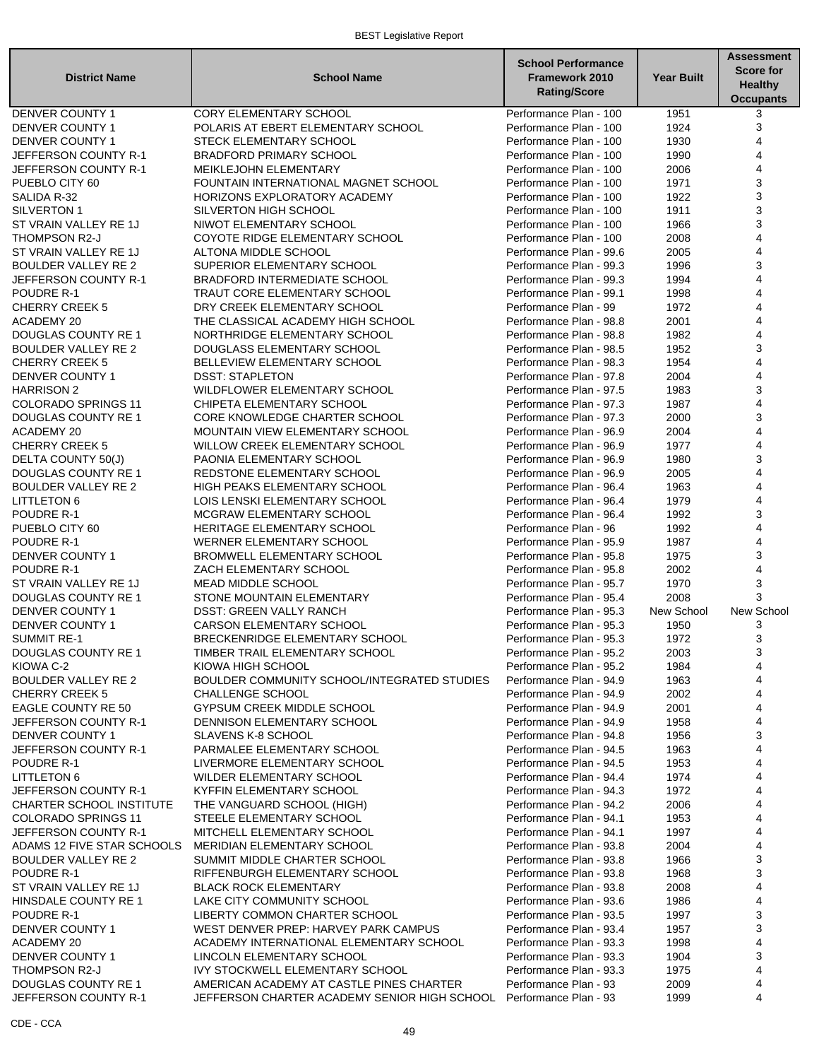| District Name | School Name | School Performance Framework 2010 Rating/Score | Year Built | Assessment Score for Healthy Occupants |
|---|---|---|---|---|
| DENVER COUNTY 1 | CORY ELEMENTARY SCHOOL | Performance Plan - 100 | 1951 | 3 |
| DENVER COUNTY 1 | POLARIS AT EBERT ELEMENTARY SCHOOL | Performance Plan - 100 | 1924 | 3 |
| DENVER COUNTY 1 | STECK ELEMENTARY SCHOOL | Performance Plan - 100 | 1930 | 4 |
| JEFFERSON COUNTY R-1 | BRADFORD PRIMARY SCHOOL | Performance Plan - 100 | 1990 | 4 |
| JEFFERSON COUNTY R-1 | MEIKLEJOHN ELEMENTARY | Performance Plan - 100 | 2006 | 4 |
| PUEBLO CITY 60 | FOUNTAIN INTERNATIONAL MAGNET SCHOOL | Performance Plan - 100 | 1971 | 3 |
| SALIDA R-32 | HORIZONS EXPLORATORY ACADEMY | Performance Plan - 100 | 1922 | 3 |
| SILVERTON 1 | SILVERTON HIGH SCHOOL | Performance Plan - 100 | 1911 | 3 |
| ST VRAIN VALLEY RE 1J | NIWOT ELEMENTARY SCHOOL | Performance Plan - 100 | 1966 | 3 |
| THOMPSON R2-J | COYOTE RIDGE ELEMENTARY SCHOOL | Performance Plan - 100 | 2008 | 4 |
| ST VRAIN VALLEY RE 1J | ALTONA MIDDLE SCHOOL | Performance Plan - 99.6 | 2005 | 4 |
| BOULDER VALLEY RE 2 | SUPERIOR ELEMENTARY SCHOOL | Performance Plan - 99.3 | 1996 | 3 |
| JEFFERSON COUNTY R-1 | BRADFORD INTERMEDIATE SCHOOL | Performance Plan - 99.3 | 1994 | 4 |
| POUDRE R-1 | TRAUT CORE ELEMENTARY SCHOOL | Performance Plan - 99.1 | 1998 | 4 |
| CHERRY CREEK 5 | DRY CREEK ELEMENTARY SCHOOL | Performance Plan - 99 | 1972 | 4 |
| ACADEMY 20 | THE CLASSICAL ACADEMY HIGH SCHOOL | Performance Plan - 98.8 | 2001 | 4 |
| DOUGLAS COUNTY RE 1 | NORTHRIDGE ELEMENTARY SCHOOL | Performance Plan - 98.8 | 1982 | 4 |
| BOULDER VALLEY RE 2 | DOUGLASS ELEMENTARY SCHOOL | Performance Plan - 98.5 | 1952 | 3 |
| CHERRY CREEK 5 | BELLEVIEW ELEMENTARY SCHOOL | Performance Plan - 98.3 | 1954 | 4 |
| DENVER COUNTY 1 | DSST: STAPLETON | Performance Plan - 97.8 | 2004 | 4 |
| HARRISON 2 | WILDFLOWER ELEMENTARY SCHOOL | Performance Plan - 97.5 | 1983 | 3 |
| COLORADO SPRINGS 11 | CHIPETA ELEMENTARY SCHOOL | Performance Plan - 97.3 | 1987 | 4 |
| DOUGLAS COUNTY RE 1 | CORE KNOWLEDGE CHARTER SCHOOL | Performance Plan - 97.3 | 2000 | 3 |
| ACADEMY 20 | MOUNTAIN VIEW ELEMENTARY SCHOOL | Performance Plan - 96.9 | 2004 | 4 |
| CHERRY CREEK 5 | WILLOW CREEK ELEMENTARY SCHOOL | Performance Plan - 96.9 | 1977 | 4 |
| DELTA COUNTY 50(J) | PAONIA ELEMENTARY SCHOOL | Performance Plan - 96.9 | 1980 | 3 |
| DOUGLAS COUNTY RE 1 | REDSTONE ELEMENTARY SCHOOL | Performance Plan - 96.9 | 2005 | 4 |
| BOULDER VALLEY RE 2 | HIGH PEAKS ELEMENTARY SCHOOL | Performance Plan - 96.4 | 1963 | 4 |
| LITTLETON 6 | LOIS LENSKI ELEMENTARY SCHOOL | Performance Plan - 96.4 | 1979 | 4 |
| POUDRE R-1 | MCGRAW ELEMENTARY SCHOOL | Performance Plan - 96.4 | 1992 | 3 |
| PUEBLO CITY 60 | HERITAGE ELEMENTARY SCHOOL | Performance Plan - 96 | 1992 | 4 |
| POUDRE R-1 | WERNER ELEMENTARY SCHOOL | Performance Plan - 95.9 | 1987 | 4 |
| DENVER COUNTY 1 | BROMWELL ELEMENTARY SCHOOL | Performance Plan - 95.8 | 1975 | 3 |
| POUDRE R-1 | ZACH ELEMENTARY SCHOOL | Performance Plan - 95.8 | 2002 | 4 |
| ST VRAIN VALLEY RE 1J | MEAD MIDDLE SCHOOL | Performance Plan - 95.7 | 1970 | 3 |
| DOUGLAS COUNTY RE 1 | STONE MOUNTAIN ELEMENTARY | Performance Plan - 95.4 | 2008 | 3 |
| DENVER COUNTY 1 | DSST: GREEN VALLY RANCH | Performance Plan - 95.3 | New School | New School |
| DENVER COUNTY 1 | CARSON ELEMENTARY SCHOOL | Performance Plan - 95.3 | 1950 | 3 |
| SUMMIT RE-1 | BRECKENRIDGE ELEMENTARY SCHOOL | Performance Plan - 95.3 | 1972 | 3 |
| DOUGLAS COUNTY RE 1 | TIMBER TRAIL ELEMENTARY SCHOOL | Performance Plan - 95.2 | 2003 | 3 |
| KIOWA C-2 | KIOWA HIGH SCHOOL | Performance Plan - 95.2 | 1984 | 4 |
| BOULDER VALLEY RE 2 | BOULDER COMMUNITY SCHOOL/INTEGRATED STUDIES | Performance Plan - 94.9 | 1963 | 4 |
| CHERRY CREEK 5 | CHALLENGE SCHOOL | Performance Plan - 94.9 | 2002 | 4 |
| EAGLE COUNTY RE 50 | GYPSUM CREEK MIDDLE SCHOOL | Performance Plan - 94.9 | 2001 | 4 |
| JEFFERSON COUNTY R-1 | DENNISON ELEMENTARY SCHOOL | Performance Plan - 94.9 | 1958 | 4 |
| DENVER COUNTY 1 | SLAVENS K-8 SCHOOL | Performance Plan - 94.8 | 1956 | 3 |
| JEFFERSON COUNTY R-1 | PARMALEE ELEMENTARY SCHOOL | Performance Plan - 94.5 | 1963 | 4 |
| POUDRE R-1 | LIVERMORE ELEMENTARY SCHOOL | Performance Plan - 94.5 | 1953 | 4 |
| LITTLETON 6 | WILDER ELEMENTARY SCHOOL | Performance Plan - 94.4 | 1974 | 4 |
| JEFFERSON COUNTY R-1 | KYFFIN ELEMENTARY SCHOOL | Performance Plan - 94.3 | 1972 | 4 |
| CHARTER SCHOOL INSTITUTE | THE VANGUARD SCHOOL (HIGH) | Performance Plan - 94.2 | 2006 | 4 |
| COLORADO SPRINGS 11 | STEELE ELEMENTARY SCHOOL | Performance Plan - 94.1 | 1953 | 4 |
| JEFFERSON COUNTY R-1 | MITCHELL ELEMENTARY SCHOOL | Performance Plan - 94.1 | 1997 | 4 |
| ADAMS 12 FIVE STAR SCHOOLS | MERIDIAN ELEMENTARY SCHOOL | Performance Plan - 93.8 | 2004 | 4 |
| BOULDER VALLEY RE 2 | SUMMIT MIDDLE CHARTER SCHOOL | Performance Plan - 93.8 | 1966 | 3 |
| POUDRE R-1 | RIFFENBURGH ELEMENTARY SCHOOL | Performance Plan - 93.8 | 1968 | 3 |
| ST VRAIN VALLEY RE 1J | BLACK ROCK ELEMENTARY | Performance Plan - 93.8 | 2008 | 4 |
| HINSDALE COUNTY RE 1 | LAKE CITY COMMUNITY SCHOOL | Performance Plan - 93.6 | 1986 | 4 |
| POUDRE R-1 | LIBERTY COMMON CHARTER SCHOOL | Performance Plan - 93.5 | 1997 | 3 |
| DENVER COUNTY 1 | WEST DENVER PREP: HARVEY PARK CAMPUS | Performance Plan - 93.4 | 1957 | 3 |
| ACADEMY 20 | ACADEMY INTERNATIONAL ELEMENTARY SCHOOL | Performance Plan - 93.3 | 1998 | 4 |
| DENVER COUNTY 1 | LINCOLN ELEMENTARY SCHOOL | Performance Plan - 93.3 | 1904 | 3 |
| THOMPSON R2-J | IVY STOCKWELL ELEMENTARY SCHOOL | Performance Plan - 93.3 | 1975 | 4 |
| DOUGLAS COUNTY RE 1 | AMERICAN ACADEMY AT CASTLE PINES CHARTER | Performance Plan - 93 | 2009 | 4 |
| JEFFERSON COUNTY R-1 | JEFFERSON CHARTER ACADEMY SENIOR HIGH SCHOOL | Performance Plan - 93 | 1999 | 4 |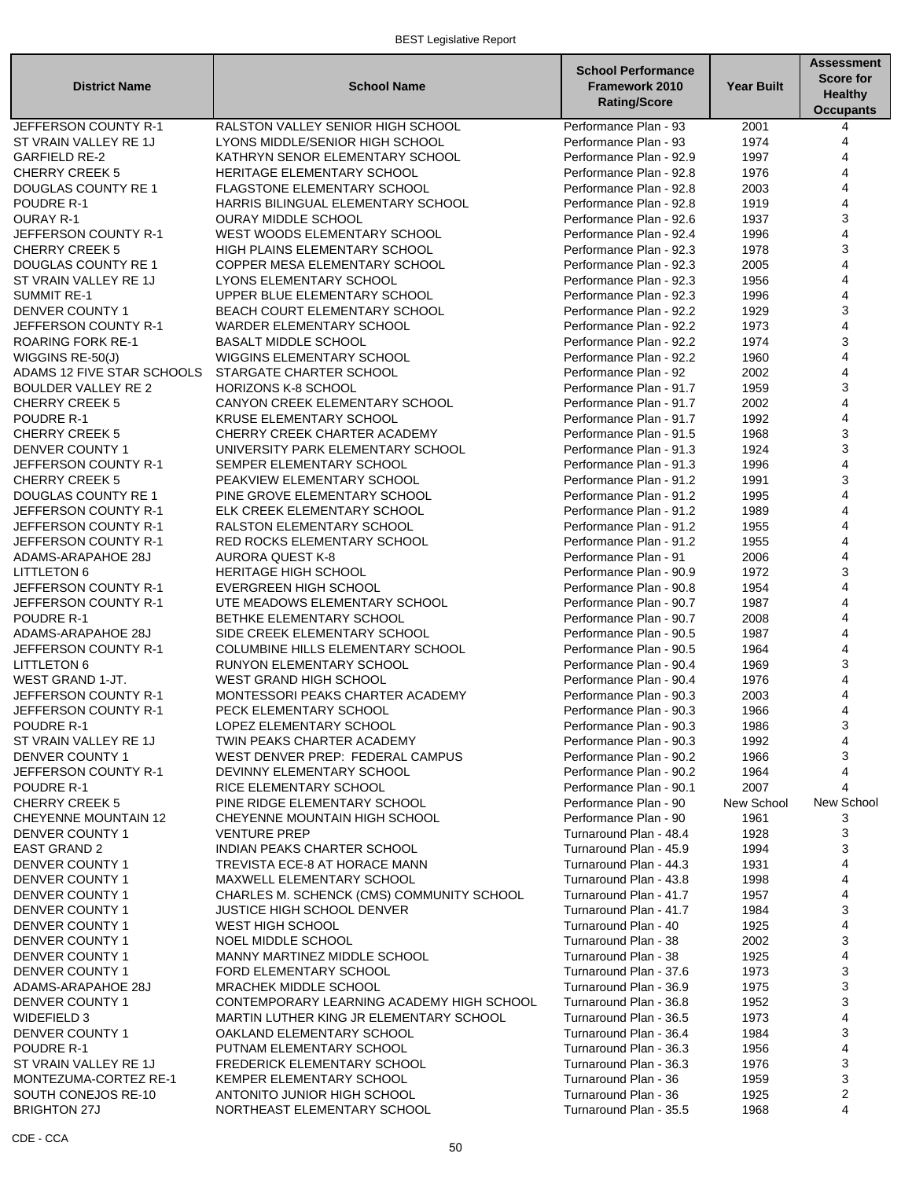| District Name | School Name | School Performance Framework 2010 Rating/Score | Year Built | Assessment Score for Healthy Occupants |
|---|---|---|---|---|
| JEFFERSON COUNTY R-1 | RALSTON VALLEY SENIOR HIGH SCHOOL | Performance Plan - 93 | 2001 | 4 |
| ST VRAIN VALLEY RE 1J | LYONS MIDDLE/SENIOR HIGH SCHOOL | Performance Plan - 93 | 1974 | 4 |
| GARFIELD RE-2 | KATHRYN SENOR ELEMENTARY SCHOOL | Performance Plan - 92.9 | 1997 | 4 |
| CHERRY CREEK 5 | HERITAGE ELEMENTARY SCHOOL | Performance Plan - 92.8 | 1976 | 4 |
| DOUGLAS COUNTY RE 1 | FLAGSTONE ELEMENTARY SCHOOL | Performance Plan - 92.8 | 2003 | 4 |
| POUDRE R-1 | HARRIS BILINGUAL ELEMENTARY SCHOOL | Performance Plan - 92.8 | 1919 | 4 |
| OURAY R-1 | OURAY MIDDLE SCHOOL | Performance Plan - 92.6 | 1937 | 3 |
| JEFFERSON COUNTY R-1 | WEST WOODS ELEMENTARY SCHOOL | Performance Plan - 92.4 | 1996 | 4 |
| CHERRY CREEK 5 | HIGH PLAINS ELEMENTARY SCHOOL | Performance Plan - 92.3 | 1978 | 3 |
| DOUGLAS COUNTY RE 1 | COPPER MESA ELEMENTARY SCHOOL | Performance Plan - 92.3 | 2005 | 4 |
| ST VRAIN VALLEY RE 1J | LYONS ELEMENTARY SCHOOL | Performance Plan - 92.3 | 1956 | 4 |
| SUMMIT RE-1 | UPPER BLUE ELEMENTARY SCHOOL | Performance Plan - 92.3 | 1996 | 4 |
| DENVER COUNTY 1 | BEACH COURT ELEMENTARY SCHOOL | Performance Plan - 92.2 | 1929 | 3 |
| JEFFERSON COUNTY R-1 | WARDER ELEMENTARY SCHOOL | Performance Plan - 92.2 | 1973 | 4 |
| ROARING FORK RE-1 | BASALT MIDDLE SCHOOL | Performance Plan - 92.2 | 1974 | 3 |
| WIGGINS RE-50(J) | WIGGINS ELEMENTARY SCHOOL | Performance Plan - 92.2 | 1960 | 4 |
| ADAMS 12 FIVE STAR SCHOOLS | STARGATE CHARTER SCHOOL | Performance Plan - 92 | 2002 | 4 |
| BOULDER VALLEY RE 2 | HORIZONS K-8 SCHOOL | Performance Plan - 91.7 | 1959 | 3 |
| CHERRY CREEK 5 | CANYON CREEK ELEMENTARY SCHOOL | Performance Plan - 91.7 | 2002 | 4 |
| POUDRE R-1 | KRUSE ELEMENTARY SCHOOL | Performance Plan - 91.7 | 1992 | 4 |
| CHERRY CREEK 5 | CHERRY CREEK CHARTER ACADEMY | Performance Plan - 91.5 | 1968 | 3 |
| DENVER COUNTY 1 | UNIVERSITY PARK ELEMENTARY SCHOOL | Performance Plan - 91.3 | 1924 | 3 |
| JEFFERSON COUNTY R-1 | SEMPER ELEMENTARY SCHOOL | Performance Plan - 91.3 | 1996 | 4 |
| CHERRY CREEK 5 | PEAKVIEW ELEMENTARY SCHOOL | Performance Plan - 91.2 | 1991 | 3 |
| DOUGLAS COUNTY RE 1 | PINE GROVE ELEMENTARY SCHOOL | Performance Plan - 91.2 | 1995 | 4 |
| JEFFERSON COUNTY R-1 | ELK CREEK ELEMENTARY SCHOOL | Performance Plan - 91.2 | 1989 | 4 |
| JEFFERSON COUNTY R-1 | RALSTON ELEMENTARY SCHOOL | Performance Plan - 91.2 | 1955 | 4 |
| JEFFERSON COUNTY R-1 | RED ROCKS ELEMENTARY SCHOOL | Performance Plan - 91.2 | 1955 | 4 |
| ADAMS-ARAPAHOE 28J | AURORA QUEST K-8 | Performance Plan - 91 | 2006 | 4 |
| LITTLETON 6 | HERITAGE HIGH SCHOOL | Performance Plan - 90.9 | 1972 | 3 |
| JEFFERSON COUNTY R-1 | EVERGREEN HIGH SCHOOL | Performance Plan - 90.8 | 1954 | 4 |
| JEFFERSON COUNTY R-1 | UTE MEADOWS ELEMENTARY SCHOOL | Performance Plan - 90.7 | 1987 | 4 |
| POUDRE R-1 | BETHKE ELEMENTARY SCHOOL | Performance Plan - 90.7 | 2008 | 4 |
| ADAMS-ARAPAHOE 28J | SIDE CREEK ELEMENTARY SCHOOL | Performance Plan - 90.5 | 1987 | 4 |
| JEFFERSON COUNTY R-1 | COLUMBINE HILLS ELEMENTARY SCHOOL | Performance Plan - 90.5 | 1964 | 4 |
| LITTLETON 6 | RUNYON ELEMENTARY SCHOOL | Performance Plan - 90.4 | 1969 | 3 |
| WEST GRAND 1-JT. | WEST GRAND HIGH SCHOOL | Performance Plan - 90.4 | 1976 | 4 |
| JEFFERSON COUNTY R-1 | MONTESSORI PEAKS CHARTER ACADEMY | Performance Plan - 90.3 | 2003 | 4 |
| JEFFERSON COUNTY R-1 | PECK ELEMENTARY SCHOOL | Performance Plan - 90.3 | 1966 | 4 |
| POUDRE R-1 | LOPEZ ELEMENTARY SCHOOL | Performance Plan - 90.3 | 1986 | 3 |
| ST VRAIN VALLEY RE 1J | TWIN PEAKS CHARTER ACADEMY | Performance Plan - 90.3 | 1992 | 4 |
| DENVER COUNTY 1 | WEST DENVER PREP: FEDERAL CAMPUS | Performance Plan - 90.2 | 1966 | 3 |
| JEFFERSON COUNTY R-1 | DEVINNY ELEMENTARY SCHOOL | Performance Plan - 90.2 | 1964 | 4 |
| POUDRE R-1 | RICE ELEMENTARY SCHOOL | Performance Plan - 90.1 | 2007 | 4 |
| CHERRY CREEK 5 | PINE RIDGE ELEMENTARY SCHOOL | Performance Plan - 90 | New School | New School |
| CHEYENNE MOUNTAIN 12 | CHEYENNE MOUNTAIN HIGH SCHOOL | Performance Plan - 90 | 1961 | 3 |
| DENVER COUNTY 1 | VENTURE PREP | Turnaround Plan - 48.4 | 1928 | 3 |
| EAST GRAND 2 | INDIAN PEAKS CHARTER SCHOOL | Turnaround Plan - 45.9 | 1994 | 3 |
| DENVER COUNTY 1 | TREVISTA ECE-8 AT HORACE MANN | Turnaround Plan - 44.3 | 1931 | 4 |
| DENVER COUNTY 1 | MAXWELL ELEMENTARY SCHOOL | Turnaround Plan - 43.8 | 1998 | 4 |
| DENVER COUNTY 1 | CHARLES M. SCHENCK (CMS) COMMUNITY SCHOOL | Turnaround Plan - 41.7 | 1957 | 4 |
| DENVER COUNTY 1 | JUSTICE HIGH SCHOOL DENVER | Turnaround Plan - 41.7 | 1984 | 3 |
| DENVER COUNTY 1 | WEST HIGH SCHOOL | Turnaround Plan - 40 | 1925 | 4 |
| DENVER COUNTY 1 | NOEL MIDDLE SCHOOL | Turnaround Plan - 38 | 2002 | 3 |
| DENVER COUNTY 1 | MANNY MARTINEZ MIDDLE SCHOOL | Turnaround Plan - 38 | 1925 | 4 |
| DENVER COUNTY 1 | FORD ELEMENTARY SCHOOL | Turnaround Plan - 37.6 | 1973 | 3 |
| ADAMS-ARAPAHOE 28J | MRACHEK MIDDLE SCHOOL | Turnaround Plan - 36.9 | 1975 | 3 |
| DENVER COUNTY 1 | CONTEMPORARY LEARNING ACADEMY HIGH SCHOOL | Turnaround Plan - 36.8 | 1952 | 3 |
| WIDEFIELD 3 | MARTIN LUTHER KING JR ELEMENTARY SCHOOL | Turnaround Plan - 36.5 | 1973 | 4 |
| DENVER COUNTY 1 | OAKLAND ELEMENTARY SCHOOL | Turnaround Plan - 36.4 | 1984 | 3 |
| POUDRE R-1 | PUTNAM ELEMENTARY SCHOOL | Turnaround Plan - 36.3 | 1956 | 4 |
| ST VRAIN VALLEY RE 1J | FREDERICK ELEMENTARY SCHOOL | Turnaround Plan - 36.3 | 1976 | 3 |
| MONTEZUMA-CORTEZ RE-1 | KEMPER ELEMENTARY SCHOOL | Turnaround Plan - 36 | 1959 | 3 |
| SOUTH CONEJOS RE-10 | ANTONITO JUNIOR HIGH SCHOOL | Turnaround Plan - 36 | 1925 | 2 |
| BRIGHTON 27J | NORTHEAST ELEMENTARY SCHOOL | Turnaround Plan - 35.5 | 1968 | 4 |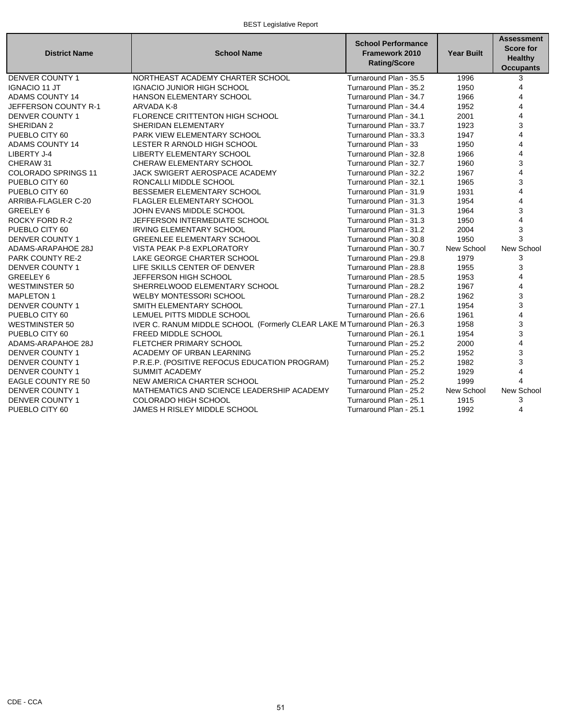| District Name | School Name | School Performance Framework 2010 Rating/Score | Year Built | Assessment Score for Healthy Occupants |
|---|---|---|---|---|
| DENVER COUNTY 1 | NORTHEAST ACADEMY CHARTER SCHOOL | Turnaround Plan - 35.5 | 1996 | 3 |
| IGNACIO 11 JT | IGNACIO JUNIOR HIGH SCHOOL | Turnaround Plan - 35.2 | 1950 | 4 |
| ADAMS COUNTY 14 | HANSON ELEMENTARY SCHOOL | Turnaround Plan - 34.7 | 1966 | 4 |
| JEFFERSON COUNTY R-1 | ARVADA K-8 | Turnaround Plan - 34.4 | 1952 | 4 |
| DENVER COUNTY 1 | FLORENCE CRITTENTON HIGH SCHOOL | Turnaround Plan - 34.1 | 2001 | 4 |
| SHERIDAN 2 | SHERIDAN ELEMENTARY | Turnaround Plan - 33.7 | 1923 | 3 |
| PUEBLO CITY 60 | PARK VIEW ELEMENTARY SCHOOL | Turnaround Plan - 33.3 | 1947 | 4 |
| ADAMS COUNTY 14 | LESTER R ARNOLD HIGH SCHOOL | Turnaround Plan - 33 | 1950 | 4 |
| LIBERTY J-4 | LIBERTY ELEMENTARY SCHOOL | Turnaround Plan - 32.8 | 1966 | 4 |
| CHERAW 31 | CHERAW ELEMENTARY SCHOOL | Turnaround Plan - 32.7 | 1960 | 3 |
| COLORADO SPRINGS 11 | JACK SWIGERT AEROSPACE ACADEMY | Turnaround Plan - 32.2 | 1967 | 4 |
| PUEBLO CITY 60 | RONCALLI MIDDLE SCHOOL | Turnaround Plan - 32.1 | 1965 | 3 |
| PUEBLO CITY 60 | BESSEMER ELEMENTARY SCHOOL | Turnaround Plan - 31.9 | 1931 | 4 |
| ARRIBA-FLAGLER C-20 | FLAGLER ELEMENTARY SCHOOL | Turnaround Plan - 31.3 | 1954 | 4 |
| GREELEY 6 | JOHN EVANS MIDDLE SCHOOL | Turnaround Plan - 31.3 | 1964 | 3 |
| ROCKY FORD R-2 | JEFFERSON INTERMEDIATE SCHOOL | Turnaround Plan - 31.3 | 1950 | 4 |
| PUEBLO CITY 60 | IRVING ELEMENTARY SCHOOL | Turnaround Plan - 31.2 | 2004 | 3 |
| DENVER COUNTY 1 | GREENLEE ELEMENTARY SCHOOL | Turnaround Plan - 30.8 | 1950 | 3 |
| ADAMS-ARAPAHOE 28J | VISTA PEAK P-8 EXPLORATORY | Turnaround Plan - 30.7 | New School | New School |
| PARK COUNTY RE-2 | LAKE GEORGE CHARTER SCHOOL | Turnaround Plan - 29.8 | 1979 | 3 |
| DENVER COUNTY 1 | LIFE SKILLS CENTER OF DENVER | Turnaround Plan - 28.8 | 1955 | 3 |
| GREELEY 6 | JEFFERSON HIGH SCHOOL | Turnaround Plan - 28.5 | 1953 | 4 |
| WESTMINSTER 50 | SHERRELWOOD ELEMENTARY SCHOOL | Turnaround Plan - 28.2 | 1967 | 4 |
| MAPLETON 1 | WELBY MONTESSORI SCHOOL | Turnaround Plan - 28.2 | 1962 | 3 |
| DENVER COUNTY 1 | SMITH ELEMENTARY SCHOOL | Turnaround Plan - 27.1 | 1954 | 3 |
| PUEBLO CITY 60 | LEMUEL PITTS MIDDLE SCHOOL | Turnaround Plan - 26.6 | 1961 | 4 |
| WESTMINSTER 50 | IVER C. RANUM MIDDLE SCHOOL (Formerly CLEAR LAKE M | Turnaround Plan - 26.3 | 1958 | 3 |
| PUEBLO CITY 60 | FREED MIDDLE SCHOOL | Turnaround Plan - 26.1 | 1954 | 3 |
| ADAMS-ARAPAHOE 28J | FLETCHER PRIMARY SCHOOL | Turnaround Plan - 25.2 | 2000 | 4 |
| DENVER COUNTY 1 | ACADEMY OF URBAN LEARNING | Turnaround Plan - 25.2 | 1952 | 3 |
| DENVER COUNTY 1 | P.R.E.P. (POSITIVE REFOCUS EDUCATION PROGRAM) | Turnaround Plan - 25.2 | 1982 | 3 |
| DENVER COUNTY 1 | SUMMIT ACADEMY | Turnaround Plan - 25.2 | 1929 | 4 |
| EAGLE COUNTY RE 50 | NEW AMERICA CHARTER SCHOOL | Turnaround Plan - 25.2 | 1999 | 4 |
| DENVER COUNTY 1 | MATHEMATICS AND SCIENCE LEADERSHIP ACADEMY | Turnaround Plan - 25.2 | New School | New School |
| DENVER COUNTY 1 | COLORADO HIGH SCHOOL | Turnaround Plan - 25.1 | 1915 | 3 |
| PUEBLO CITY 60 | JAMES H RISLEY MIDDLE SCHOOL | Turnaround Plan - 25.1 | 1992 | 4 |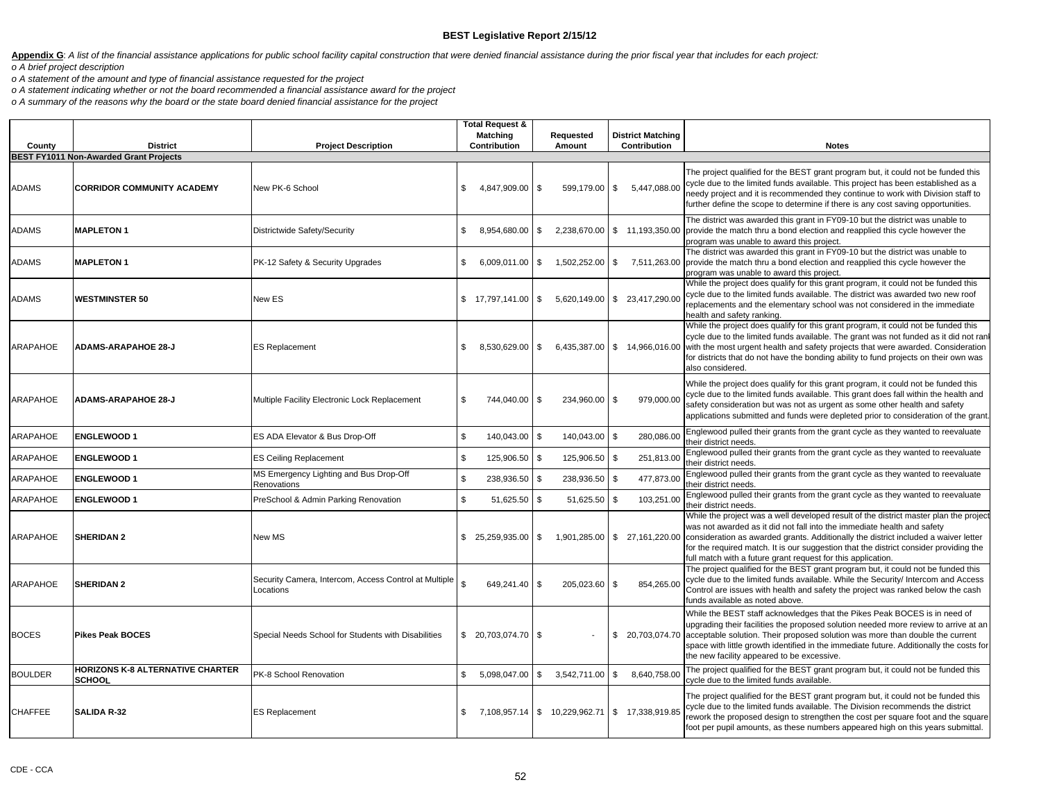**BEST Legislative Report 2/15/12**

**Appendix G**: *A list of the financial assistance applications for public school facility capital construction that were denied financial assistance during the prior fiscal year that includes for each project:*
*o A brief project description*
*o A statement of the amount and type of financial assistance requested for the project*
*o A statement indicating whether or not the board recommended a financial assistance award for the project*
*o A summary of the reasons why the board or the state board denied financial assistance for the project*

| County | District | Project Description | Total Request & Matching Contribution | Requested Amount | District Matching Contribution | Notes |
|---|---|---|---|---|---|---|
| **BEST FY1011 Non-Awarded Grant Projects** | | | | | | |
| ADAMS | **CORRIDOR COMMUNITY ACADEMY** | New PK-6 School | $ 4,847,909.00 | $ 599,179.00 | $ 5,447,088.00 | The project qualified for the BEST grant program but, it could not be funded this cycle due to the limited funds available. This project has been established as a needy project and it is recommended they continue to work with Division staff to further define the scope to determine if there is any cost saving opportunities. |
| ADAMS | **MAPLETON 1** | Districtwide Safety/Security | $ 8,954,680.00 | $ 2,238,670.00 | $ 11,193,350.00 | The district was awarded this grant in FY09-10 but the district was unable to provide the match thru a bond election and reapplied this cycle however the program was unable to award this project. |
| ADAMS | **MAPLETON 1** | PK-12 Safety & Security Upgrades | $ 6,009,011.00 | $ 1,502,252.00 | $ 7,511,263.00 | The district was awarded this grant in FY09-10 but the district was unable to provide the match thru a bond election and reapplied this cycle however the program was unable to award this project. |
| ADAMS | **WESTMINSTER 50** | New ES | $ 17,797,141.00 | $ 5,620,149.00 | $ 23,417,290.00 | While the project does qualify for this grant program, it could not be funded this cycle due to the limited funds available. The district was awarded two new roof replacements and the elementary school was not considered in the immediate health and safety ranking. |
| ARAPAHOE | **ADAMS-ARAPAHOE 28-J** | ES Replacement | $ 8,530,629.00 | $ 6,435,387.00 | $ 14,966,016.00 | While the project does qualify for this grant program, it could not be funded this cycle due to the limited funds available. The grant was not funded as it did not rank with the most urgent health and safety projects that were awarded. Consideration for districts that do not have the bonding ability to fund projects on their own was also considered. |
| ARAPAHOE | **ADAMS-ARAPAHOE 28-J** | Multiple Facility Electronic Lock Replacement | $ 744,040.00 | $ 234,960.00 | $ 979,000.00 | While the project does qualify for this grant program, it could not be funded this cycle due to the limited funds available. This grant does fall within the health and safety consideration but was not as urgent as some other health and safety applications submitted and funds were depleted prior to consideration of the grant. |
| ARAPAHOE | **ENGLEWOOD 1** | ES ADA Elevator & Bus Drop-Off | $ 140,043.00 | $ 140,043.00 | $ 280,086.00 | Englewood pulled their grants from the grant cycle as they wanted to reevaluate their district needs. |
| ARAPAHOE | **ENGLEWOOD 1** | ES Ceiling Replacement | $ 125,906.50 | $ 125,906.50 | $ 251,813.00 | Englewood pulled their grants from the grant cycle as they wanted to reevaluate their district needs. |
| ARAPAHOE | **ENGLEWOOD 1** | MS Emergency Lighting and Bus Drop-Off Renovations | $ 238,936.50 | $ 238,936.50 | $ 477,873.00 | Englewood pulled their grants from the grant cycle as they wanted to reevaluate their district needs. |
| ARAPAHOE | **ENGLEWOOD 1** | PreSchool & Admin Parking Renovation | $ 51,625.50 | $ 51,625.50 | $ 103,251.00 | Englewood pulled their grants from the grant cycle as they wanted to reevaluate their district needs. |
| ARAPAHOE | **SHERIDAN 2** | New MS | $ 25,259,935.00 | $ 1,901,285.00 | $ 27,161,220.00 | While the project was a well developed result of the district master plan the project was not awarded as it did not fall into the immediate health and safety consideration as awarded grants. Additionally the district included a waiver letter for the required match. It is our suggestion that the district consider providing the full match with a future grant request for this application. |
| ARAPAHOE | **SHERIDAN 2** | Security Camera, Intercom, Access Control at Multiple Locations | $ 649,241.40 | $ 205,023.60 | $ 854,265.00 | The project qualified for the BEST grant program but, it could not be funded this cycle due to the limited funds available. While the Security/ Intercom and Access Control are issues with health and safety the project was ranked below the cash funds available as noted above. |
| BOCES | **Pikes Peak BOCES** | Special Needs School for Students with Disabilities | $ 20,703,074.70 | $ - | $ 20,703,074.70 | While the BEST staff acknowledges that the Pikes Peak BOCES is in need of upgrading their facilities the proposed solution needed more review to arrive at an acceptable solution. Their proposed solution was more than double the current space with little growth identified in the immediate future. Additionally the costs for the new facility appeared to be excessive. |
| BOULDER | **HORIZONS K-8 ALTERNATIVE CHARTER SCHOOL** | PK-8 School Renovation | $ 5,098,047.00 | $ 3,542,711.00 | $ 8,640,758.00 | The project qualified for the BEST grant program but, it could not be funded this cycle due to the limited funds available. |
| CHAFFEE | **SALIDA R-32** | ES Replacement | $ 7,108,957.14 | $ 10,229,962.71 | $ 17,338,919.85 | The project qualified for the BEST grant program but, it could not be funded this cycle due to the limited funds available. The Division recommends the district rework the proposed design to strengthen the cost per square foot and the square foot per pupil amounts, as these numbers appeared high on this years submittal. |

CDE - CCA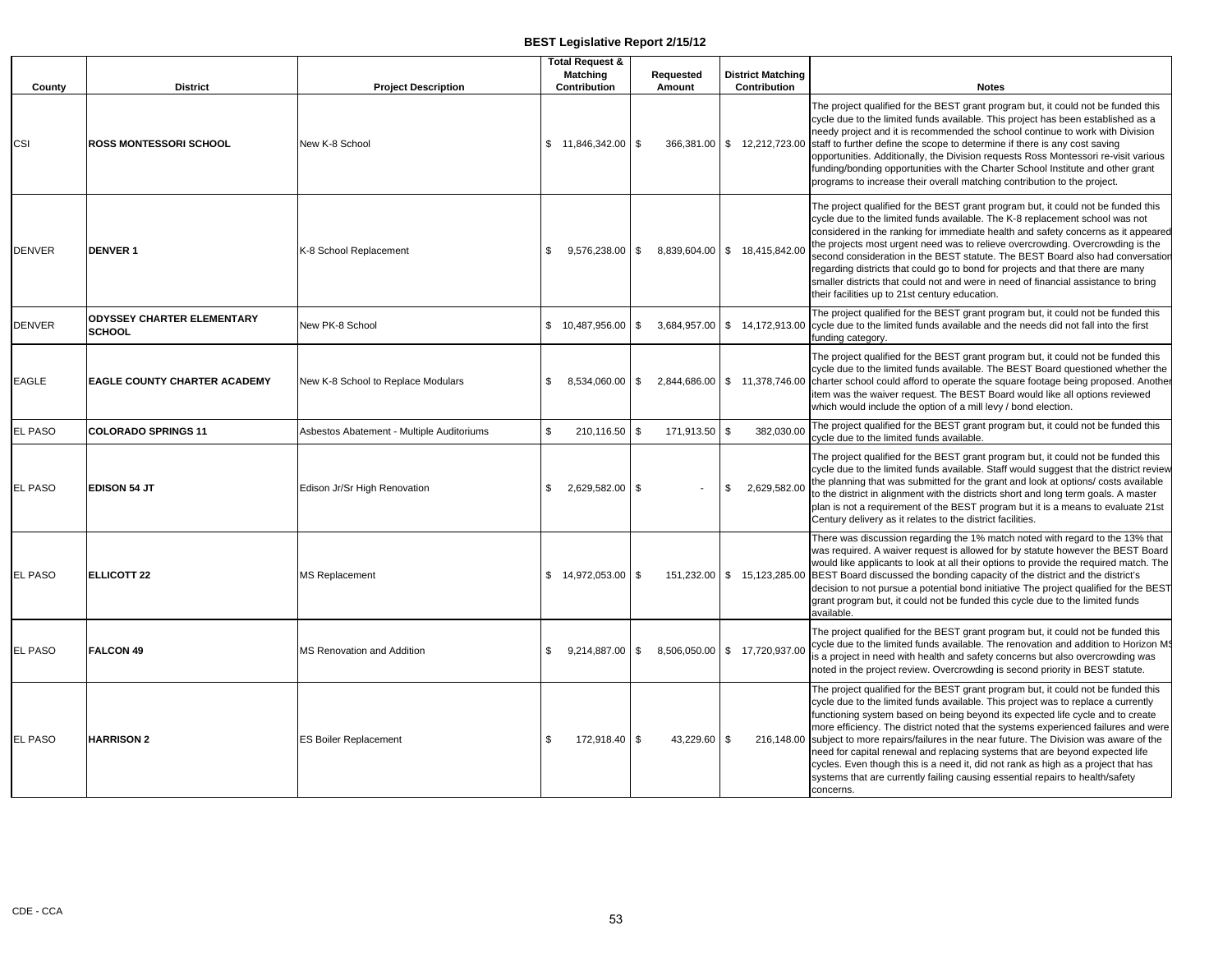# BEST Legislative Report 2/15/12

| County | District | Project Description | Total Request & Matching Contribution | Requested Amount | District Matching Contribution | Notes |
|---|---|---|---|---|---|---|
| CSI | **ROSS MONTESSORI SCHOOL** | New K-8 School | $ 11,846,342.00 | $ 366,381.00 | $ 12,212,723.00 | The project qualified for the BEST grant program but, it could not be funded this cycle due to the limited funds available. This project has been established as a needy project and it is recommended the school continue to work with Division staff to further define the scope to determine if there is any cost saving opportunities. Additionally, the Division requests Ross Montessori re-visit various funding/bonding opportunities with the Charter School Institute and other grant programs to increase their overall matching contribution to the project. |
| DENVER | **DENVER 1** | K-8 School Replacement | $ 9,576,238.00 | $ 8,839,604.00 | $ 18,415,842.00 | The project qualified for the BEST grant program but, it could not be funded this cycle due to the limited funds available. The K-8 replacement school was not considered in the ranking for immediate health and safety concerns as it appeared the projects most urgent need was to relieve overcrowding. Overcrowding is the second consideration in the BEST statute. The BEST Board also had conversation regarding districts that could go to bond for projects and that there are many smaller districts that could not and were in need of financial assistance to bring their facilities up to 21st century education. |
| DENVER | **ODYSSEY CHARTER ELEMENTARY SCHOOL** | New PK-8 School | $ 10,487,956.00 | $ 3,684,957.00 | $ 14,172,913.00 | The project qualified for the BEST grant program but, it could not be funded this cycle due to the limited funds available and the needs did not fall into the first funding category. |
| EAGLE | **EAGLE COUNTY CHARTER ACADEMY** | New K-8 School to Replace Modulars | $ 8,534,060.00 | $ 2,844,686.00 | $ 11,378,746.00 | The project qualified for the BEST grant program but, it could not be funded this cycle due to the limited funds available. The BEST Board questioned whether the charter school could afford to operate the square footage being proposed. Another item was the waiver request. The BEST Board would like all options reviewed which would include the option of a mill levy / bond election. |
| EL PASO | **COLORADO SPRINGS 11** | Asbestos Abatement - Multiple Auditoriums | $ 210,116.50 | $ 171,913.50 | $ 382,030.00 | The project qualified for the BEST grant program but, it could not be funded this cycle due to the limited funds available. |
| EL PASO | **EDISON 54 JT** | Edison Jr/Sr High Renovation | $ 2,629,582.00 | $ - | $ 2,629,582.00 | The project qualified for the BEST grant program but, it could not be funded this cycle due to the limited funds available. Staff would suggest that the district review the planning that was submitted for the grant and look at options/ costs available to the district in alignment with the districts short and long term goals. A master plan is not a requirement of the BEST program but it is a means to evaluate 21st Century delivery as it relates to the district facilities. |
| EL PASO | **ELLICOTT 22** | MS Replacement | $ 14,972,053.00 | $ 151,232.00 | $ 15,123,285.00 | There was discussion regarding the 1% match noted with regard to the 13% that was required. A waiver request is allowed for by statute however the BEST Board would like applicants to look at all their options to provide the required match. The BEST Board discussed the bonding capacity of the district and the district's decision to not pursue a potential bond initiative The project qualified for the BEST grant program but, it could not be funded this cycle due to the limited funds available. |
| EL PASO | **FALCON 49** | MS Renovation and Addition | $ 9,214,887.00 | $ 8,506,050.00 | $ 17,720,937.00 | The project qualified for the BEST grant program but, it could not be funded this cycle due to the limited funds available. The renovation and addition to Horizon MS is a project in need with health and safety concerns but also overcrowding was noted in the project review. Overcrowding is second priority in BEST statute. |
| EL PASO | **HARRISON 2** | ES Boiler Replacement | $ 172,918.40 | $ 43,229.60 | $ 216,148.00 | The project qualified for the BEST grant program but, it could not be funded this cycle due to the limited funds available. This project was to replace a currently functioning system based on being beyond its expected life cycle and to create more efficiency. The district noted that the systems experienced failures and were subject to more repairs/failures in the near future. The Division was aware of the need for capital renewal and replacing systems that are beyond expected life cycles. Even though this is a need, it did not rank as high as a project that has systems that are currently failing causing essential repairs to health/safety concerns. |

CDE - CCA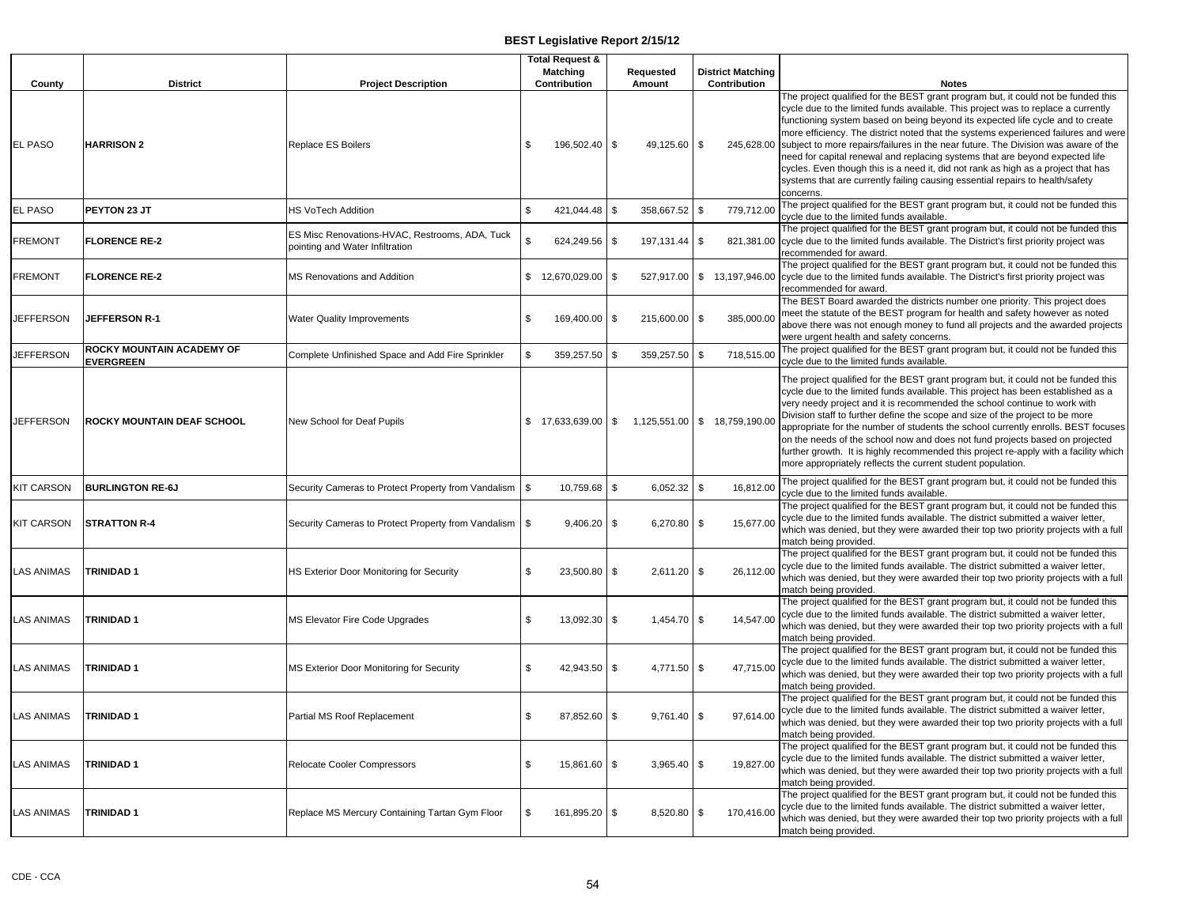# BEST Legislative Report 2/15/12

| County | District | Project Description | Total Request & Matching Contribution | Requested Amount | District Matching Contribution | Notes |
|---|---|---|---|---|---|---|
| EL PASO | **HARRISON 2** | Replace ES Boilers | $ 196,502.40 | $ 49,125.60 | $ 245,628.00 | The project qualified for the BEST grant program but, it could not be funded this cycle due to the limited funds available. This project was to replace a currently functioning system based on being beyond its expected life cycle and to create more efficiency. The district noted that the systems experienced failures and were subject to more repairs/failures in the near future. The Division was aware of the need for capital renewal and replacing systems that are beyond expected life cycles. Even though this is a need it, did not rank as high as a project that has systems that are currently failing causing essential repairs to health/safety concerns. |
| EL PASO | **PEYTON 23 JT** | HS VoTech Addition | $ 421,044.48 | $ 358,667.52 | $ 779,712.00 | The project qualified for the BEST grant program but, it could not be funded this cycle due to the limited funds available. |
| FREMONT | **FLORENCE RE-2** | ES Misc Renovations-HVAC, Restrooms, ADA, Tuck pointing and Water Infiltration | $ 624,249.56 | $ 197,131.44 | $ 821,381.00 | The project qualified for the BEST grant program but, it could not be funded this cycle due to the limited funds available. The District's first priority project was recommended for award. |
| FREMONT | **FLORENCE RE-2** | MS Renovations and Addition | $ 12,670,029.00 | $ 527,917.00 | $ 13,197,946.00 | The project qualified for the BEST grant program but, it could not be funded this cycle due to the limited funds available. The District's first priority project was recommended for award. |
| JEFFERSON | **JEFFERSON R-1** | Water Quality Improvements | $ 169,400.00 | $ 215,600.00 | $ 385,000.00 | The BEST Board awarded the districts number one priority. This project does meet the statute of the BEST program for health and safety however as noted above there was not enough money to fund all projects and the awarded projects were urgent health and safety concerns. |
| JEFFERSON | **ROCKY MOUNTAIN ACADEMY OF EVERGREEN** | Complete Unfinished Space and Add Fire Sprinkler | $ 359,257.50 | $ 359,257.50 | $ 718,515.00 | The project qualified for the BEST grant program but, it could not be funded this cycle due to the limited funds available. |
| JEFFERSON | **ROCKY MOUNTAIN DEAF SCHOOL** | New School for Deaf Pupils | $ 17,633,639.00 | $ 1,125,551.00 | $ 18,759,190.00 | The project qualified for the BEST grant program but, it could not be funded this cycle due to the limited funds available. This project has been established as a very needy project and it is recommended the school continue to work with Division staff to further define the scope and size of the project to be more appropriate for the number of students the school currently enrolls. BEST focuses on the needs of the school now and does not fund projects based on projected further growth. It is highly recommended this project re-apply with a facility which more appropriately reflects the current student population. |
| KIT CARSON | **BURLINGTON RE-6J** | Security Cameras to Protect Property from Vandalism | $ 10,759.68 | $ 6,052.32 | $ 16,812.00 | The project qualified for the BEST grant program but, it could not be funded this cycle due to the limited funds available. |
| KIT CARSON | **STRATTON R-4** | Security Cameras to Protect Property from Vandalism | $ 9,406.20 | $ 6,270.80 | $ 15,677.00 | The project qualified for the BEST grant program but, it could not be funded this cycle due to the limited funds available. The district submitted a waiver letter, which was denied, but they were awarded their top two priority projects with a full match being provided. |
| LAS ANIMAS | **TRINIDAD 1** | HS Exterior Door Monitoring for Security | $ 23,500.80 | $ 2,611.20 | $ 26,112.00 | The project qualified for the BEST grant program but, it could not be funded this cycle due to the limited funds available. The district submitted a waiver letter, which was denied, but they were awarded their top two priority projects with a full match being provided. |
| LAS ANIMAS | **TRINIDAD 1** | MS Elevator Fire Code Upgrades | $ 13,092.30 | $ 1,454.70 | $ 14,547.00 | The project qualified for the BEST grant program but, it could not be funded this cycle due to the limited funds available. The district submitted a waiver letter, which was denied, but they were awarded their top two priority projects with a full match being provided. |
| LAS ANIMAS | **TRINIDAD 1** | MS Exterior Door Monitoring for Security | $ 42,943.50 | $ 4,771.50 | $ 47,715.00 | The project qualified for the BEST grant program but, it could not be funded this cycle due to the limited funds available. The district submitted a waiver letter, which was denied, but they were awarded their top two priority projects with a full match being provided. |
| LAS ANIMAS | **TRINIDAD 1** | Partial MS Roof Replacement | $ 87,852.60 | $ 9,761.40 | $ 97,614.00 | The project qualified for the BEST grant program but, it could not be funded this cycle due to the limited funds available. The district submitted a waiver letter, which was denied, but they were awarded their top two priority projects with a full match being provided. |
| LAS ANIMAS | **TRINIDAD 1** | Relocate Cooler Compressors | $ 15,861.60 | $ 3,965.40 | $ 19,827.00 | The project qualified for the BEST grant program but, it could not be funded this cycle due to the limited funds available. The district submitted a waiver letter, which was denied, but they were awarded their top two priority projects with a full match being provided. |
| LAS ANIMAS | **TRINIDAD 1** | Replace MS Mercury Containing Tartan Gym Floor | $ 161,895.20 | $ 8,520.80 | $ 170,416.00 | The project qualified for the BEST grant program but, it could not be funded this cycle due to the limited funds available. The district submitted a waiver letter, which was denied, but they were awarded their top two priority projects with a full match being provided. |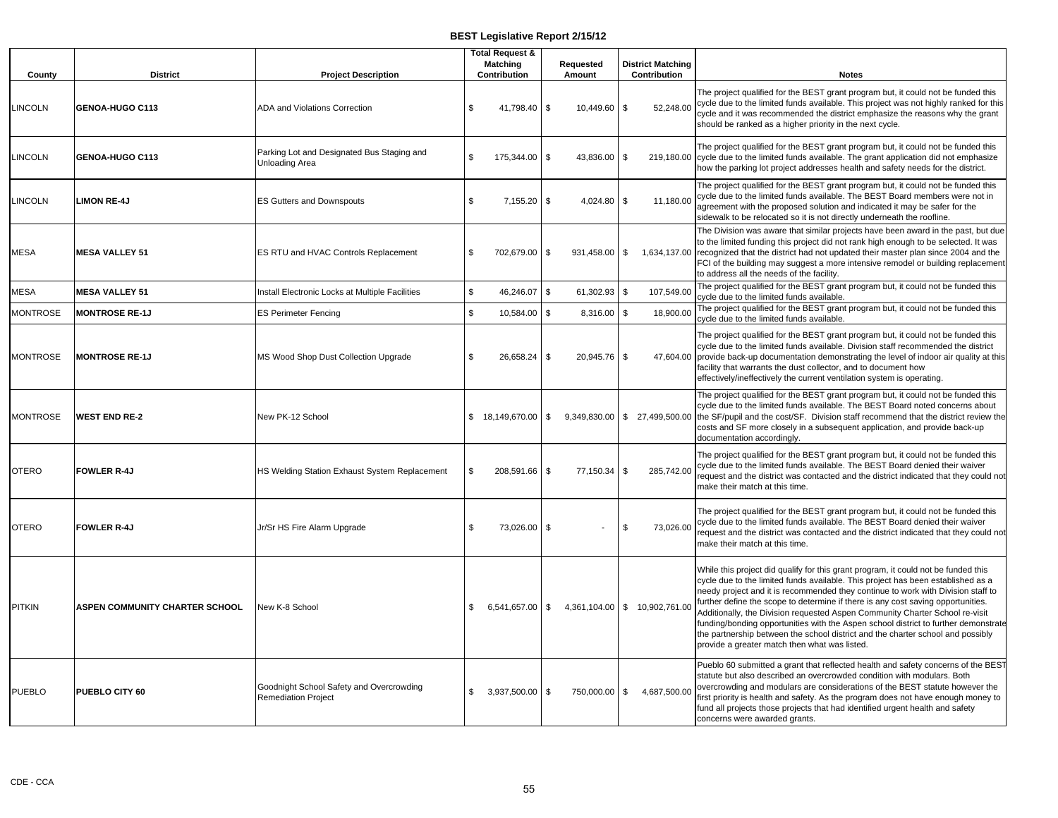**BEST Legislative Report 2/15/12**

| County | District | Project Description | Total Request & Matching Contribution | Requested Amount | District Matching Contribution | Notes |
|---|---|---|---|---|---|---|
| LINCOLN | **GENOA-HUGO C113** | ADA and Violations Correction | $ 41,798.40 | $ 10,449.60 | $ 52,248.00 | The project qualified for the BEST grant program but, it could not be funded this cycle due to the limited funds available. This project was not highly ranked for this cycle and it was recommended the district emphasize the reasons why the grant should be ranked as a higher priority in the next cycle. |
| LINCOLN | **GENOA-HUGO C113** | Parking Lot and Designated Bus Staging and Unloading Area | $ 175,344.00 | $ 43,836.00 | $ 219,180.00 | The project qualified for the BEST grant program but, it could not be funded this cycle due to the limited funds available. The grant application did not emphasize how the parking lot project addresses health and safety needs for the district. |
| LINCOLN | **LIMON RE-4J** | ES Gutters and Downspouts | $ 7,155.20 | $ 4,024.80 | $ 11,180.00 | The project qualified for the BEST grant program but, it could not be funded this cycle due to the limited funds available. The BEST Board members were not in agreement with the proposed solution and indicated it may be safer for the sidewalk to be relocated so it is not directly underneath the roofline. |
| MESA | **MESA VALLEY 51** | ES RTU and HVAC Controls Replacement | $ 702,679.00 | $ 931,458.00 | $ 1,634,137.00 | The Division was aware that similar projects have been award in the past, but due to the limited funding this project did not rank high enough to be selected. It was recognized that the district had not updated their master plan since 2004 and the FCI of the building may suggest a more intensive remodel or building replacement to address all the needs of the facility. |
| MESA | **MESA VALLEY 51** | Install Electronic Locks at Multiple Facilities | $ 46,246.07 | $ 61,302.93 | $ 107,549.00 | The project qualified for the BEST grant program but, it could not be funded this cycle due to the limited funds available. |
| MONTROSE | **MONTROSE RE-1J** | ES Perimeter Fencing | $ 10,584.00 | $ 8,316.00 | $ 18,900.00 | The project qualified for the BEST grant program but, it could not be funded this cycle due to the limited funds available. |
| MONTROSE | **MONTROSE RE-1J** | MS Wood Shop Dust Collection Upgrade | $ 26,658.24 | $ 20,945.76 | $ 47,604.00 | The project qualified for the BEST grant program but, it could not be funded this cycle due to the limited funds available. Division staff recommended the district provide back-up documentation demonstrating the level of indoor air quality at this facility that warrants the dust collector, and to document how effectively/ineffectively the current ventilation system is operating. |
| MONTROSE | **WEST END RE-2** | New PK-12 School | $ 18,149,670.00 | $ 9,349,830.00 | $ 27,499,500.00 | The project qualified for the BEST grant program but, it could not be funded this cycle due to the limited funds available. The BEST Board noted concerns about the SF/pupil and the cost/SF. Division staff recommend that the district review the costs and SF more closely in a subsequent application, and provide back-up documentation accordingly. |
| OTERO | **FOWLER R-4J** | HS Welding Station Exhaust System Replacement | $ 208,591.66 | $ 77,150.34 | $ 285,742.00 | The project qualified for the BEST grant program but, it could not be funded this cycle due to the limited funds available. The BEST Board denied their waiver request and the district was contacted and the district indicated that they could not make their match at this time. |
| OTERO | **FOWLER R-4J** | Jr/Sr HS Fire Alarm Upgrade | $ 73,026.00 | $ - | $ 73,026.00 | The project qualified for the BEST grant program but, it could not be funded this cycle due to the limited funds available. The BEST Board denied their waiver request and the district was contacted and the district indicated that they could not make their match at this time. |
| PITKIN | **ASPEN COMMUNITY CHARTER SCHOOL** | New K-8 School | $ 6,541,657.00 | $ 4,361,104.00 | $ 10,902,761.00 | While this project did qualify for this grant program, it could not be funded this cycle due to the limited funds available. This project has been established as a needy project and it is recommended they continue to work with Division staff to further define the scope to determine if there is any cost saving opportunities. Additionally, the Division requested Aspen Community Charter School re-visit funding/bonding opportunities with the Aspen school district to further demonstrate the partnership between the school district and the charter school and possibly provide a greater match then what was listed. |
| PUEBLO | **PUEBLO CITY 60** | Goodnight School Safety and Overcrowding Remediation Project | $ 3,937,500.00 | $ 750,000.00 | $ 4,687,500.00 | Pueblo 60 submitted a grant that reflected health and safety concerns of the BEST statute but also described an overcrowded condition with modulars. Both overcrowding and modulars are considerations of the BEST statute however the first priority is health and safety. As the program does not have enough money to fund all projects those projects that had identified urgent health and safety concerns were awarded grants. |

CDE - CCA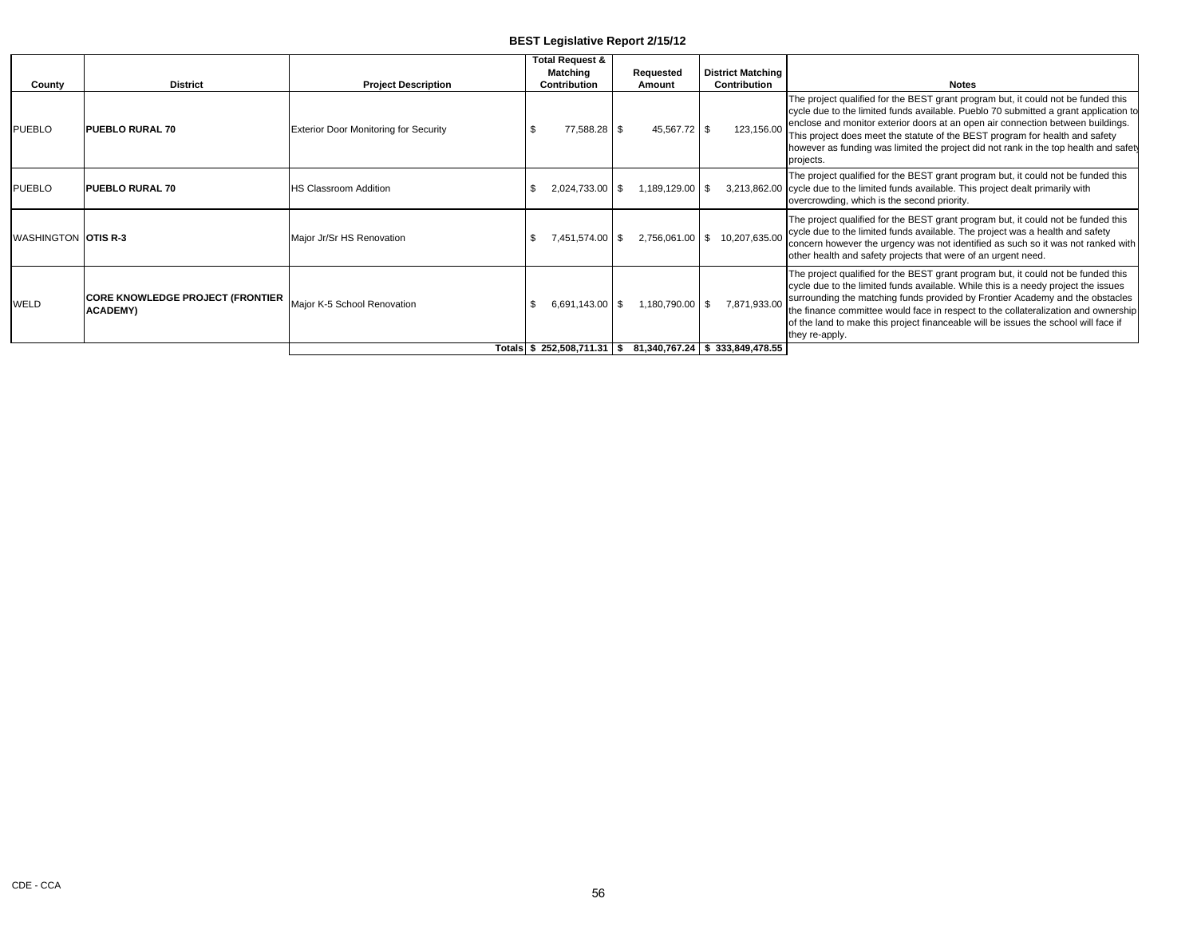**BEST Legislative Report 2/15/12**

| County | District | Project Description | Total Request & Matching Contribution | Requested Amount | District Matching Contribution | Notes |
|---|---|---|---|---|---|---|
| PUEBLO | **PUEBLO RURAL 70** | Exterior Door Monitoring for Security | $ 77,588.28 | $ 45,567.72 | $ 123,156.00 | The project qualified for the BEST grant program but, it could not be funded this cycle due to the limited funds available. Pueblo 70 submitted a grant application to enclose and monitor exterior doors at an open air connection between buildings. This project does meet the statute of the BEST program for health and safety however as funding was limited the project did not rank in the top health and safety projects. |
| PUEBLO | **PUEBLO RURAL 70** | HS Classroom Addition | $ 2,024,733.00 | $ 1,189,129.00 | $ 3,213,862.00 | The project qualified for the BEST grant program but, it could not be funded this cycle due to the limited funds available. This project dealt primarily with overcrowding, which is the second priority. |
| WASHINGTON | **OTIS R-3** | Major Jr/Sr HS Renovation | $ 7,451,574.00 | $ 2,756,061.00 | $ 10,207,635.00 | The project qualified for the BEST grant program but, it could not be funded this cycle due to the limited funds available. The project was a health and safety concern however the urgency was not identified as such so it was not ranked with other health and safety projects that were of an urgent need. |
| WELD | **CORE KNOWLEDGE PROJECT (FRONTIER ACADEMY)** | Major K-5 School Renovation | $ 6,691,143.00 | $ 1,180,790.00 | $ 7,871,933.00 | The project qualified for the BEST grant program but, it could not be funded this cycle due to the limited funds available. While this is a needy project the issues surrounding the matching funds provided by Frontier Academy and the obstacles the finance committee would face in respect to the collateralization and ownership of the land to make this project financeable will be issues the school will face if they re-apply. |
| | | **Totals** | **$ 252,508,711.31** | **$ 81,340,767.24** | **$ 333,849,478.55** | |

CDE - CCA